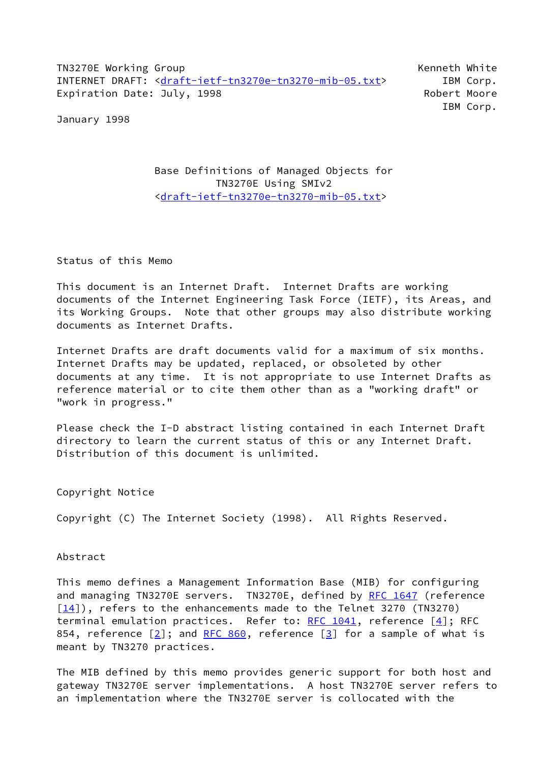TN3270E Working Group Kenneth White
INTERNET DRAFT: <draft-ietf-tn3270e-tn3270-mib-05.txt> IBM Corp.
Expiration Date: July, 1998 Robert Moore
IBM Corp.

January 1998

# Base Definitions of Managed Objects for TN3270E Using SMIv2
<draft-ietf-tn3270e-tn3270-mib-05.txt>

## Status of this Memo

This document is an Internet Draft. Internet Drafts are working documents of the Internet Engineering Task Force (IETF), its Areas, and its Working Groups. Note that other groups may also distribute working documents as Internet Drafts.

Internet Drafts are draft documents valid for a maximum of six months. Internet Drafts may be updated, replaced, or obsoleted by other documents at any time. It is not appropriate to use Internet Drafts as reference material or to cite them other than as a "working draft" or "work in progress."

Please check the I-D abstract listing contained in each Internet Draft directory to learn the current status of this or any Internet Draft. Distribution of this document is unlimited.

## Copyright Notice

Copyright (C) The Internet Society (1998). All Rights Reserved.

## Abstract

This memo defines a Management Information Base (MIB) for configuring and managing TN3270E servers. TN3270E, defined by RFC 1647 (reference [14]), refers to the enhancements made to the Telnet 3270 (TN3270) terminal emulation practices. Refer to: RFC 1041, reference [4]; RFC 854, reference [2]; and RFC 860, reference [3] for a sample of what is meant by TN3270 practices.

The MIB defined by this memo provides generic support for both host and gateway TN3270E server implementations. A host TN3270E server refers to an implementation where the TN3270E server is collocated with the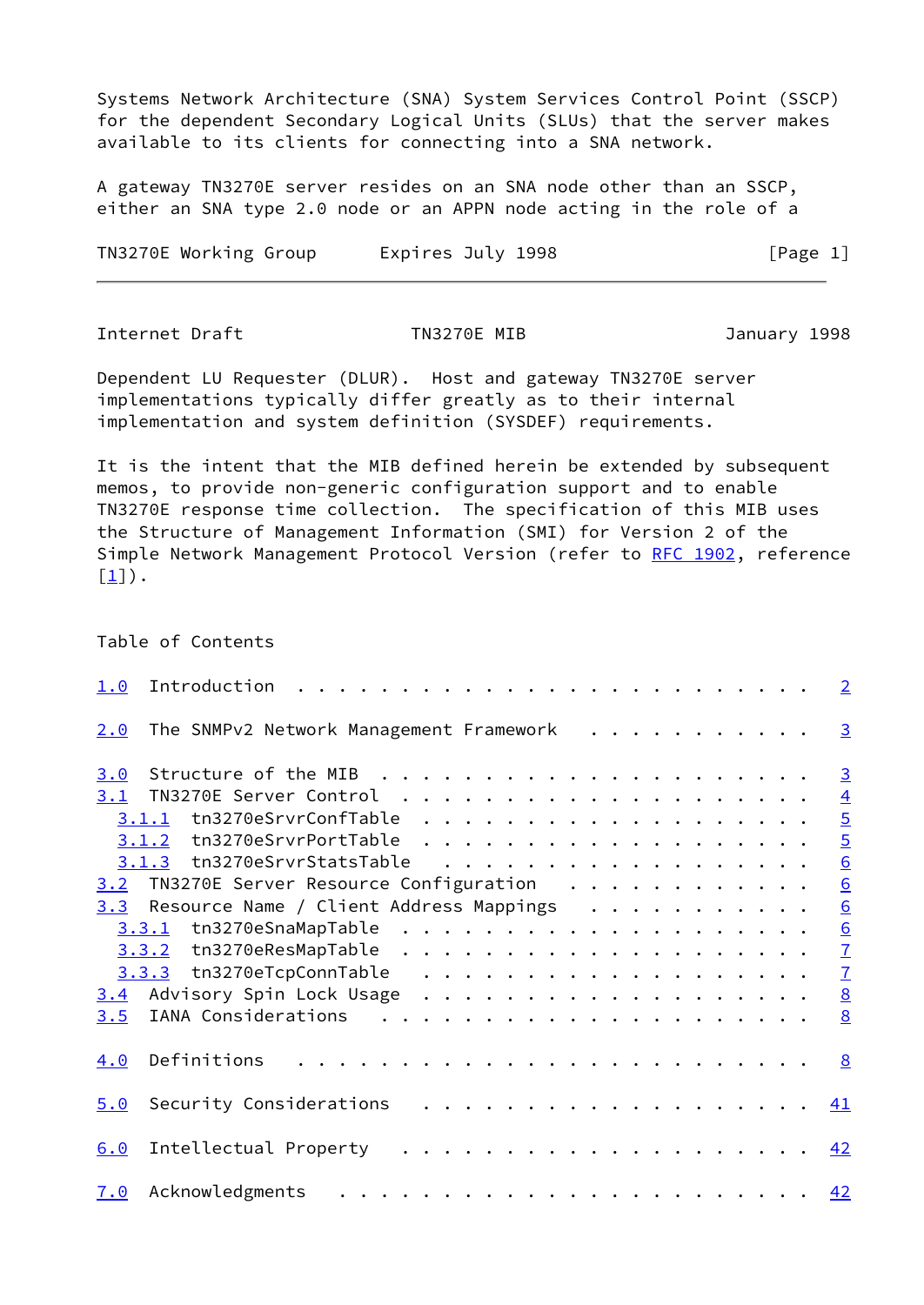Systems Network Architecture (SNA) System Services Control Point (SSCP) for the dependent Secondary Logical Units (SLUs) that the server makes available to its clients for connecting into a SNA network.

A gateway TN3270E server resides on an SNA node other than an SSCP, either an SNA type 2.0 node or an APPN node acting in the role of a Dependent LU Requester (DLUR). Host and gateway TN3270E server implementations typically differ greatly as to their internal implementation and system definition (SYSDEF) requirements.

It is the intent that the MIB defined herein be extended by subsequent memos, to provide non-generic configuration support and to enable TN3270E response time collection. The specification of this MIB uses the Structure of Management Information (SMI) for Version 2 of the Simple Network Management Protocol Version (refer to RFC 1902, reference [1]).

## Table of Contents

```
1.0  Introduction  . . . . . . . . . . . . . . . . . . . . . . . .  2

2.0  The SNMPv2 Network Management Framework  . . . . . . . . . . .  3

3.0  Structure of the MIB  . . . . . . . . . . . . . . . . . . . .  3
3.1  TN3270E Server Control  . . . . . . . . . . . . . . . . . . .  4
  3.1.1  tn3270eSrvrConfTable  . . . . . . . . . . . . . . . . . .  5
  3.1.2  tn3270eSrvrPortTable  . . . . . . . . . . . . . . . . . .  5
  3.1.3  tn3270eSrvrStatsTable  . . . . . . . . . . . . . . . . .  6
3.2  TN3270E Server Resource Configuration  . . . . . . . . . . . .  6
3.3  Resource Name / Client Address Mappings  . . . . . . . . . . .  6
  3.3.1  tn3270eSnaMapTable  . . . . . . . . . . . . . . . . . . .  6
  3.3.2  tn3270eResMapTable  . . . . . . . . . . . . . . . . . . .  7
  3.3.3  tn3270eTcpConnTable  . . . . . . . . . . . . . . . . . .  7
3.4  Advisory Spin Lock Usage  . . . . . . . . . . . . . . . . . .  8
3.5  IANA Considerations  . . . . . . . . . . . . . . . . . . . .  8

4.0  Definitions  . . . . . . . . . . . . . . . . . . . . . . . .  8

5.0  Security Considerations  . . . . . . . . . . . . . . . . . . 41

6.0  Intellectual Property  . . . . . . . . . . . . . . . . . . . 42

7.0  Acknowledgments  . . . . . . . . . . . . . . . . . . . . . . 42
```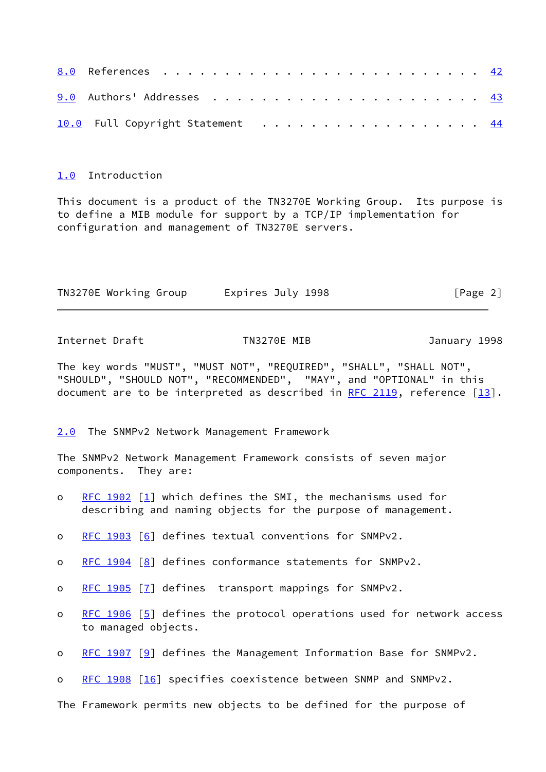8.0 References . . . . . . . . . . . . . . . . . . . . . . . . 42

9.0 Authors' Addresses . . . . . . . . . . . . . . . . . . . . 43

10.0 Full Copyright Statement . . . . . . . . . . . . . . . . . 44

## 1.0 Introduction

This document is a product of the TN3270E Working Group. Its purpose is to define a MIB module for support by a TCP/IP implementation for configuration and management of TN3270E servers.

The key words "MUST", "MUST NOT", "REQUIRED", "SHALL", "SHALL NOT", "SHOULD", "SHOULD NOT", "RECOMMENDED", "MAY", and "OPTIONAL" in this document are to be interpreted as described in RFC 2119, reference [13].

## 2.0 The SNMPv2 Network Management Framework

The SNMPv2 Network Management Framework consists of seven major components. They are:

- o RFC 1902 [1] which defines the SMI, the mechanisms used for describing and naming objects for the purpose of management.
- o RFC 1903 [6] defines textual conventions for SNMPv2.
- o RFC 1904 [8] defines conformance statements for SNMPv2.
- o RFC 1905 [7] defines transport mappings for SNMPv2.
- o RFC 1906 [5] defines the protocol operations used for network access to managed objects.
- o RFC 1907 [9] defines the Management Information Base for SNMPv2.
- o RFC 1908 [16] specifies coexistence between SNMP and SNMPv2.

The Framework permits new objects to be defined for the purpose of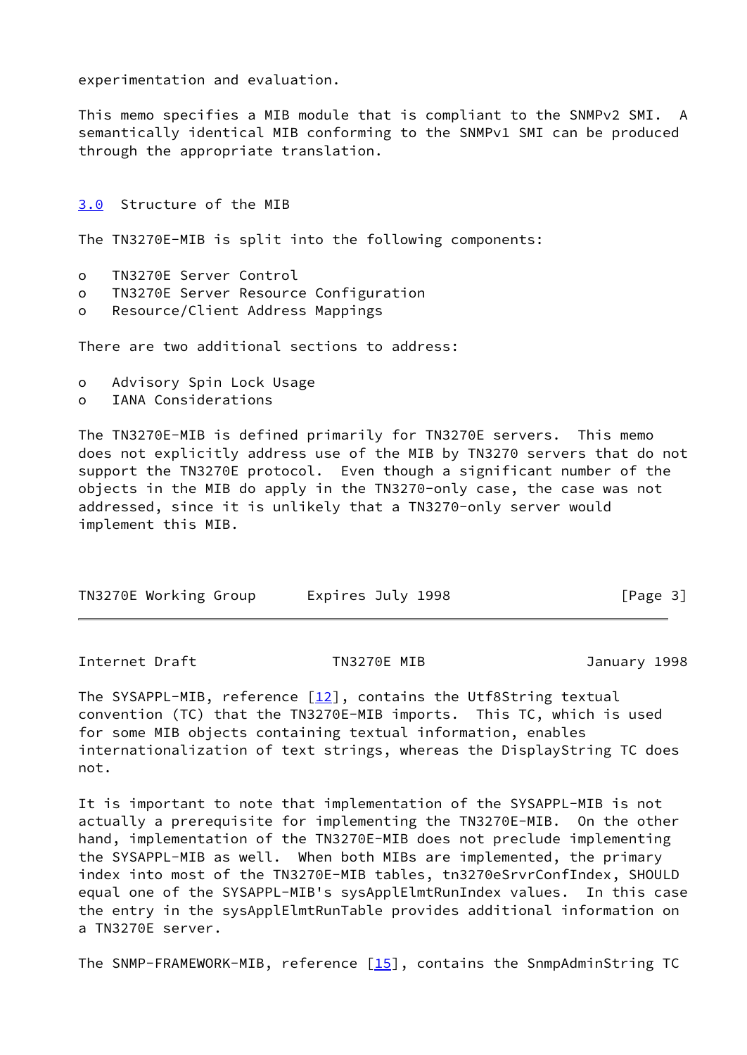experimentation and evaluation.

This memo specifies a MIB module that is compliant to the SNMPv2 SMI. A semantically identical MIB conforming to the SNMPv1 SMI can be produced through the appropriate translation.

## 3.0 Structure of the MIB

The TN3270E-MIB is split into the following components:

- TN3270E Server Control
- TN3270E Server Resource Configuration
- Resource/Client Address Mappings

There are two additional sections to address:

- Advisory Spin Lock Usage
- IANA Considerations

The TN3270E-MIB is defined primarily for TN3270E servers. This memo does not explicitly address use of the MIB by TN3270 servers that do not support the TN3270E protocol. Even though a significant number of the objects in the MIB do apply in the TN3270-only case, the case was not addressed, since it is unlikely that a TN3270-only server would implement this MIB.

The SYSAPPL-MIB, reference [12], contains the Utf8String textual convention (TC) that the TN3270E-MIB imports. This TC, which is used for some MIB objects containing textual information, enables internationalization of text strings, whereas the DisplayString TC does not.

It is important to note that implementation of the SYSAPPL-MIB is not actually a prerequisite for implementing the TN3270E-MIB. On the other hand, implementation of the TN3270E-MIB does not preclude implementing the SYSAPPL-MIB as well. When both MIBs are implemented, the primary index into most of the TN3270E-MIB tables, tn3270eSrvrConfIndex, SHOULD equal one of the SYSAPPL-MIB's sysApplElmtRunIndex values. In this case the entry in the sysApplElmtRunTable provides additional information on a TN3270E server.

The SNMP-FRAMEWORK-MIB, reference [15], contains the SnmpAdminString TC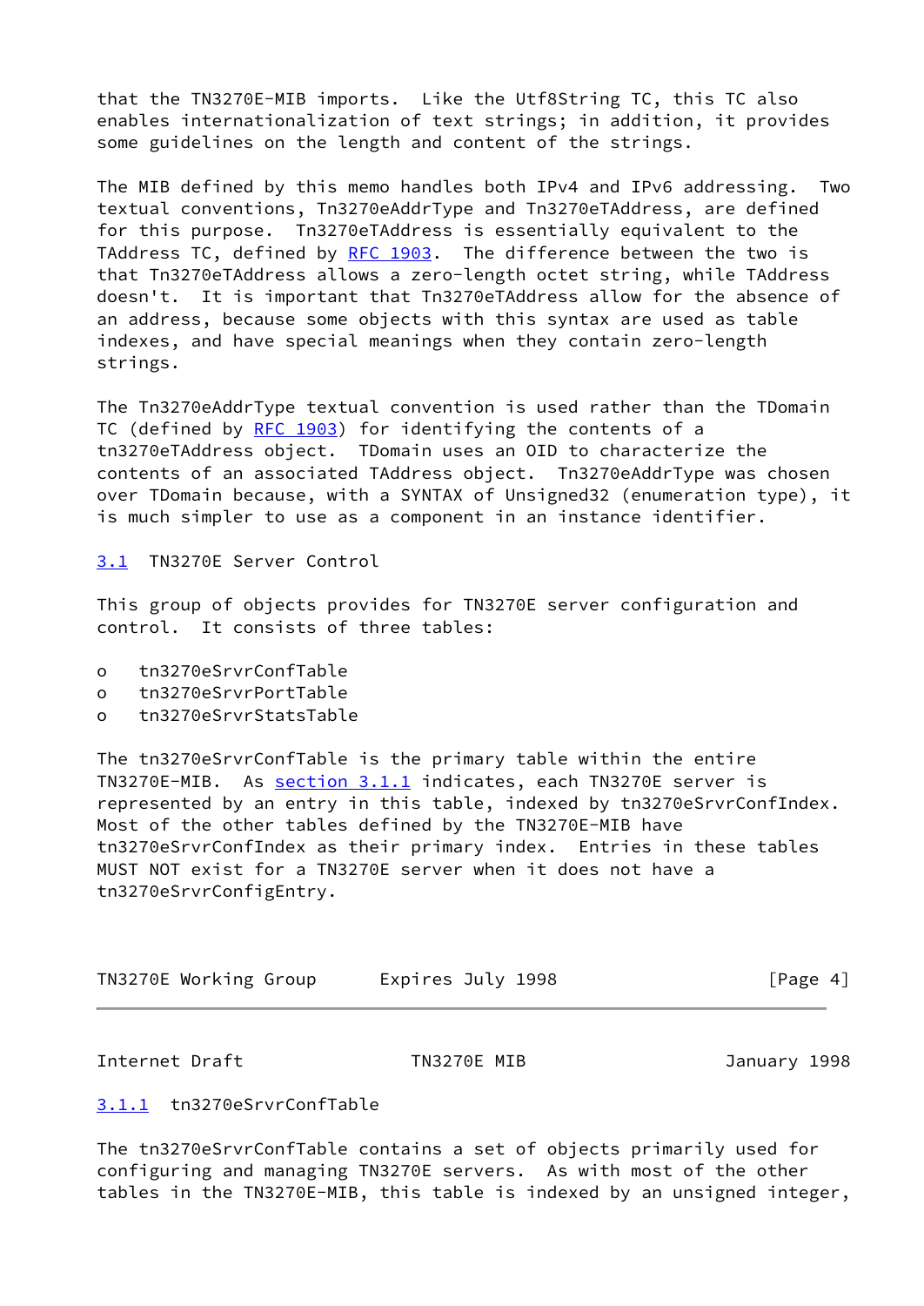that the TN3270E-MIB imports. Like the Utf8String TC, this TC also enables internationalization of text strings; in addition, it provides some guidelines on the length and content of the strings.

The MIB defined by this memo handles both IPv4 and IPv6 addressing. Two textual conventions, Tn3270eAddrType and Tn3270eTAddress, are defined for this purpose. Tn3270eTAddress is essentially equivalent to the TAddress TC, defined by RFC 1903. The difference between the two is that Tn3270eTAddress allows a zero-length octet string, while TAddress doesn't. It is important that Tn3270eTAddress allow for the absence of an address, because some objects with this syntax are used as table indexes, and have special meanings when they contain zero-length strings.

The Tn3270eAddrType textual convention is used rather than the TDomain TC (defined by RFC 1903) for identifying the contents of a tn3270eTAddress object. TDomain uses an OID to characterize the contents of an associated TAddress object. Tn3270eAddrType was chosen over TDomain because, with a SYNTAX of Unsigned32 (enumeration type), it is much simpler to use as a component in an instance identifier.

### 3.1 TN3270E Server Control

This group of objects provides for TN3270E server configuration and control. It consists of three tables:

- tn3270eSrvrConfTable
- tn3270eSrvrPortTable
- tn3270eSrvrStatsTable

The tn3270eSrvrConfTable is the primary table within the entire TN3270E-MIB. As section 3.1.1 indicates, each TN3270E server is represented by an entry in this table, indexed by tn3270eSrvrConfIndex. Most of the other tables defined by the TN3270E-MIB have tn3270eSrvrConfIndex as their primary index. Entries in these tables MUST NOT exist for a TN3270E server when it does not have a tn3270eSrvrConfigEntry.

#### 3.1.1 tn3270eSrvrConfTable

The tn3270eSrvrConfTable contains a set of objects primarily used for configuring and managing TN3270E servers. As with most of the other tables in the TN3270E-MIB, this table is indexed by an unsigned integer,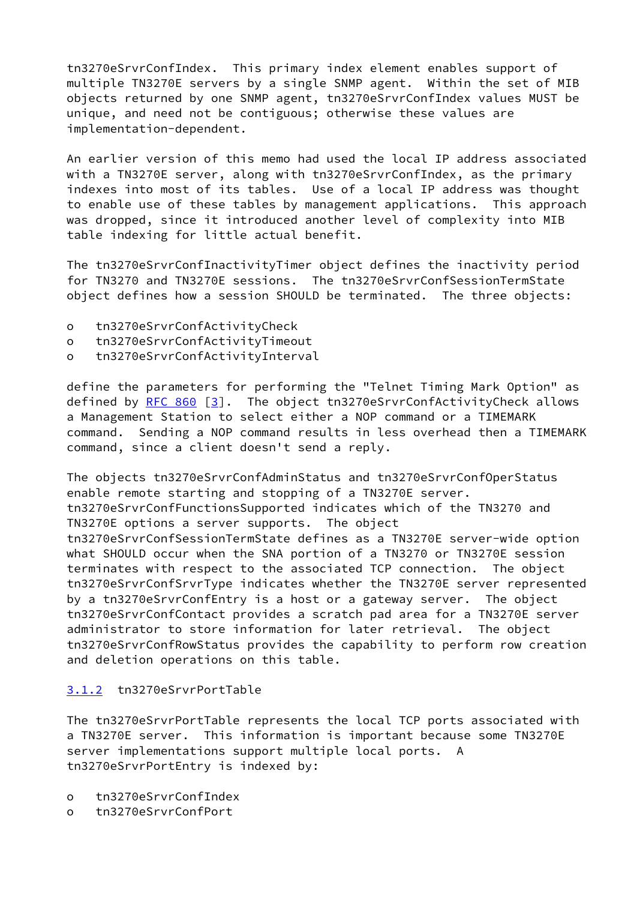tn3270eSrvrConfIndex. This primary index element enables support of multiple TN3270E servers by a single SNMP agent. Within the set of MIB objects returned by one SNMP agent, tn3270eSrvrConfIndex values MUST be unique, and need not be contiguous; otherwise these values are implementation-dependent.

An earlier version of this memo had used the local IP address associated with a TN3270E server, along with tn3270eSrvrConfIndex, as the primary indexes into most of its tables. Use of a local IP address was thought to enable use of these tables by management applications. This approach was dropped, since it introduced another level of complexity into MIB table indexing for little actual benefit.

The tn3270eSrvrConfInactivityTimer object defines the inactivity period for TN3270 and TN3270E sessions. The tn3270eSrvrConfSessionTermState object defines how a session SHOULD be terminated. The three objects:

- o tn3270eSrvrConfActivityCheck
- o tn3270eSrvrConfActivityTimeout
- o tn3270eSrvrConfActivityInterval

define the parameters for performing the "Telnet Timing Mark Option" as defined by RFC 860 [3]. The object tn3270eSrvrConfActivityCheck allows a Management Station to select either a NOP command or a TIMEMARK command. Sending a NOP command results in less overhead then a TIMEMARK command, since a client doesn't send a reply.

The objects tn3270eSrvrConfAdminStatus and tn3270eSrvrConfOperStatus enable remote starting and stopping of a TN3270E server. tn3270eSrvrConfFunctionsSupported indicates which of the TN3270 and TN3270E options a server supports. The object tn3270eSrvrConfSessionTermState defines as a TN3270E server-wide option what SHOULD occur when the SNA portion of a TN3270 or TN3270E session terminates with respect to the associated TCP connection. The object tn3270eSrvrConfSrvrType indicates whether the TN3270E server represented by a tn3270eSrvrConfEntry is a host or a gateway server. The object tn3270eSrvrConfContact provides a scratch pad area for a TN3270E server administrator to store information for later retrieval. The object tn3270eSrvrConfRowStatus provides the capability to perform row creation and deletion operations on this table.

### 3.1.2 tn3270eSrvrPortTable

The tn3270eSrvrPortTable represents the local TCP ports associated with a TN3270E server. This information is important because some TN3270E server implementations support multiple local ports. A tn3270eSrvrPortEntry is indexed by:

- o tn3270eSrvrConfIndex
- o tn3270eSrvrConfPort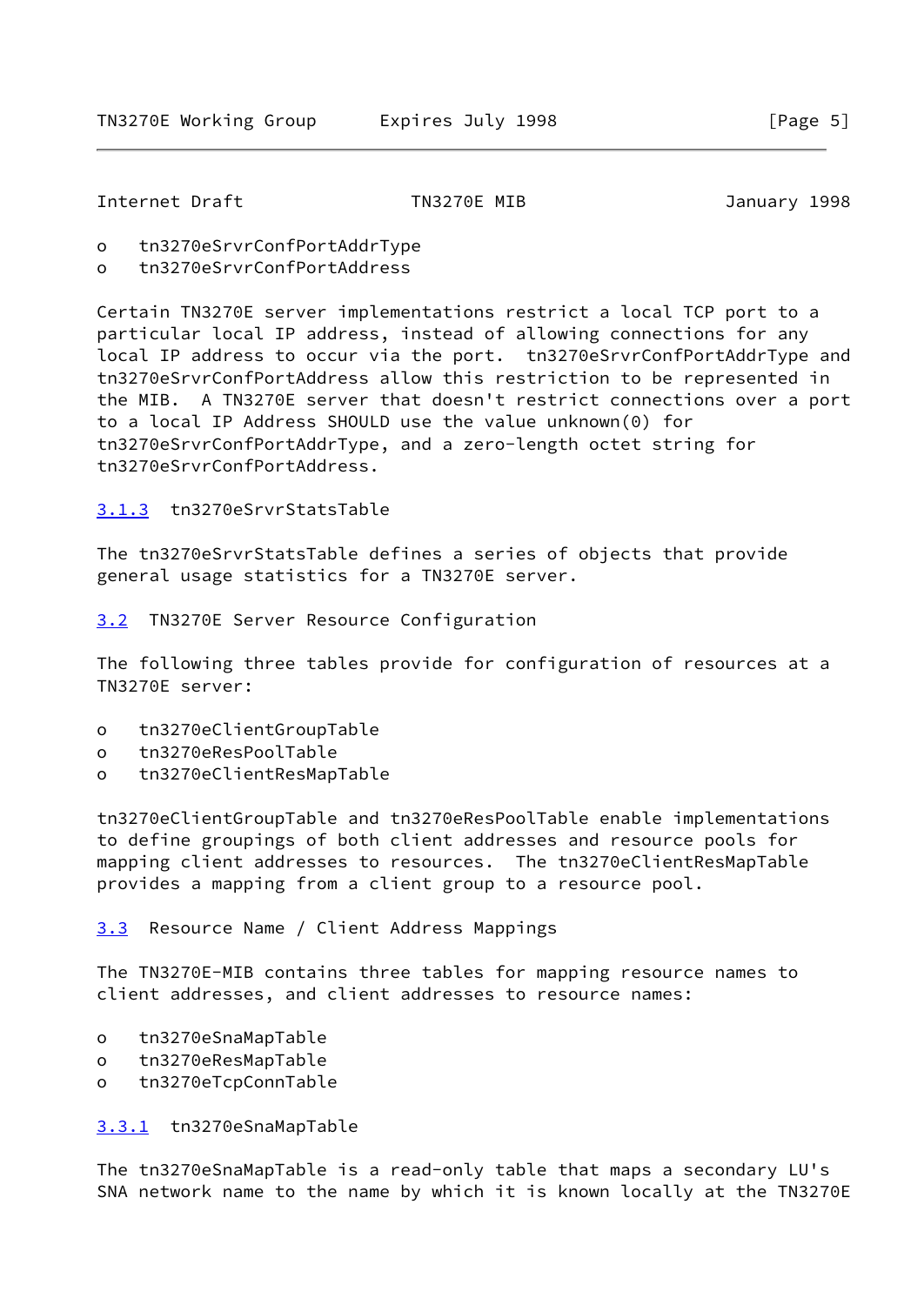o   tn3270eSrvrConfPortAddrType
o   tn3270eSrvrConfPortAddress

Certain TN3270E server implementations restrict a local TCP port to a particular local IP address, instead of allowing connections for any local IP address to occur via the port.  tn3270eSrvrConfPortAddrType and tn3270eSrvrConfPortAddress allow this restriction to be represented in the MIB.  A TN3270E server that doesn't restrict connections over a port to a local IP Address SHOULD use the value unknown(0) for tn3270eSrvrConfPortAddrType, and a zero-length octet string for tn3270eSrvrConfPortAddress.

### 3.1.3  tn3270eSrvrStatsTable

The tn3270eSrvrStatsTable defines a series of objects that provide general usage statistics for a TN3270E server.

## 3.2  TN3270E Server Resource Configuration

The following three tables provide for configuration of resources at a TN3270E server:

o   tn3270eClientGroupTable
o   tn3270eResPoolTable
o   tn3270eClientResMapTable

tn3270eClientGroupTable and tn3270eResPoolTable enable implementations to define groupings of both client addresses and resource pools for mapping client addresses to resources.  The tn3270eClientResMapTable provides a mapping from a client group to a resource pool.

## 3.3  Resource Name / Client Address Mappings

The TN3270E-MIB contains three tables for mapping resource names to client addresses, and client addresses to resource names:

o   tn3270eSnaMapTable
o   tn3270eResMapTable
o   tn3270eTcpConnTable

### 3.3.1  tn3270eSnaMapTable

The tn3270eSnaMapTable is a read-only table that maps a secondary LU's SNA network name to the name by which it is known locally at the TN3270E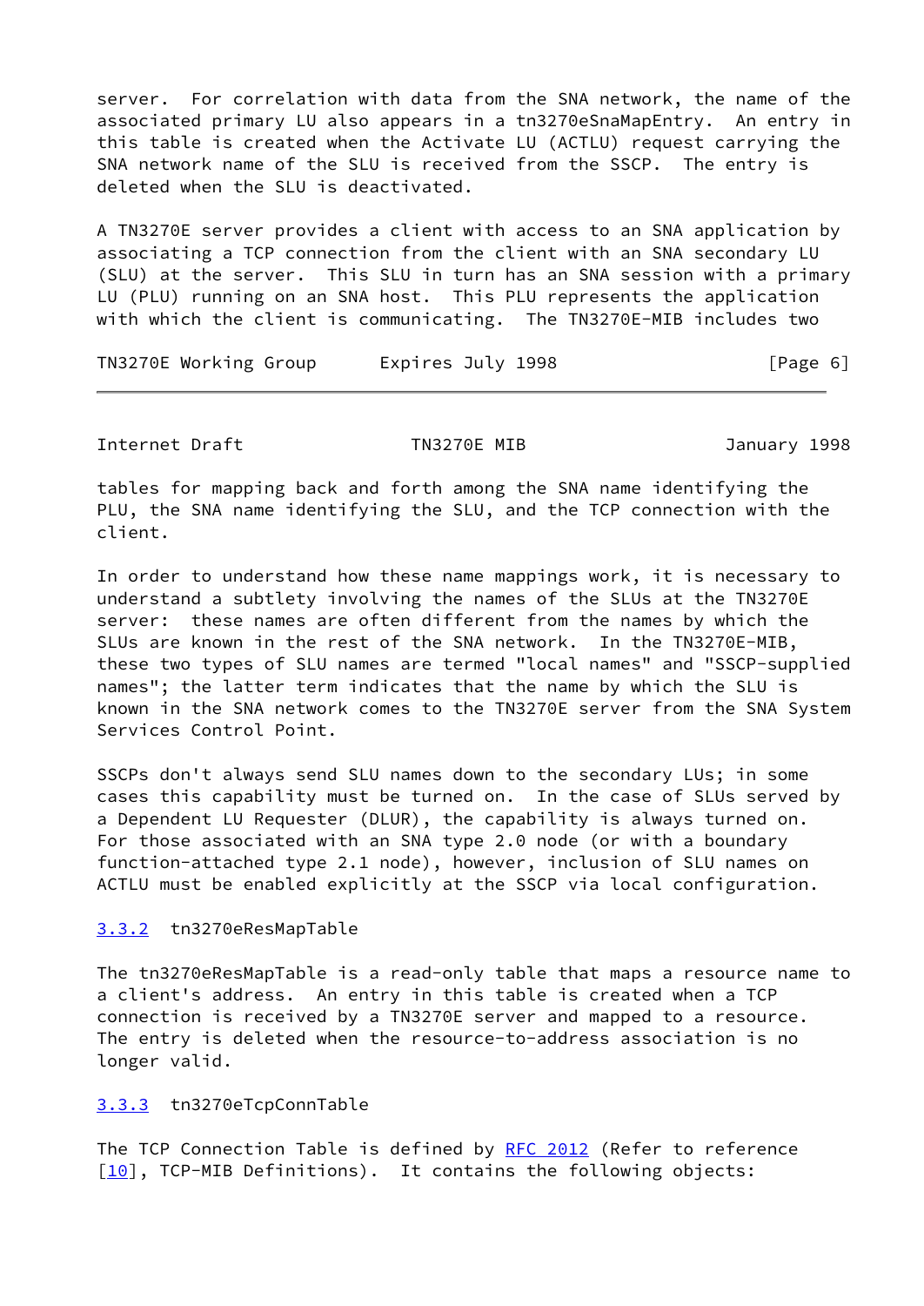server. For correlation with data from the SNA network, the name of the associated primary LU also appears in a tn3270eSnaMapEntry. An entry in this table is created when the Activate LU (ACTLU) request carrying the SNA network name of the SLU is received from the SSCP. The entry is deleted when the SLU is deactivated.

A TN3270E server provides a client with access to an SNA application by associating a TCP connection from the client with an SNA secondary LU (SLU) at the server. This SLU in turn has an SNA session with a primary LU (PLU) running on an SNA host. This PLU represents the application with which the client is communicating. The TN3270E-MIB includes two tables for mapping back and forth among the SNA name identifying the PLU, the SNA name identifying the SLU, and the TCP connection with the client.

In order to understand how these name mappings work, it is necessary to understand a subtlety involving the names of the SLUs at the TN3270E server: these names are often different from the names by which the SLUs are known in the rest of the SNA network. In the TN3270E-MIB, these two types of SLU names are termed "local names" and "SSCP-supplied names"; the latter term indicates that the name by which the SLU is known in the SNA network comes to the TN3270E server from the SNA System Services Control Point.

SSCPs don't always send SLU names down to the secondary LUs; in some cases this capability must be turned on. In the case of SLUs served by a Dependent LU Requester (DLUR), the capability is always turned on. For those associated with an SNA type 2.0 node (or with a boundary function-attached type 2.1 node), however, inclusion of SLU names on ACTLU must be enabled explicitly at the SSCP via local configuration.

### 3.3.2 tn3270eResMapTable

The tn3270eResMapTable is a read-only table that maps a resource name to a client's address. An entry in this table is created when a TCP connection is received by a TN3270E server and mapped to a resource. The entry is deleted when the resource-to-address association is no longer valid.

### 3.3.3 tn3270eTcpConnTable

The TCP Connection Table is defined by RFC 2012 (Refer to reference [10], TCP-MIB Definitions). It contains the following objects: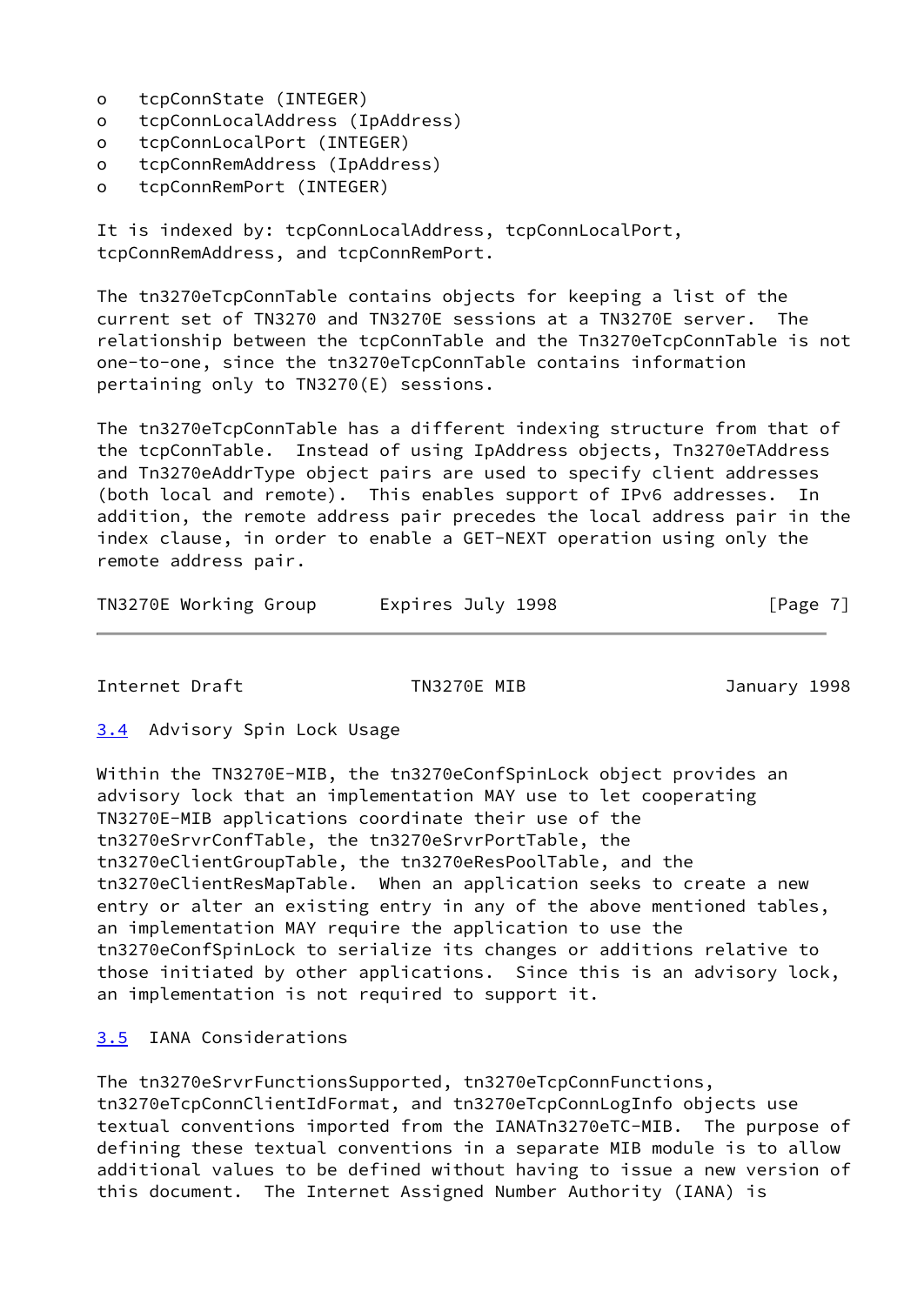- tcpConnState (INTEGER)
- tcpConnLocalAddress (IpAddress)
- tcpConnLocalPort (INTEGER)
- tcpConnRemAddress (IpAddress)
- tcpConnRemPort (INTEGER)

It is indexed by: tcpConnLocalAddress, tcpConnLocalPort, tcpConnRemAddress, and tcpConnRemPort.

The tn3270eTcpConnTable contains objects for keeping a list of the current set of TN3270 and TN3270E sessions at a TN3270E server. The relationship between the tcpConnTable and the Tn3270eTcpConnTable is not one-to-one, since the tn3270eTcpConnTable contains information pertaining only to TN3270(E) sessions.

The tn3270eTcpConnTable has a different indexing structure from that of the tcpConnTable. Instead of using IpAddress objects, Tn3270eTAddress and Tn3270eAddrType object pairs are used to specify client addresses (both local and remote). This enables support of IPv6 addresses. In addition, the remote address pair precedes the local address pair in the index clause, in order to enable a GET-NEXT operation using only the remote address pair.

## 3.4 Advisory Spin Lock Usage

Within the TN3270E-MIB, the tn3270eConfSpinLock object provides an advisory lock that an implementation MAY use to let cooperating TN3270E-MIB applications coordinate their use of the tn3270eSrvrConfTable, the tn3270eSrvrPortTable, the tn3270eClientGroupTable, the tn3270eResPoolTable, and the tn3270eClientResMapTable. When an application seeks to create a new entry or alter an existing entry in any of the above mentioned tables, an implementation MAY require the application to use the tn3270eConfSpinLock to serialize its changes or additions relative to those initiated by other applications. Since this is an advisory lock, an implementation is not required to support it.

## 3.5 IANA Considerations

The tn3270eSrvrFunctionsSupported, tn3270eTcpConnFunctions, tn3270eTcpConnClientIdFormat, and tn3270eTcpConnLogInfo objects use textual conventions imported from the IANATn3270eTC-MIB. The purpose of defining these textual conventions in a separate MIB module is to allow additional values to be defined without having to issue a new version of this document. The Internet Assigned Number Authority (IANA) is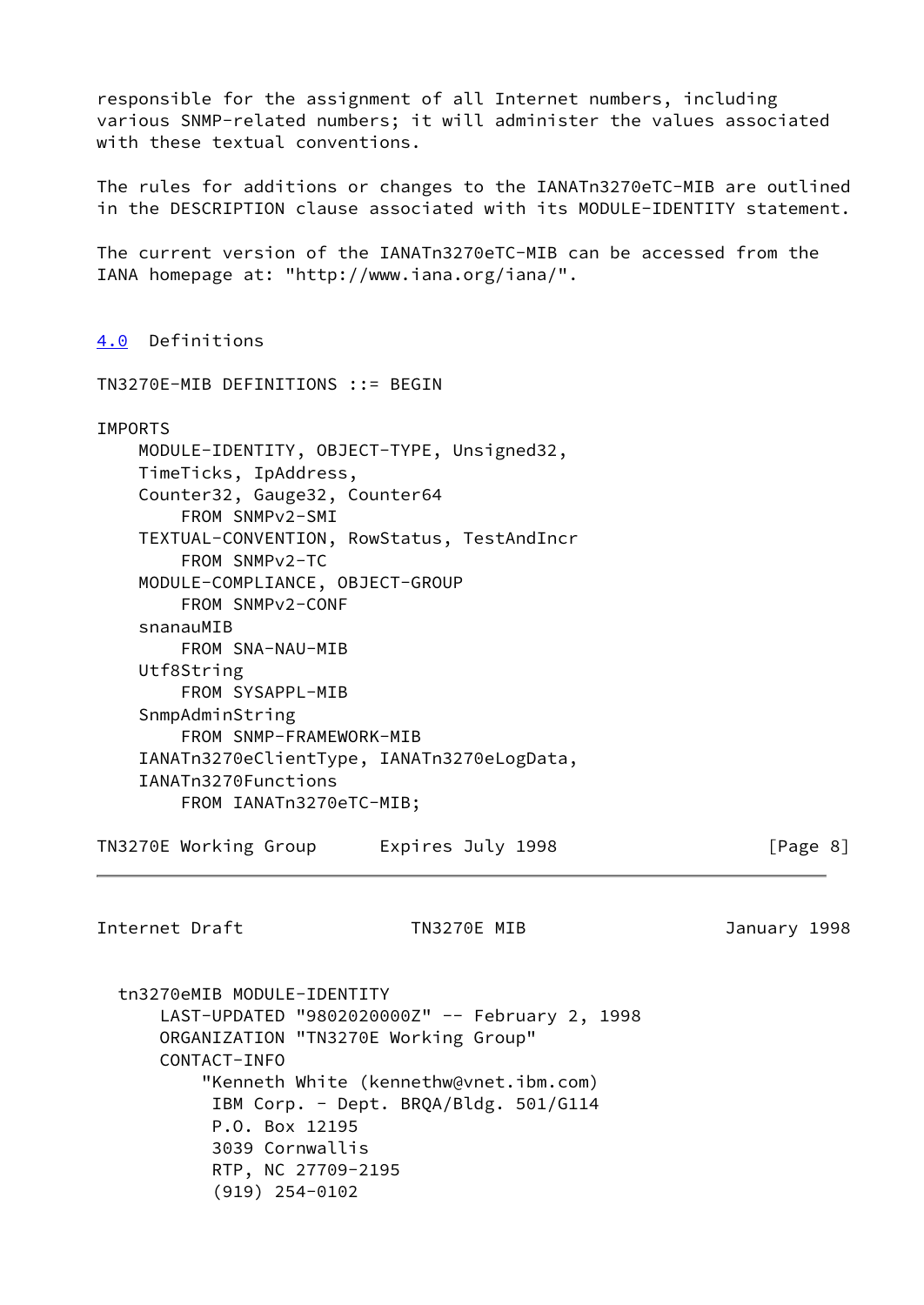responsible for the assignment of all Internet numbers, including various SNMP-related numbers; it will administer the values associated with these textual conventions.

The rules for additions or changes to the IANATn3270eTC-MIB are outlined in the DESCRIPTION clause associated with its MODULE-IDENTITY statement.

The current version of the IANATn3270eTC-MIB can be accessed from the IANA homepage at: "http://www.iana.org/iana/".

## 4.0 Definitions

```
TN3270E-MIB DEFINITIONS ::= BEGIN

IMPORTS
    MODULE-IDENTITY, OBJECT-TYPE, Unsigned32,
    TimeTicks, IpAddress,
    Counter32, Gauge32, Counter64
        FROM SNMPv2-SMI
    TEXTUAL-CONVENTION, RowStatus, TestAndIncr
        FROM SNMPv2-TC
    MODULE-COMPLIANCE, OBJECT-GROUP
        FROM SNMPv2-CONF
    snanauMIB
        FROM SNA-NAU-MIB
    Utf8String
        FROM SYSAPPL-MIB
    SnmpAdminString
        FROM SNMP-FRAMEWORK-MIB
    IANATn3270eClientType, IANATn3270eLogData,
    IANATn3270Functions
        FROM IANATn3270eTC-MIB;

  tn3270eMIB MODULE-IDENTITY
      LAST-UPDATED "9802020000Z" -- February 2, 1998
      ORGANIZATION "TN3270E Working Group"
      CONTACT-INFO
          "Kenneth White (kennethw@vnet.ibm.com)
           IBM Corp. - Dept. BRQA/Bldg. 501/G114
           P.O. Box 12195
           3039 Cornwallis
           RTP, NC 27709-2195
           (919) 254-0102
```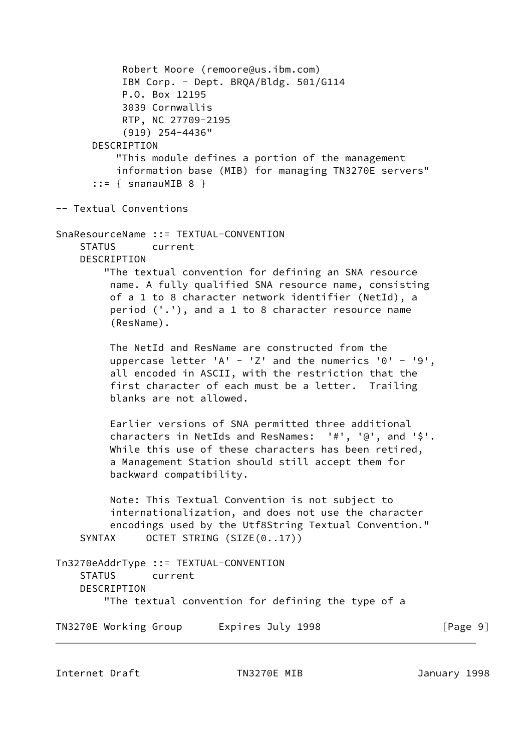```
           Robert Moore (remoore@us.ibm.com)
           IBM Corp. - Dept. BRQA/Bldg. 501/G114
           P.O. Box 12195
           3039 Cornwallis
           RTP, NC 27709-2195
           (919) 254-4436"
       DESCRIPTION
          "This module defines a portion of the management
          information base (MIB) for managing TN3270E servers"
       ::= { snanauMIB 8 }

-- Textual Conventions

SnaResourceName ::= TEXTUAL-CONVENTION
    STATUS      current
    DESCRIPTION
        "The textual convention for defining an SNA resource
         name. A fully qualified SNA resource name, consisting
         of a 1 to 8 character network identifier (NetId), a
         period ('.'), and a 1 to 8 character resource name
         (ResName).

         The NetId and ResName are constructed from the
         uppercase letter 'A' - 'Z' and the numerics '0' - '9',
         all encoded in ASCII, with the restriction that the
         first character of each must be a letter.  Trailing
         blanks are not allowed.

         Earlier versions of SNA permitted three additional
         characters in NetIds and ResNames:  '#', '@', and '$'.
         While this use of these characters has been retired,
         a Management Station should still accept them for
         backward compatibility.

         Note: This Textual Convention is not subject to
         internationalization, and does not use the character
         encodings used by the Utf8String Textual Convention."
    SYNTAX     OCTET STRING (SIZE(0..17))

Tn3270eAddrType ::= TEXTUAL-CONVENTION
    STATUS      current
    DESCRIPTION
        "The textual convention for defining the type of a
```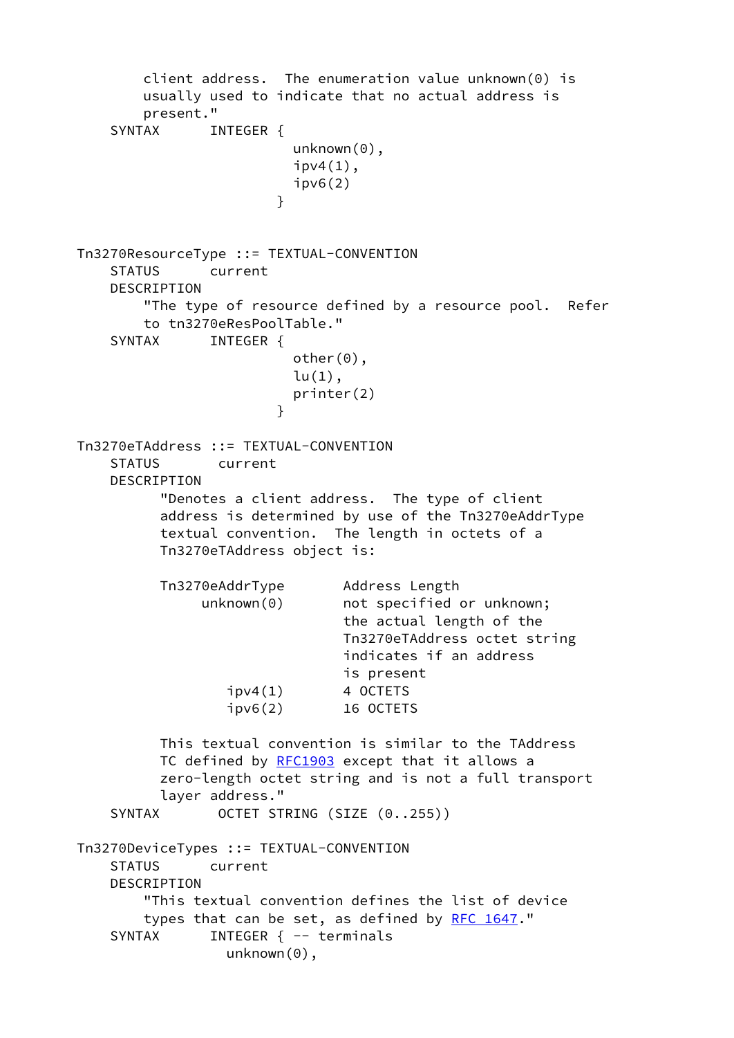```
        client address.  The enumeration value unknown(0) is
        usually used to indicate that no actual address is
        present."
    SYNTAX      INTEGER {
                         unknown(0),
                         ipv4(1),
                         ipv6(2)
                       }


Tn3270ResourceType ::= TEXTUAL-CONVENTION
    STATUS      current
    DESCRIPTION
        "The type of resource defined by a resource pool.  Refer
        to tn3270eResPoolTable."
    SYNTAX      INTEGER {
                         other(0),
                         lu(1),
                         printer(2)
                       }

Tn3270eTAddress ::= TEXTUAL-CONVENTION
    STATUS       current
    DESCRIPTION
          "Denotes a client address.  The type of client
          address is determined by use of the Tn3270eAddrType
          textual convention.  The length in octets of a
          Tn3270eTAddress object is:

          Tn3270eAddrType       Address Length
               unknown(0)       not specified or unknown;
                                the actual length of the
                                Tn3270eTAddress octet string
                                indicates if an address
                                is present
                  ipv4(1)       4 OCTETS
                  ipv6(2)       16 OCTETS

          This textual convention is similar to the TAddress
          TC defined by RFC1903 except that it allows a
          zero-length octet string and is not a full transport
          layer address."
    SYNTAX       OCTET STRING (SIZE (0..255))

Tn3270DeviceTypes ::= TEXTUAL-CONVENTION
    STATUS      current
    DESCRIPTION
        "This textual convention defines the list of device
        types that can be set, as defined by RFC 1647."
    SYNTAX      INTEGER { -- terminals
                  unknown(0),
```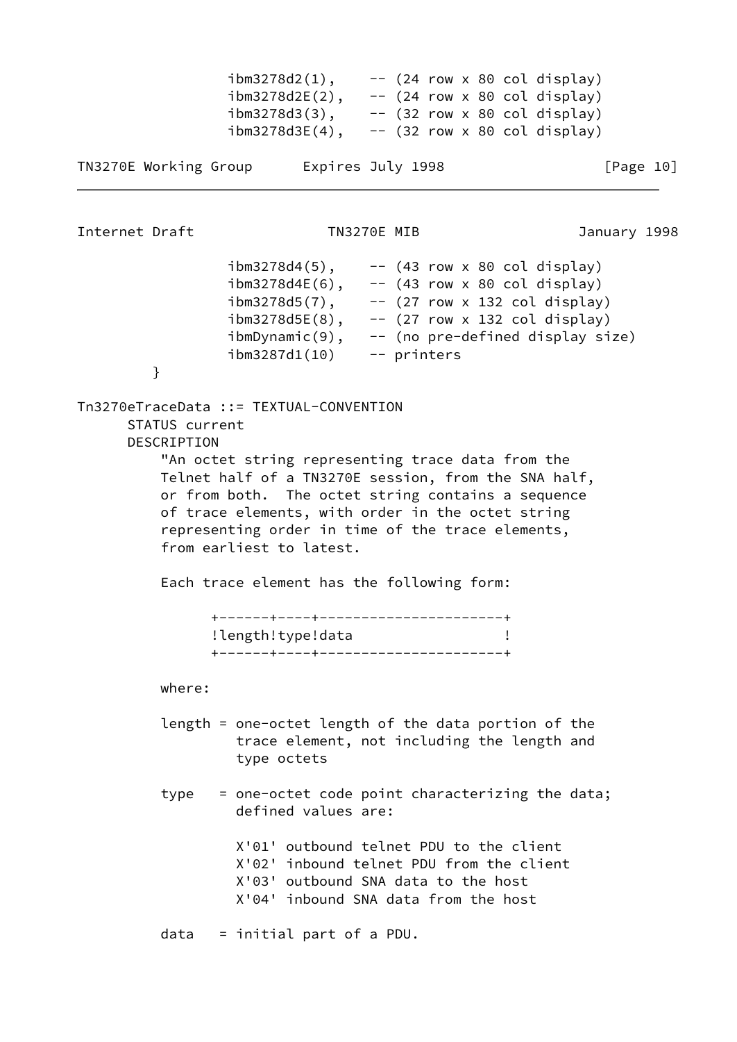```
                 ibm3278d2(1),    -- (24 row x 80 col display)
                 ibm3278d2E(2),   -- (24 row x 80 col display)
                 ibm3278d3(3),    -- (32 row x 80 col display)
                 ibm3278d3E(4),   -- (32 row x 80 col display)
                 ibm3278d4(5),    -- (43 row x 80 col display)
                 ibm3278d4E(6),   -- (43 row x 80 col display)
                 ibm3278d5(7),    -- (27 row x 132 col display)
                 ibm3278d5E(8),   -- (27 row x 132 col display)
                 ibmDynamic(9),   -- (no pre-defined display size)
                 ibm3287d1(10)    -- printers
         }

Tn3270eTraceData ::= TEXTUAL-CONVENTION
      STATUS current
      DESCRIPTION
          "An octet string representing trace data from the
          Telnet half of a TN3270E session, from the SNA half,
          or from both.  The octet string contains a sequence
          of trace elements, with order in the octet string
          representing order in time of the trace elements,
          from earliest to latest.

          Each trace element has the following form:

                +------+----+---------------------+
                !length!type!data                 !
                +------+----+---------------------+

          where:

          length = one-octet length of the data portion of the
                   trace element, not including the length and
                   type octets

          type   = one-octet code point characterizing the data;
                   defined values are:

                   X'01' outbound telnet PDU to the client
                   X'02' inbound telnet PDU from the client
                   X'03' outbound SNA data to the host
                   X'04' inbound SNA data from the host

          data   = initial part of a PDU.
```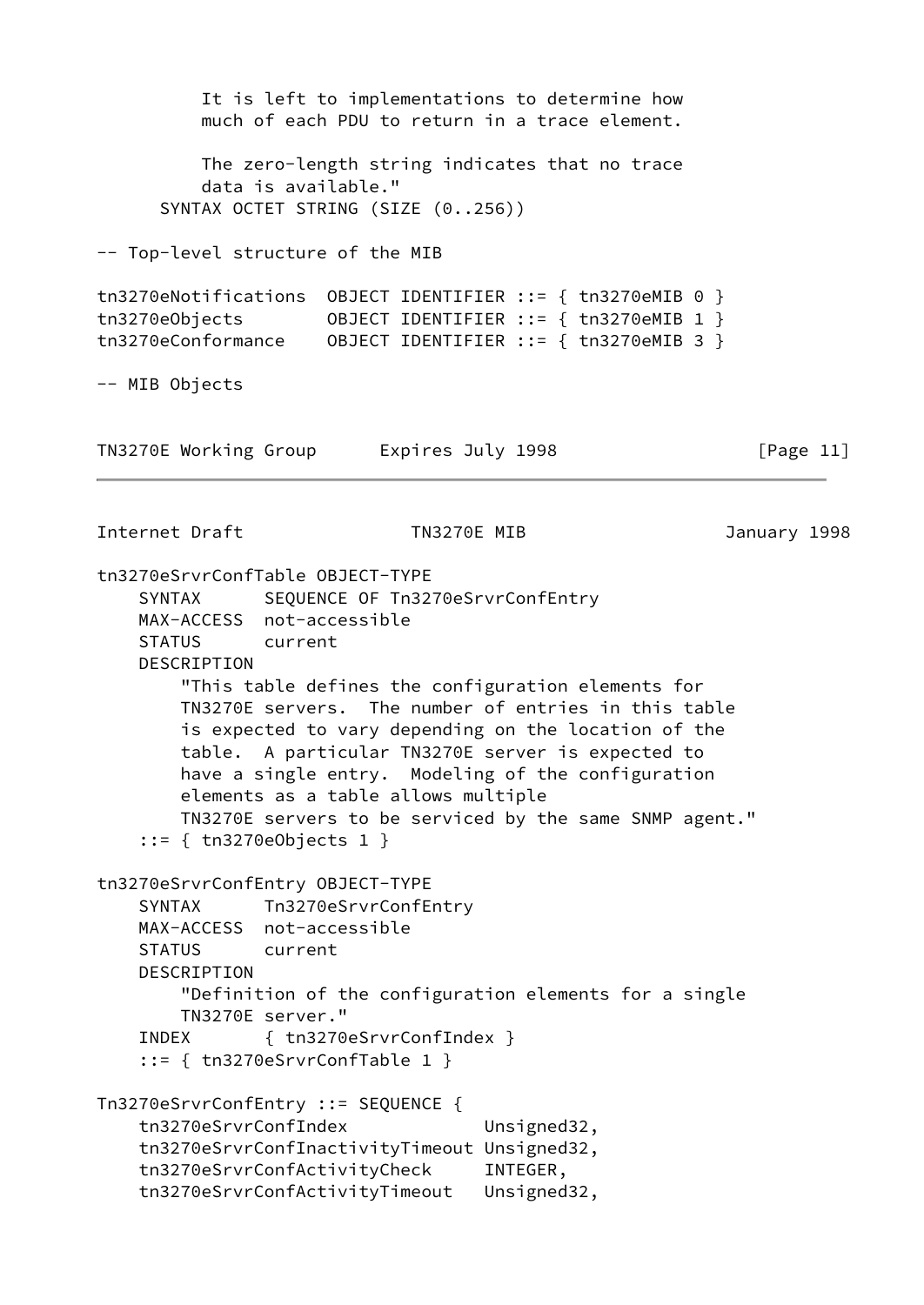```
          It is left to implementations to determine how
          much of each PDU to return in a trace element.

          The zero-length string indicates that no trace
          data is available."
      SYNTAX OCTET STRING (SIZE (0..256))

-- Top-level structure of the MIB

tn3270eNotifications  OBJECT IDENTIFIER ::= { tn3270eMIB 0 }
tn3270eObjects        OBJECT IDENTIFIER ::= { tn3270eMIB 1 }
tn3270eConformance    OBJECT IDENTIFIER ::= { tn3270eMIB 3 }

-- MIB Objects

tn3270eSrvrConfTable OBJECT-TYPE
    SYNTAX      SEQUENCE OF Tn3270eSrvrConfEntry
    MAX-ACCESS  not-accessible
    STATUS      current
    DESCRIPTION
        "This table defines the configuration elements for
        TN3270E servers.  The number of entries in this table
        is expected to vary depending on the location of the
        table.  A particular TN3270E server is expected to
        have a single entry.  Modeling of the configuration
        elements as a table allows multiple
        TN3270E servers to be serviced by the same SNMP agent."
    ::= { tn3270eObjects 1 }

tn3270eSrvrConfEntry OBJECT-TYPE
    SYNTAX      Tn3270eSrvrConfEntry
    MAX-ACCESS  not-accessible
    STATUS      current
    DESCRIPTION
        "Definition of the configuration elements for a single
        TN3270E server."
    INDEX       { tn3270eSrvrConfIndex }
    ::= { tn3270eSrvrConfTable 1 }

Tn3270eSrvrConfEntry ::= SEQUENCE {
    tn3270eSrvrConfIndex             Unsigned32,
    tn3270eSrvrConfInactivityTimeout Unsigned32,
    tn3270eSrvrConfActivityCheck     INTEGER,
    tn3270eSrvrConfActivityTimeout   Unsigned32,
```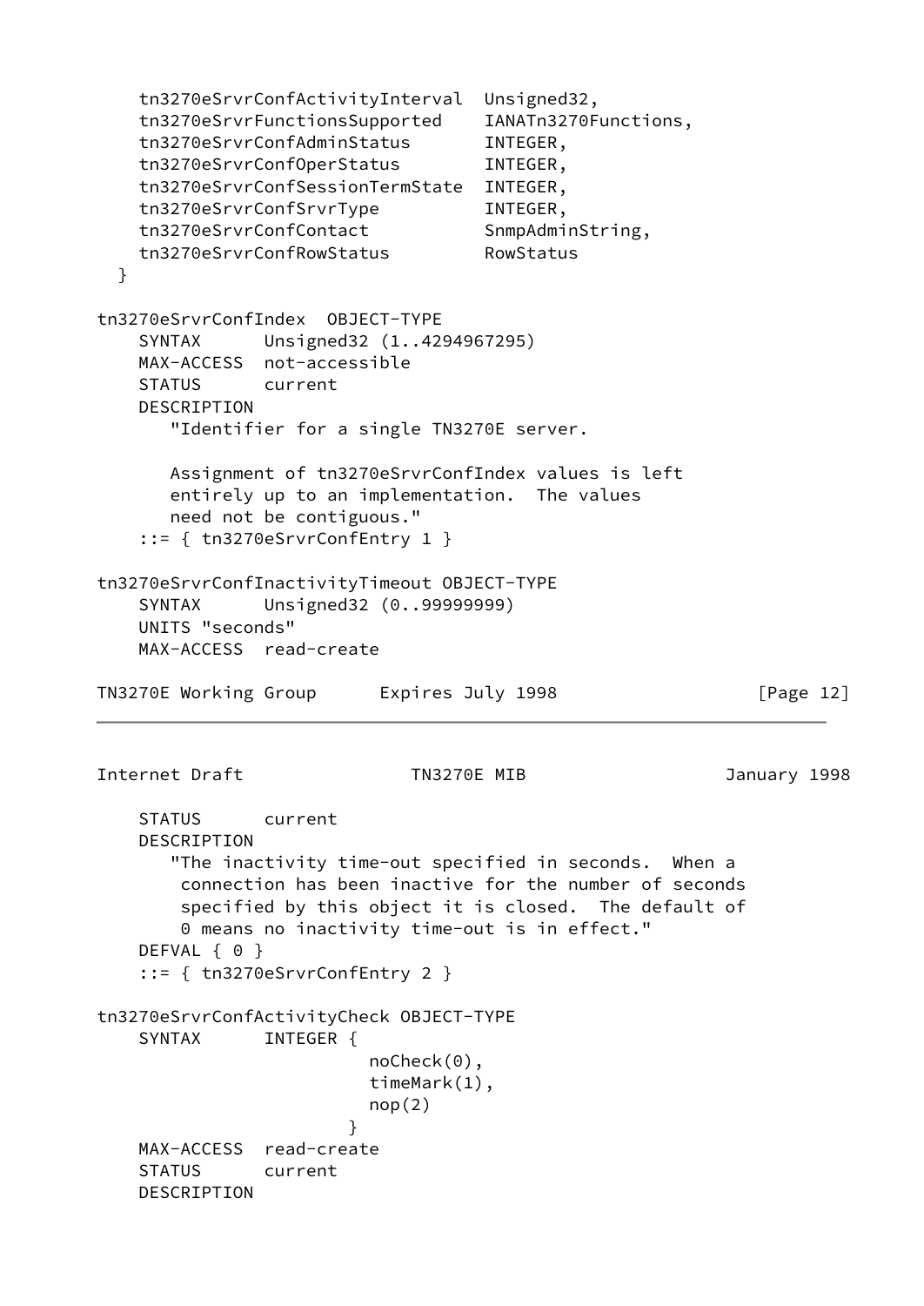```
    tn3270eSrvrConfActivityInterval  Unsigned32,
    tn3270eSrvrFunctionsSupported    IANATn3270Functions,
    tn3270eSrvrConfAdminStatus       INTEGER,
    tn3270eSrvrConfOperStatus        INTEGER,
    tn3270eSrvrConfSessionTermState  INTEGER,
    tn3270eSrvrConfSrvrType          INTEGER,
    tn3270eSrvrConfContact           SnmpAdminString,
    tn3270eSrvrConfRowStatus         RowStatus
  }

tn3270eSrvrConfIndex  OBJECT-TYPE
    SYNTAX      Unsigned32 (1..4294967295)
    MAX-ACCESS  not-accessible
    STATUS      current
    DESCRIPTION
       "Identifier for a single TN3270E server.

       Assignment of tn3270eSrvrConfIndex values is left
       entirely up to an implementation.  The values
       need not be contiguous."
    ::= { tn3270eSrvrConfEntry 1 }

tn3270eSrvrConfInactivityTimeout OBJECT-TYPE
    SYNTAX      Unsigned32 (0..99999999)
    UNITS "seconds"
    MAX-ACCESS  read-create
    STATUS      current
    DESCRIPTION
       "The inactivity time-out specified in seconds.  When a
        connection has been inactive for the number of seconds
        specified by this object it is closed.  The default of
        0 means no inactivity time-out is in effect."
    DEFVAL { 0 }
    ::= { tn3270eSrvrConfEntry 2 }

tn3270eSrvrConfActivityCheck OBJECT-TYPE
    SYNTAX      INTEGER {
                         noCheck(0),
                         timeMark(1),
                         nop(2)
                       }
    MAX-ACCESS  read-create
    STATUS      current
    DESCRIPTION
```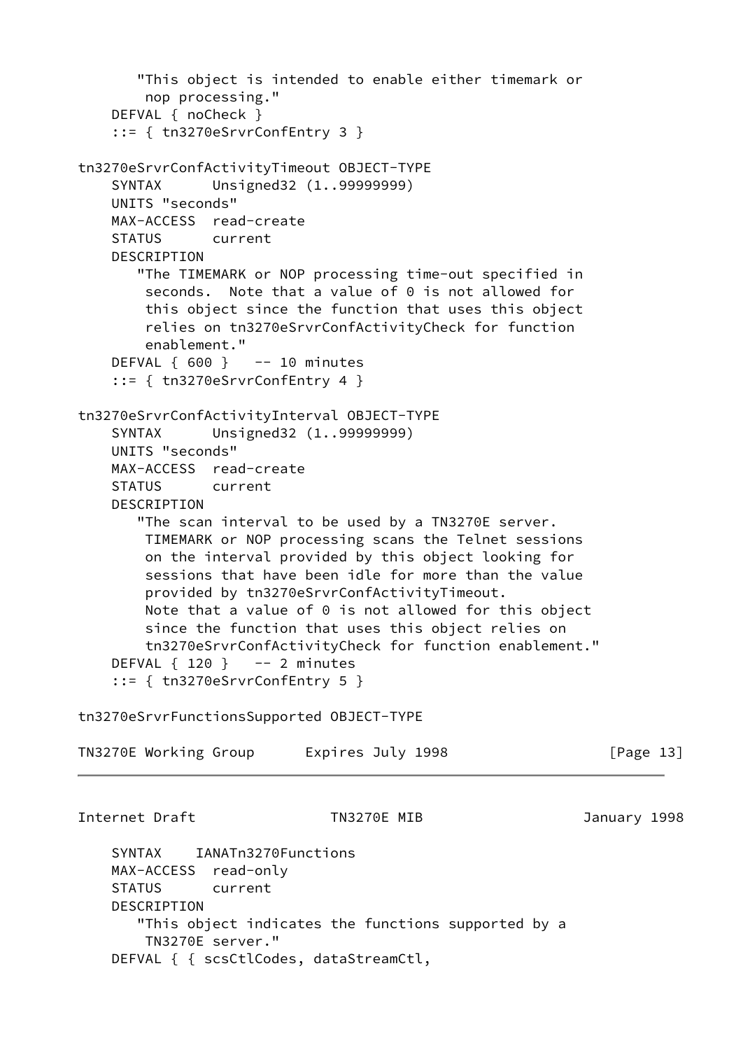```
       "This object is intended to enable either timemark or
        nop processing."
    DEFVAL { noCheck }
    ::= { tn3270eSrvrConfEntry 3 }

tn3270eSrvrConfActivityTimeout OBJECT-TYPE
    SYNTAX      Unsigned32 (1..99999999)
    UNITS "seconds"
    MAX-ACCESS  read-create
    STATUS      current
    DESCRIPTION
       "The TIMEMARK or NOP processing time-out specified in
        seconds.  Note that a value of 0 is not allowed for
        this object since the function that uses this object
        relies on tn3270eSrvrConfActivityCheck for function
        enablement."
    DEFVAL { 600 }   -- 10 minutes
    ::= { tn3270eSrvrConfEntry 4 }

tn3270eSrvrConfActivityInterval OBJECT-TYPE
    SYNTAX      Unsigned32 (1..99999999)
    UNITS "seconds"
    MAX-ACCESS  read-create
    STATUS      current
    DESCRIPTION
       "The scan interval to be used by a TN3270E server.
        TIMEMARK or NOP processing scans the Telnet sessions
        on the interval provided by this object looking for
        sessions that have been idle for more than the value
        provided by tn3270eSrvrConfActivityTimeout.
        Note that a value of 0 is not allowed for this object
        since the function that uses this object relies on
        tn3270eSrvrConfActivityCheck for function enablement."
    DEFVAL { 120 }   -- 2 minutes
    ::= { tn3270eSrvrConfEntry 5 }

tn3270eSrvrFunctionsSupported OBJECT-TYPE
    SYNTAX    IANATn3270Functions
    MAX-ACCESS  read-only
    STATUS      current
    DESCRIPTION
       "This object indicates the functions supported by a
        TN3270E server."
    DEFVAL { { scsCtlCodes, dataStreamCtl,
```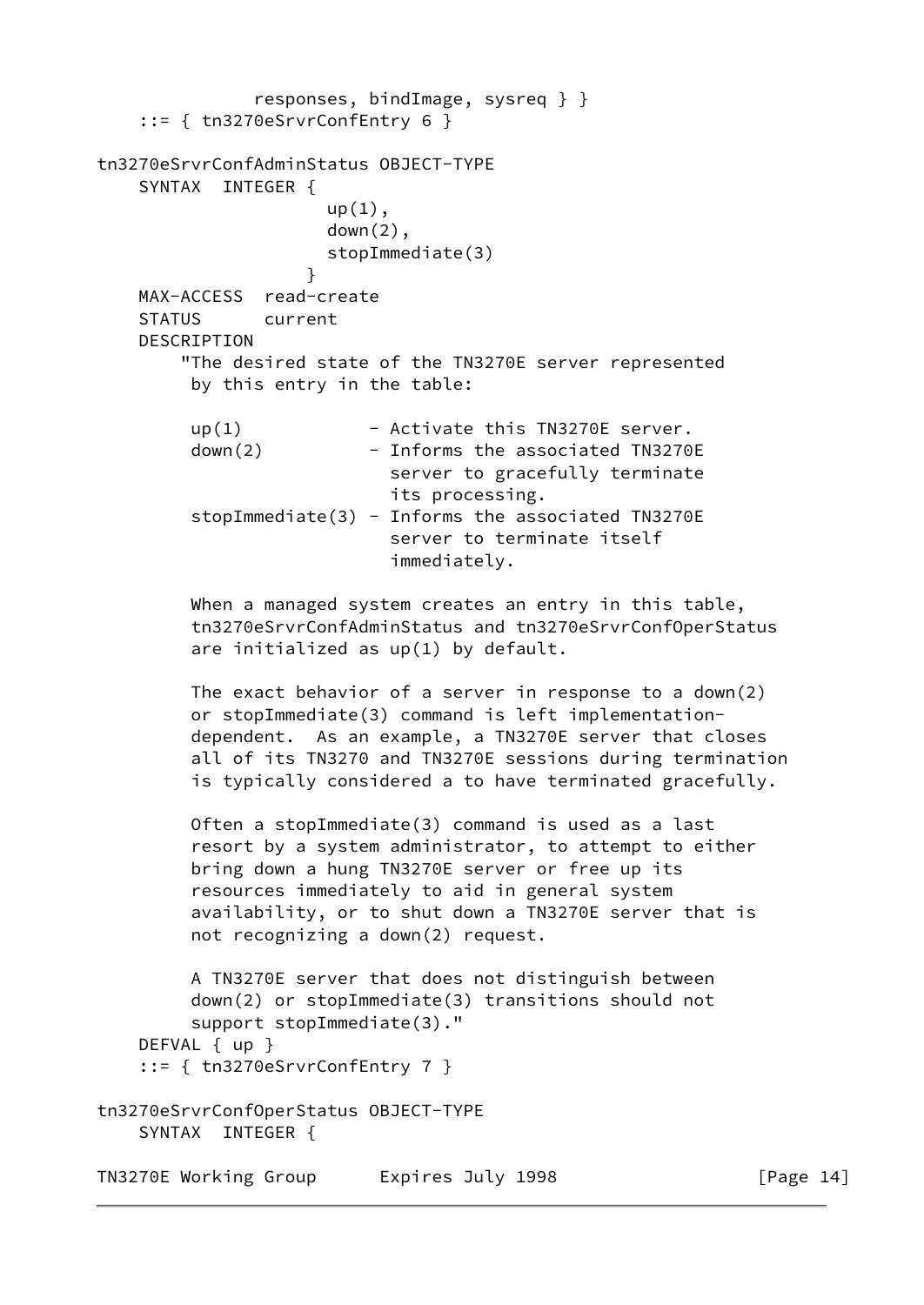```
                responses, bindImage, sysreq } }
    ::= { tn3270eSrvrConfEntry 6 }

tn3270eSrvrConfAdminStatus OBJECT-TYPE
    SYNTAX  INTEGER {
                      up(1),
                      down(2),
                      stopImmediate(3)
                    }
    MAX-ACCESS  read-create
    STATUS      current
    DESCRIPTION
        "The desired state of the TN3270E server represented
         by this entry in the table:

         up(1)            - Activate this TN3270E server.
         down(2)          - Informs the associated TN3270E
                            server to gracefully terminate
                            its processing.
         stopImmediate(3) - Informs the associated TN3270E
                            server to terminate itself
                            immediately.

         When a managed system creates an entry in this table,
         tn3270eSrvrConfAdminStatus and tn3270eSrvrConfOperStatus
         are initialized as up(1) by default.

         The exact behavior of a server in response to a down(2)
         or stopImmediate(3) command is left implementation-
         dependent.  As an example, a TN3270E server that closes
         all of its TN3270 and TN3270E sessions during termination
         is typically considered a to have terminated gracefully.

         Often a stopImmediate(3) command is used as a last
         resort by a system administrator, to attempt to either
         bring down a hung TN3270E server or free up its
         resources immediately to aid in general system
         availability, or to shut down a TN3270E server that is
         not recognizing a down(2) request.

         A TN3270E server that does not distinguish between
         down(2) or stopImmediate(3) transitions should not
         support stopImmediate(3)."
    DEFVAL { up }
    ::= { tn3270eSrvrConfEntry 7 }

tn3270eSrvrConfOperStatus OBJECT-TYPE
    SYNTAX  INTEGER {
```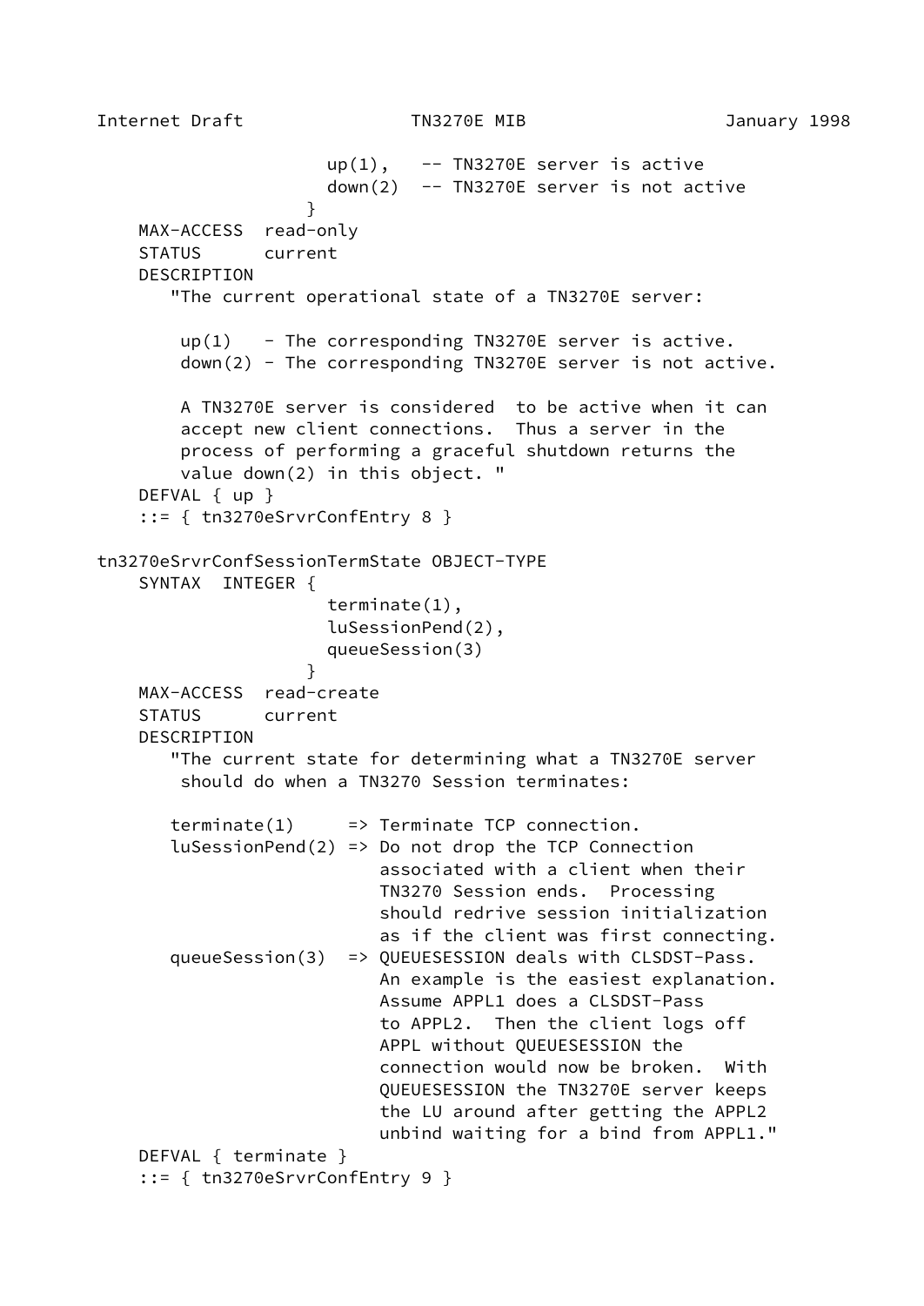```
                      up(1),   -- TN3270E server is active
                      down(2)  -- TN3270E server is not active
                    }
    MAX-ACCESS  read-only
    STATUS      current
    DESCRIPTION
       "The current operational state of a TN3270E server:

        up(1)   - The corresponding TN3270E server is active.
        down(2) - The corresponding TN3270E server is not active.

        A TN3270E server is considered  to be active when it can
        accept new client connections.  Thus a server in the
        process of performing a graceful shutdown returns the
        value down(2) in this object. "
    DEFVAL { up }
    ::= { tn3270eSrvrConfEntry 8 }

tn3270eSrvrConfSessionTermState OBJECT-TYPE
    SYNTAX  INTEGER {
                      terminate(1),
                      luSessionPend(2),
                      queueSession(3)
                    }
    MAX-ACCESS  read-create
    STATUS      current
    DESCRIPTION
       "The current state for determining what a TN3270E server
        should do when a TN3270 Session terminates:

       terminate(1)     => Terminate TCP connection.
       luSessionPend(2) => Do not drop the TCP Connection
                           associated with a client when their
                           TN3270 Session ends.  Processing
                           should redrive session initialization
                           as if the client was first connecting.
       queueSession(3)  => QUEUESESSION deals with CLSDST-Pass.
                           An example is the easiest explanation.
                           Assume APPL1 does a CLSDST-Pass
                           to APPL2.  Then the client logs off
                           APPL without QUEUESESSION the
                           connection would now be broken.  With
                           QUEUESESSION the TN3270E server keeps
                           the LU around after getting the APPL2
                           unbind waiting for a bind from APPL1."
    DEFVAL { terminate }
    ::= { tn3270eSrvrConfEntry 9 }
```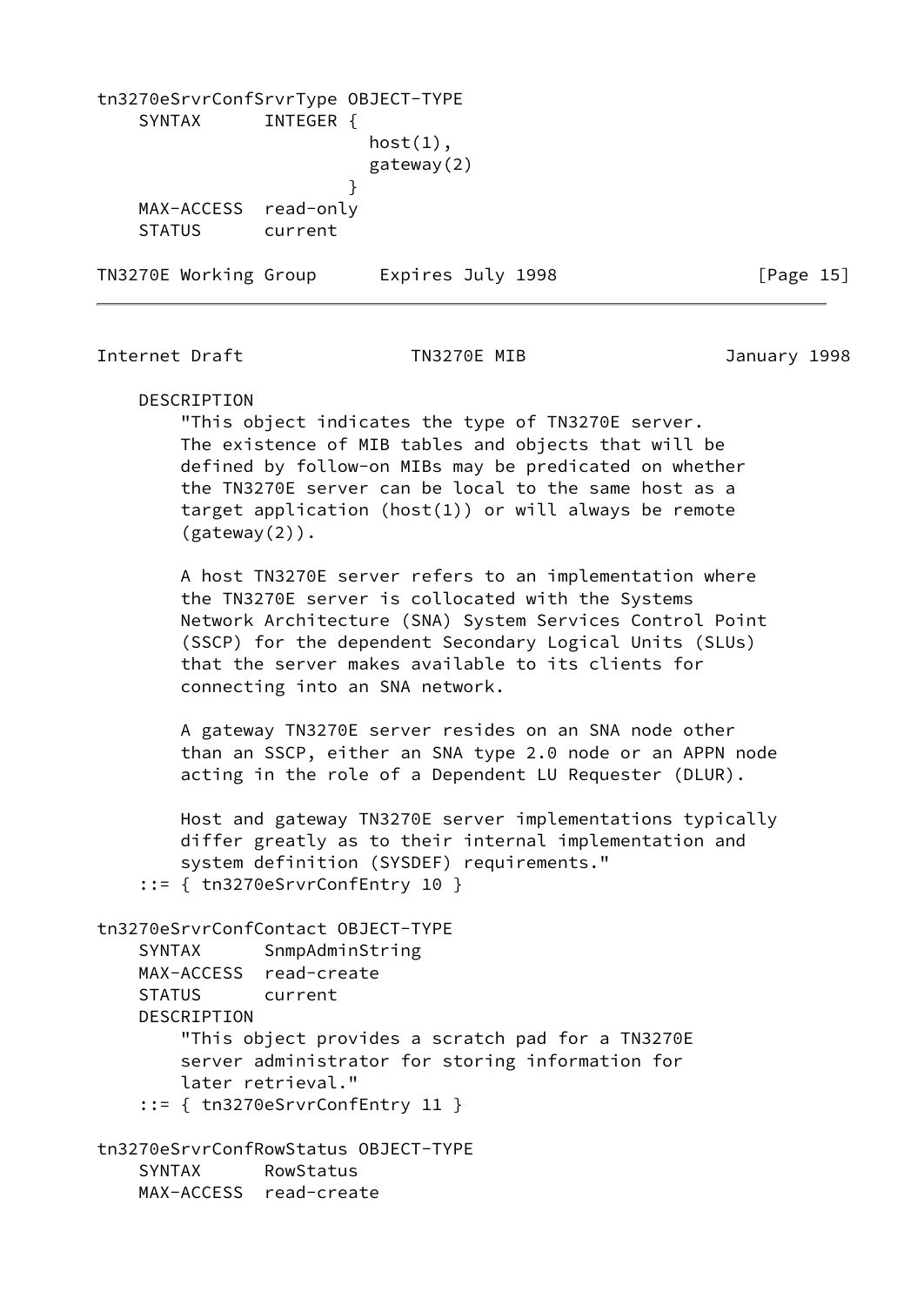```
tn3270eSrvrConfSrvrType OBJECT-TYPE
    SYNTAX      INTEGER {
                      host(1),
                      gateway(2)
                    }
    MAX-ACCESS  read-only
    STATUS      current
    DESCRIPTION
        "This object indicates the type of TN3270E server.
        The existence of MIB tables and objects that will be
        defined by follow-on MIBs may be predicated on whether
        the TN3270E server can be local to the same host as a
        target application (host(1)) or will always be remote
        (gateway(2)).

        A host TN3270E server refers to an implementation where
        the TN3270E server is collocated with the Systems
        Network Architecture (SNA) System Services Control Point
        (SSCP) for the dependent Secondary Logical Units (SLUs)
        that the server makes available to its clients for
        connecting into an SNA network.

        A gateway TN3270E server resides on an SNA node other
        than an SSCP, either an SNA type 2.0 node or an APPN node
        acting in the role of a Dependent LU Requester (DLUR).

        Host and gateway TN3270E server implementations typically
        differ greatly as to their internal implementation and
        system definition (SYSDEF) requirements."
    ::= { tn3270eSrvrConfEntry 10 }

tn3270eSrvrConfContact OBJECT-TYPE
    SYNTAX      SnmpAdminString
    MAX-ACCESS  read-create
    STATUS      current
    DESCRIPTION
        "This object provides a scratch pad for a TN3270E
        server administrator for storing information for
        later retrieval."
    ::= { tn3270eSrvrConfEntry 11 }

tn3270eSrvrConfRowStatus OBJECT-TYPE
    SYNTAX      RowStatus
    MAX-ACCESS  read-create
```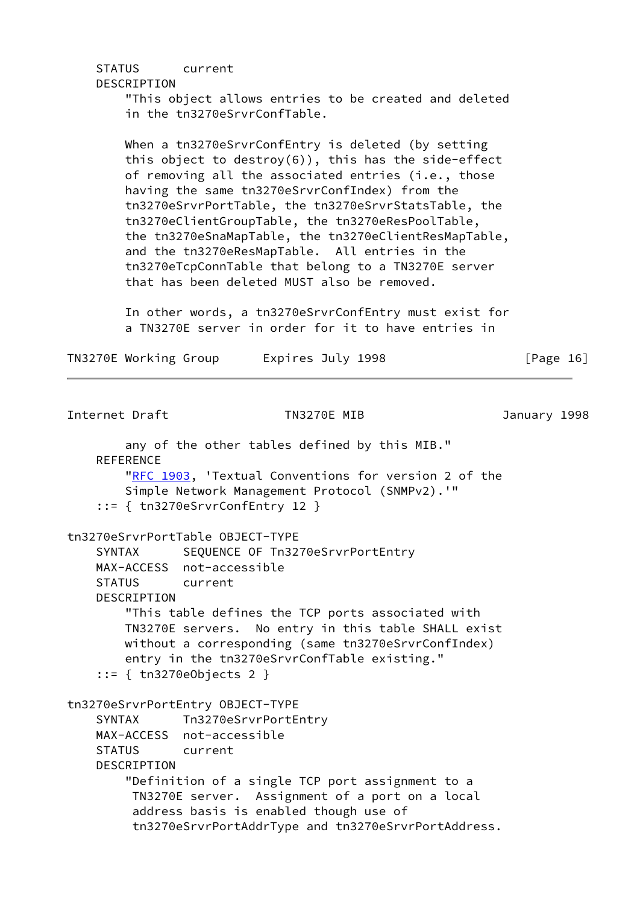```
    STATUS      current
    DESCRIPTION
        "This object allows entries to be created and deleted
        in the tn3270eSrvrConfTable.

        When a tn3270eSrvrConfEntry is deleted (by setting
        this object to destroy(6)), this has the side-effect
        of removing all the associated entries (i.e., those
        having the same tn3270eSrvrConfIndex) from the
        tn3270eSrvrPortTable, the tn3270eSrvrStatsTable, the
        tn3270eClientGroupTable, the tn3270eResPoolTable,
        the tn3270eSnaMapTable, the tn3270eClientResMapTable,
        and the tn3270eResMapTable.  All entries in the
        tn3270eTcpConnTable that belong to a TN3270E server
        that has been deleted MUST also be removed.

        In other words, a tn3270eSrvrConfEntry must exist for
        a TN3270E server in order for it to have entries in
        any of the other tables defined by this MIB."
    REFERENCE
        "RFC 1903, 'Textual Conventions for version 2 of the
        Simple Network Management Protocol (SNMPv2).'"
    ::= { tn3270eSrvrConfEntry 12 }

tn3270eSrvrPortTable OBJECT-TYPE
    SYNTAX      SEQUENCE OF Tn3270eSrvrPortEntry
    MAX-ACCESS  not-accessible
    STATUS      current
    DESCRIPTION
        "This table defines the TCP ports associated with
        TN3270E servers.  No entry in this table SHALL exist
        without a corresponding (same tn3270eSrvrConfIndex)
        entry in the tn3270eSrvrConfTable existing."
    ::= { tn3270eObjects 2 }

tn3270eSrvrPortEntry OBJECT-TYPE
    SYNTAX      Tn3270eSrvrPortEntry
    MAX-ACCESS  not-accessible
    STATUS      current
    DESCRIPTION
        "Definition of a single TCP port assignment to a
         TN3270E server.  Assignment of a port on a local
         address basis is enabled though use of
         tn3270eSrvrPortAddrType and tn3270eSrvrPortAddress.
```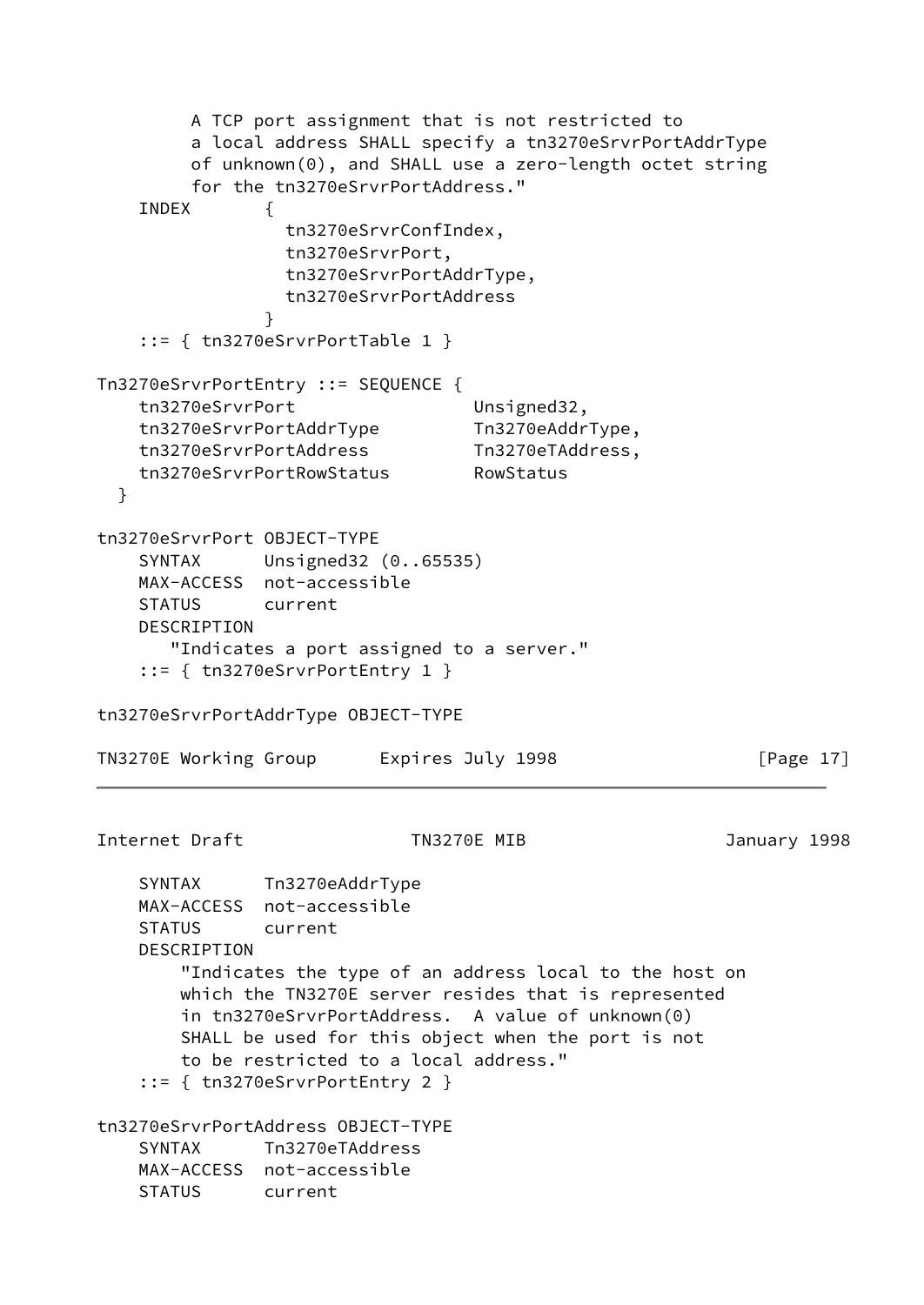```
          A TCP port assignment that is not restricted to
          a local address SHALL specify a tn3270eSrvrPortAddrType
          of unknown(0), and SHALL use a zero-length octet string
          for the tn3270eSrvrPortAddress."
    INDEX       {
                  tn3270eSrvrConfIndex,
                  tn3270eSrvrPort,
                  tn3270eSrvrPortAddrType,
                  tn3270eSrvrPortAddress
                }
    ::= { tn3270eSrvrPortTable 1 }

Tn3270eSrvrPortEntry ::= SEQUENCE {
    tn3270eSrvrPort                 Unsigned32,
    tn3270eSrvrPortAddrType         Tn3270eAddrType,
    tn3270eSrvrPortAddress          Tn3270eTAddress,
    tn3270eSrvrPortRowStatus        RowStatus
  }

tn3270eSrvrPort OBJECT-TYPE
    SYNTAX      Unsigned32 (0..65535)
    MAX-ACCESS  not-accessible
    STATUS      current
    DESCRIPTION
       "Indicates a port assigned to a server."
    ::= { tn3270eSrvrPortEntry 1 }

tn3270eSrvrPortAddrType OBJECT-TYPE
    SYNTAX      Tn3270eAddrType
    MAX-ACCESS  not-accessible
    STATUS      current
    DESCRIPTION
        "Indicates the type of an address local to the host on
        which the TN3270E server resides that is represented
        in tn3270eSrvrPortAddress.  A value of unknown(0)
        SHALL be used for this object when the port is not
        to be restricted to a local address."
    ::= { tn3270eSrvrPortEntry 2 }

tn3270eSrvrPortAddress OBJECT-TYPE
    SYNTAX      Tn3270eTAddress
    MAX-ACCESS  not-accessible
    STATUS      current
```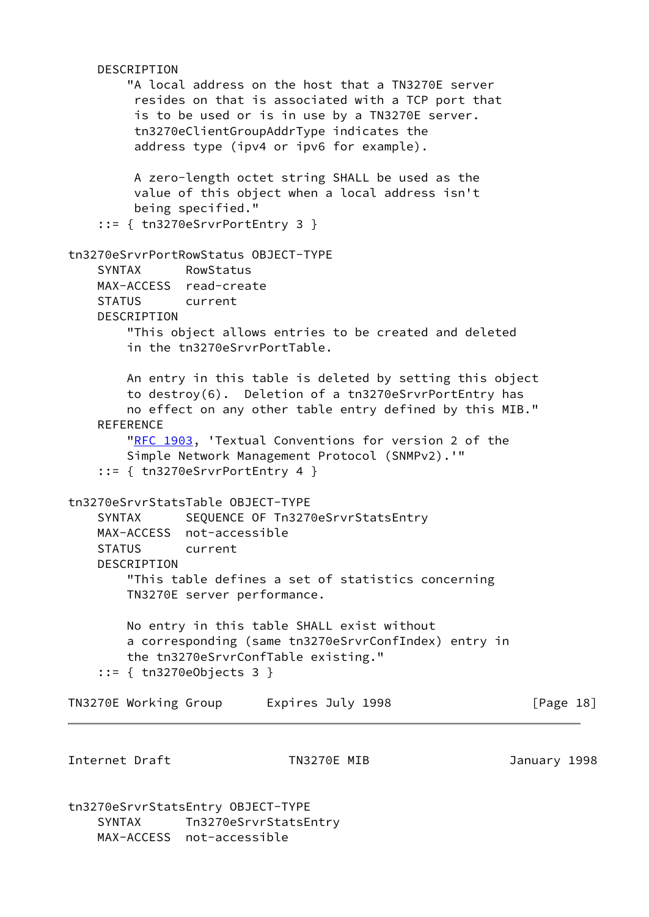```
    DESCRIPTION
        "A local address on the host that a TN3270E server
         resides on that is associated with a TCP port that
         is to be used or is in use by a TN3270E server.
         tn3270eClientGroupAddrType indicates the
         address type (ipv4 or ipv6 for example).

         A zero-length octet string SHALL be used as the
         value of this object when a local address isn't
         being specified."
    ::= { tn3270eSrvrPortEntry 3 }

tn3270eSrvrPortRowStatus OBJECT-TYPE
    SYNTAX      RowStatus
    MAX-ACCESS  read-create
    STATUS      current
    DESCRIPTION
        "This object allows entries to be created and deleted
        in the tn3270eSrvrPortTable.

        An entry in this table is deleted by setting this object
        to destroy(6).  Deletion of a tn3270eSrvrPortEntry has
        no effect on any other table entry defined by this MIB."
    REFERENCE
        "RFC 1903, 'Textual Conventions for version 2 of the
        Simple Network Management Protocol (SNMPv2).'"
    ::= { tn3270eSrvrPortEntry 4 }

tn3270eSrvrStatsTable OBJECT-TYPE
    SYNTAX      SEQUENCE OF Tn3270eSrvrStatsEntry
    MAX-ACCESS  not-accessible
    STATUS      current
    DESCRIPTION
        "This table defines a set of statistics concerning
        TN3270E server performance.

        No entry in this table SHALL exist without
        a corresponding (same tn3270eSrvrConfIndex) entry in
        the tn3270eSrvrConfTable existing."
    ::= { tn3270eObjects 3 }

tn3270eSrvrStatsEntry OBJECT-TYPE
    SYNTAX      Tn3270eSrvrStatsEntry
    MAX-ACCESS  not-accessible
```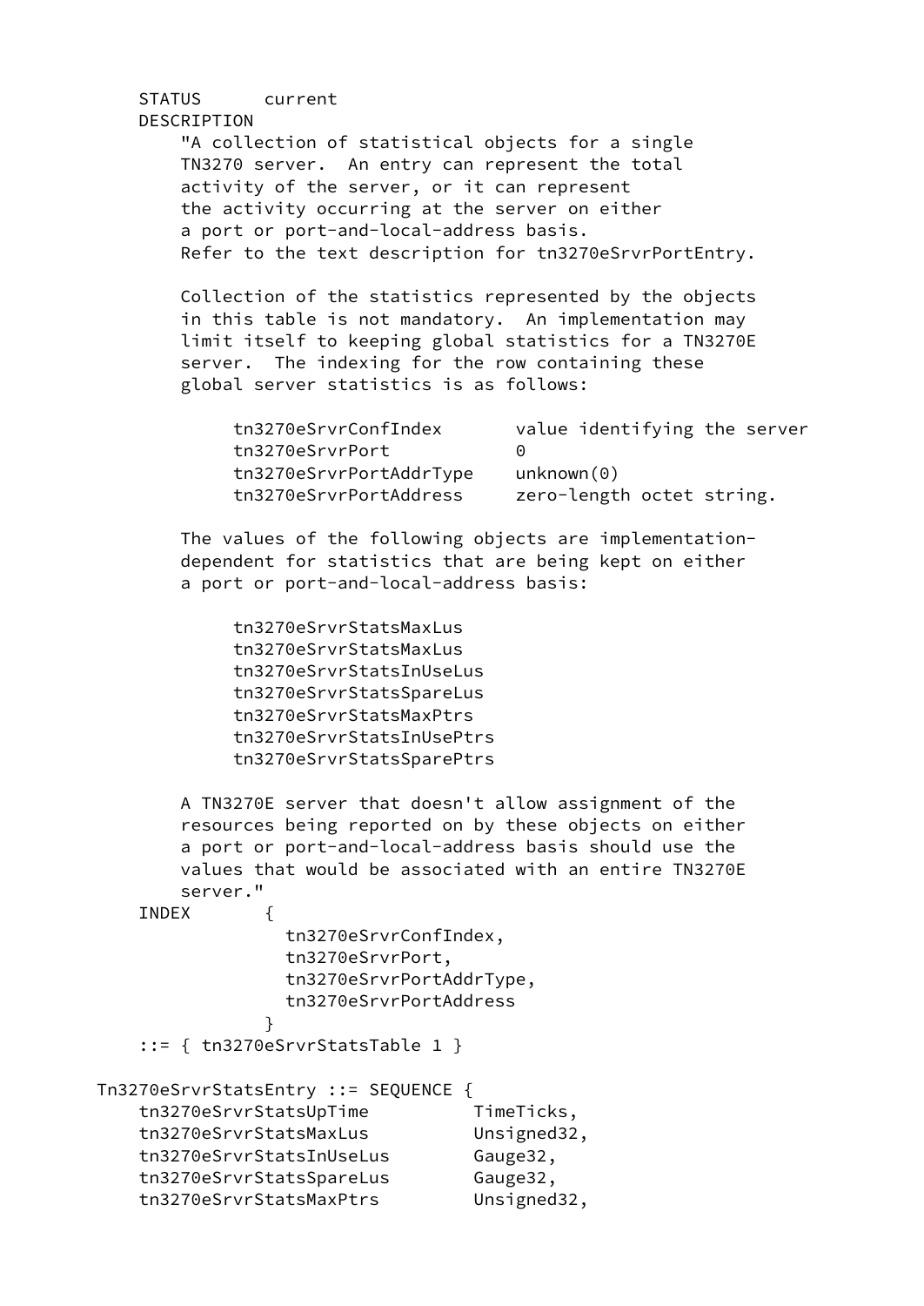```
    STATUS      current
    DESCRIPTION
        "A collection of statistical objects for a single
        TN3270 server.  An entry can represent the total
        activity of the server, or it can represent
        the activity occurring at the server on either
        a port or port-and-local-address basis.
        Refer to the text description for tn3270eSrvrPortEntry.

        Collection of the statistics represented by the objects
        in this table is not mandatory.  An implementation may
        limit itself to keeping global statistics for a TN3270E
        server.  The indexing for the row containing these
        global server statistics is as follows:

             tn3270eSrvrConfIndex       value identifying the server
             tn3270eSrvrPort            0
             tn3270eSrvrPortAddrType    unknown(0)
             tn3270eSrvrPortAddress     zero-length octet string.

        The values of the following objects are implementation-
        dependent for statistics that are being kept on either
        a port or port-and-local-address basis:

             tn3270eSrvrStatsMaxLus
             tn3270eSrvrStatsMaxLus
             tn3270eSrvrStatsInUseLus
             tn3270eSrvrStatsSpareLus
             tn3270eSrvrStatsMaxPtrs
             tn3270eSrvrStatsInUsePtrs
             tn3270eSrvrStatsSparePtrs

        A TN3270E server that doesn't allow assignment of the
        resources being reported on by these objects on either
        a port or port-and-local-address basis should use the
        values that would be associated with an entire TN3270E
        server."
    INDEX       {
                  tn3270eSrvrConfIndex,
                  tn3270eSrvrPort,
                  tn3270eSrvrPortAddrType,
                  tn3270eSrvrPortAddress
                }
    ::= { tn3270eSrvrStatsTable 1 }

Tn3270eSrvrStatsEntry ::= SEQUENCE {
    tn3270eSrvrStatsUpTime          TimeTicks,
    tn3270eSrvrStatsMaxLus          Unsigned32,
    tn3270eSrvrStatsInUseLus        Gauge32,
    tn3270eSrvrStatsSpareLus        Gauge32,
    tn3270eSrvrStatsMaxPtrs         Unsigned32,
```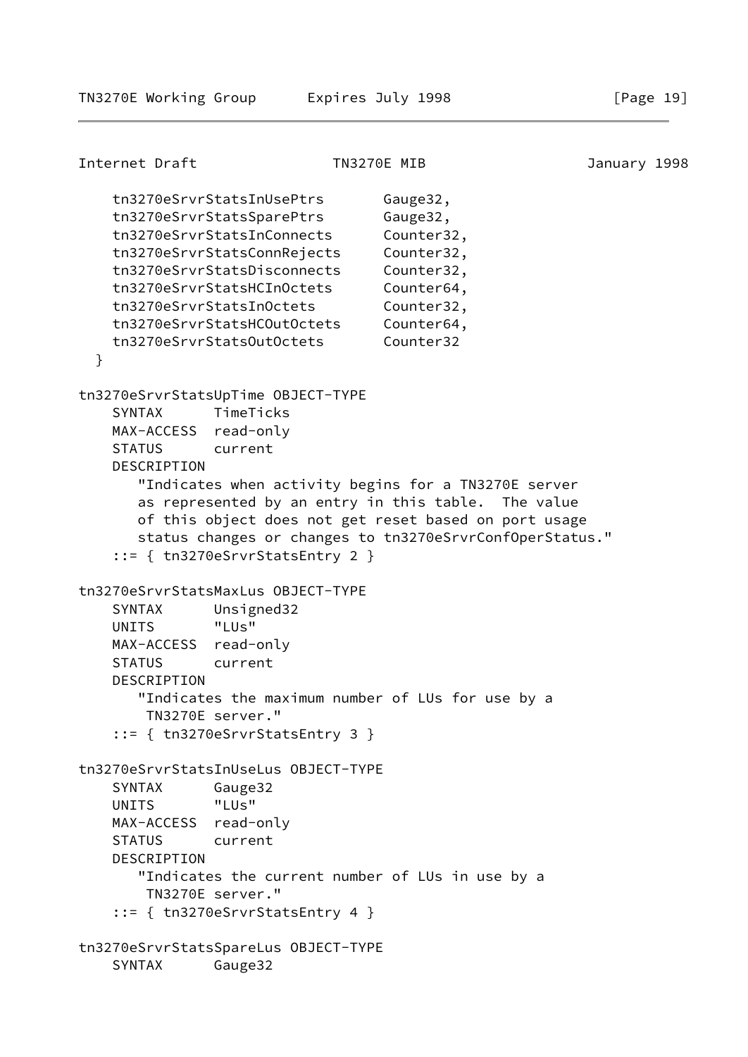```
    tn3270eSrvrStatsInUsePtrs       Gauge32,
    tn3270eSrvrStatsSparePtrs       Gauge32,
    tn3270eSrvrStatsInConnects      Counter32,
    tn3270eSrvrStatsConnRejects     Counter32,
    tn3270eSrvrStatsDisconnects     Counter32,
    tn3270eSrvrStatsHCInOctets      Counter64,
    tn3270eSrvrStatsInOctets        Counter32,
    tn3270eSrvrStatsHCOutOctets     Counter64,
    tn3270eSrvrStatsOutOctets       Counter32
  }

tn3270eSrvrStatsUpTime OBJECT-TYPE
    SYNTAX      TimeTicks
    MAX-ACCESS  read-only
    STATUS      current
    DESCRIPTION
       "Indicates when activity begins for a TN3270E server
       as represented by an entry in this table.  The value
       of this object does not get reset based on port usage
       status changes or changes to tn3270eSrvrConfOperStatus."
    ::= { tn3270eSrvrStatsEntry 2 }

tn3270eSrvrStatsMaxLus OBJECT-TYPE
    SYNTAX      Unsigned32
    UNITS       "LUs"
    MAX-ACCESS  read-only
    STATUS      current
    DESCRIPTION
       "Indicates the maximum number of LUs for use by a
        TN3270E server."
    ::= { tn3270eSrvrStatsEntry 3 }

tn3270eSrvrStatsInUseLus OBJECT-TYPE
    SYNTAX      Gauge32
    UNITS       "LUs"
    MAX-ACCESS  read-only
    STATUS      current
    DESCRIPTION
       "Indicates the current number of LUs in use by a
        TN3270E server."
    ::= { tn3270eSrvrStatsEntry 4 }

tn3270eSrvrStatsSpareLus OBJECT-TYPE
    SYNTAX      Gauge32
```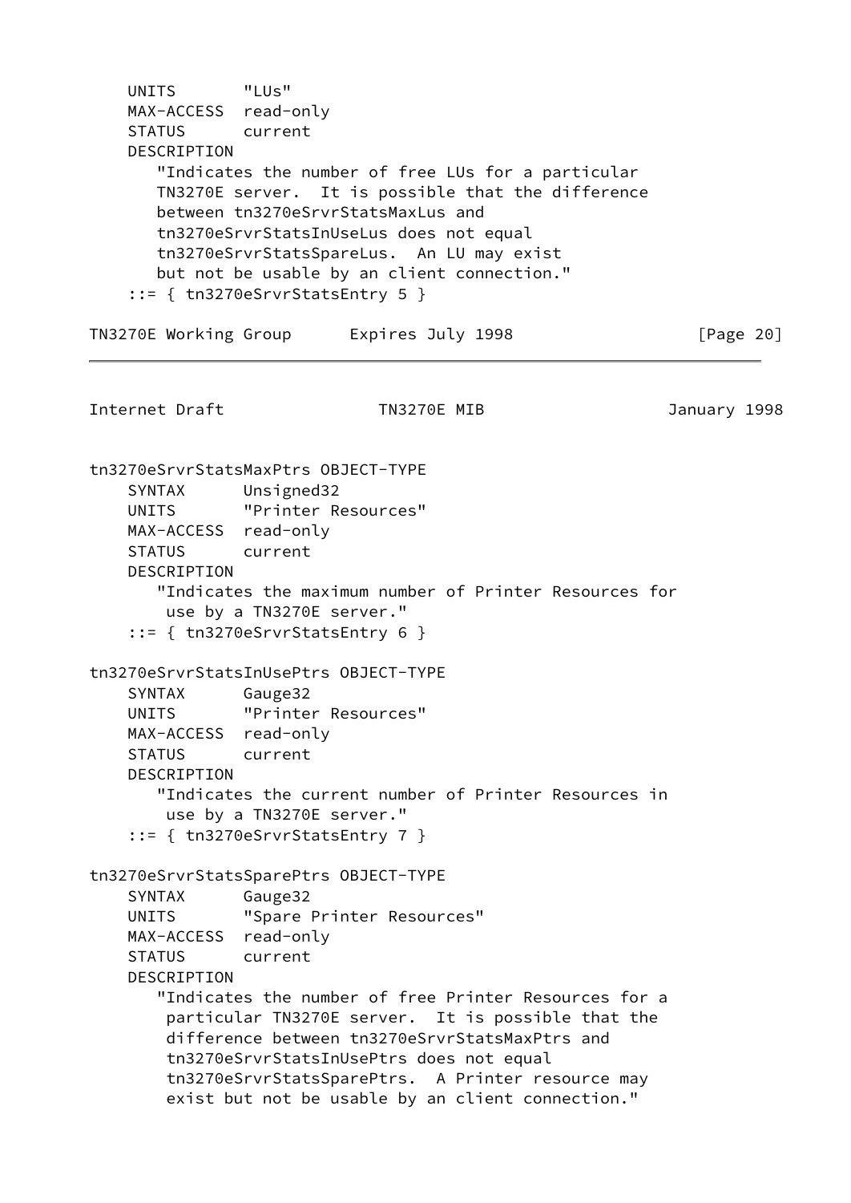```
    UNITS       "LUs"
    MAX-ACCESS  read-only
    STATUS      current
    DESCRIPTION
       "Indicates the number of free LUs for a particular
       TN3270E server.  It is possible that the difference
       between tn3270eSrvrStatsMaxLus and
       tn3270eSrvrStatsInUseLus does not equal
       tn3270eSrvrStatsSpareLus.  An LU may exist
       but not be usable by an client connection."
    ::= { tn3270eSrvrStatsEntry 5 }
```

```
tn3270eSrvrStatsMaxPtrs OBJECT-TYPE
    SYNTAX      Unsigned32
    UNITS       "Printer Resources"
    MAX-ACCESS  read-only
    STATUS      current
    DESCRIPTION
       "Indicates the maximum number of Printer Resources for
        use by a TN3270E server."
    ::= { tn3270eSrvrStatsEntry 6 }

tn3270eSrvrStatsInUsePtrs OBJECT-TYPE
    SYNTAX      Gauge32
    UNITS       "Printer Resources"
    MAX-ACCESS  read-only
    STATUS      current
    DESCRIPTION
       "Indicates the current number of Printer Resources in
        use by a TN3270E server."
    ::= { tn3270eSrvrStatsEntry 7 }

tn3270eSrvrStatsSparePtrs OBJECT-TYPE
    SYNTAX      Gauge32
    UNITS       "Spare Printer Resources"
    MAX-ACCESS  read-only
    STATUS      current
    DESCRIPTION
       "Indicates the number of free Printer Resources for a
        particular TN3270E server.  It is possible that the
        difference between tn3270eSrvrStatsMaxPtrs and
        tn3270eSrvrStatsInUsePtrs does not equal
        tn3270eSrvrStatsSparePtrs.  A Printer resource may
        exist but not be usable by an client connection."
```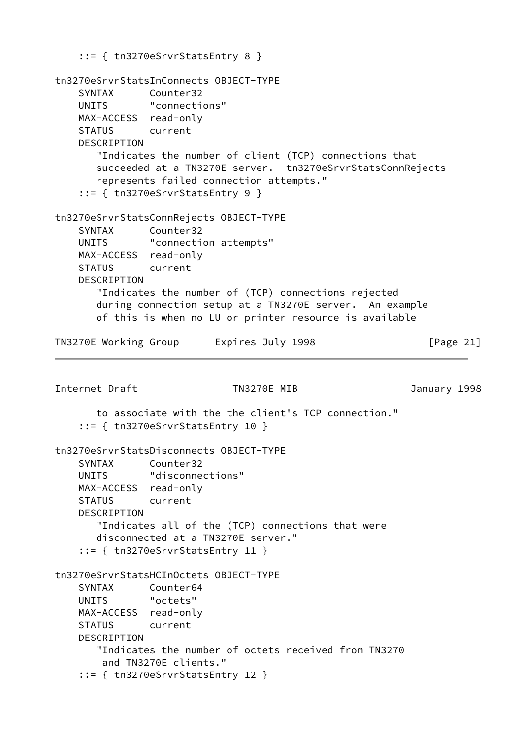```
    ::= { tn3270eSrvrStatsEntry 8 }

tn3270eSrvrStatsInConnects OBJECT-TYPE
    SYNTAX      Counter32
    UNITS       "connections"
    MAX-ACCESS  read-only
    STATUS      current
    DESCRIPTION
       "Indicates the number of client (TCP) connections that
       succeeded at a TN3270E server.  tn3270eSrvrStatsConnRejects
       represents failed connection attempts."
    ::= { tn3270eSrvrStatsEntry 9 }

tn3270eSrvrStatsConnRejects OBJECT-TYPE
    SYNTAX      Counter32
    UNITS       "connection attempts"
    MAX-ACCESS  read-only
    STATUS      current
    DESCRIPTION
       "Indicates the number of (TCP) connections rejected
       during connection setup at a TN3270E server.  An example
       of this is when no LU or printer resource is available
       to associate with the the client's TCP connection."
    ::= { tn3270eSrvrStatsEntry 10 }

tn3270eSrvrStatsDisconnects OBJECT-TYPE
    SYNTAX      Counter32
    UNITS       "disconnections"
    MAX-ACCESS  read-only
    STATUS      current
    DESCRIPTION
       "Indicates all of the (TCP) connections that were
       disconnected at a TN3270E server."
    ::= { tn3270eSrvrStatsEntry 11 }

tn3270eSrvrStatsHCInOctets OBJECT-TYPE
    SYNTAX      Counter64
    UNITS       "octets"
    MAX-ACCESS  read-only
    STATUS      current
    DESCRIPTION
       "Indicates the number of octets received from TN3270
        and TN3270E clients."
    ::= { tn3270eSrvrStatsEntry 12 }
```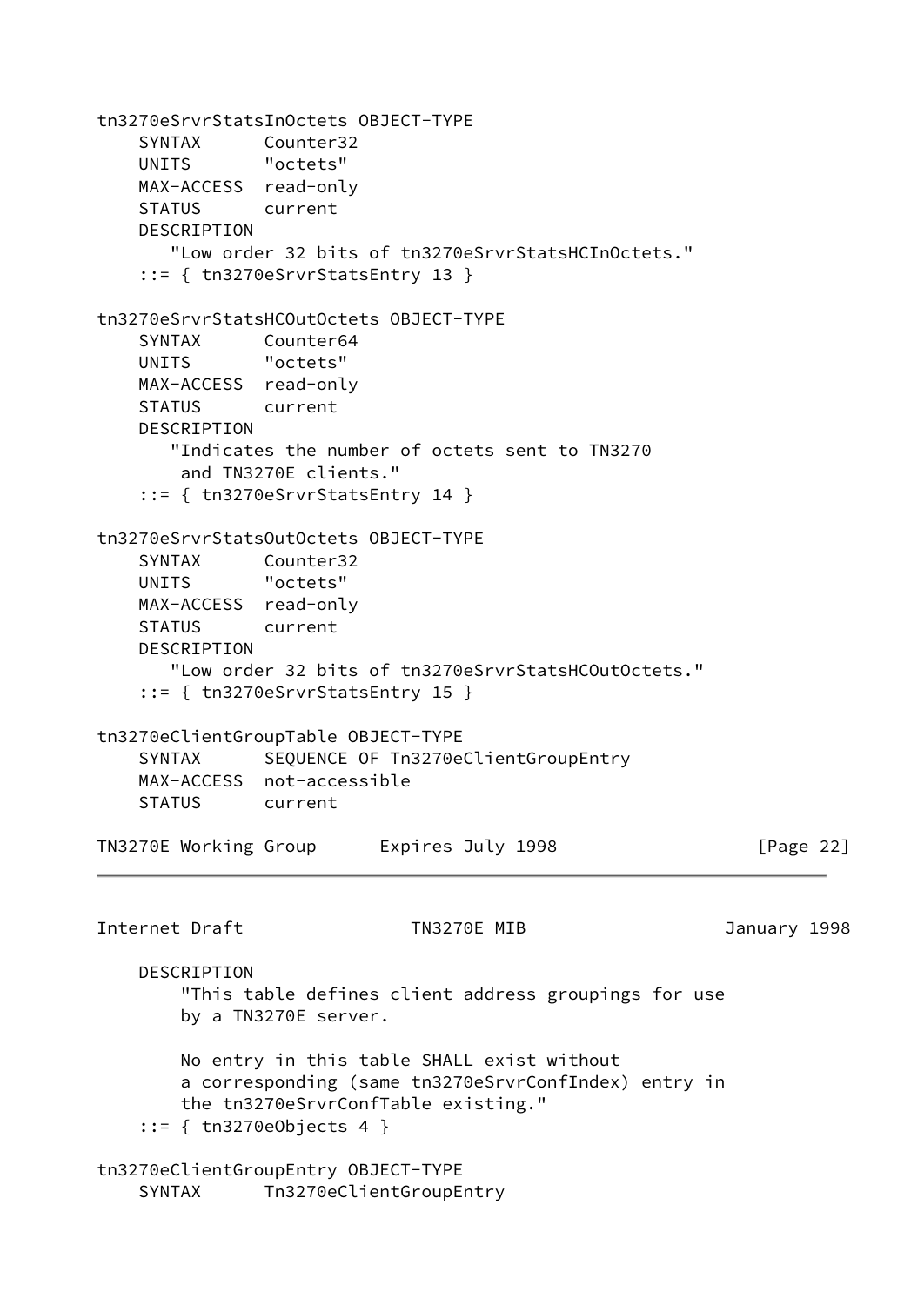```
tn3270eSrvrStatsInOctets OBJECT-TYPE
    SYNTAX      Counter32
    UNITS       "octets"
    MAX-ACCESS  read-only
    STATUS      current
    DESCRIPTION
       "Low order 32 bits of tn3270eSrvrStatsHCInOctets."
    ::= { tn3270eSrvrStatsEntry 13 }

tn3270eSrvrStatsHCOutOctets OBJECT-TYPE
    SYNTAX      Counter64
    UNITS       "octets"
    MAX-ACCESS  read-only
    STATUS      current
    DESCRIPTION
       "Indicates the number of octets sent to TN3270
        and TN3270E clients."
    ::= { tn3270eSrvrStatsEntry 14 }

tn3270eSrvrStatsOutOctets OBJECT-TYPE
    SYNTAX      Counter32
    UNITS       "octets"
    MAX-ACCESS  read-only
    STATUS      current
    DESCRIPTION
       "Low order 32 bits of tn3270eSrvrStatsHCOutOctets."
    ::= { tn3270eSrvrStatsEntry 15 }

tn3270eClientGroupTable OBJECT-TYPE
    SYNTAX      SEQUENCE OF Tn3270eClientGroupEntry
    MAX-ACCESS  not-accessible
    STATUS      current
    DESCRIPTION
        "This table defines client address groupings for use
        by a TN3270E server.

        No entry in this table SHALL exist without
        a corresponding (same tn3270eSrvrConfIndex) entry in
        the tn3270eSrvrConfTable existing."
    ::= { tn3270eObjects 4 }

tn3270eClientGroupEntry OBJECT-TYPE
    SYNTAX      Tn3270eClientGroupEntry
```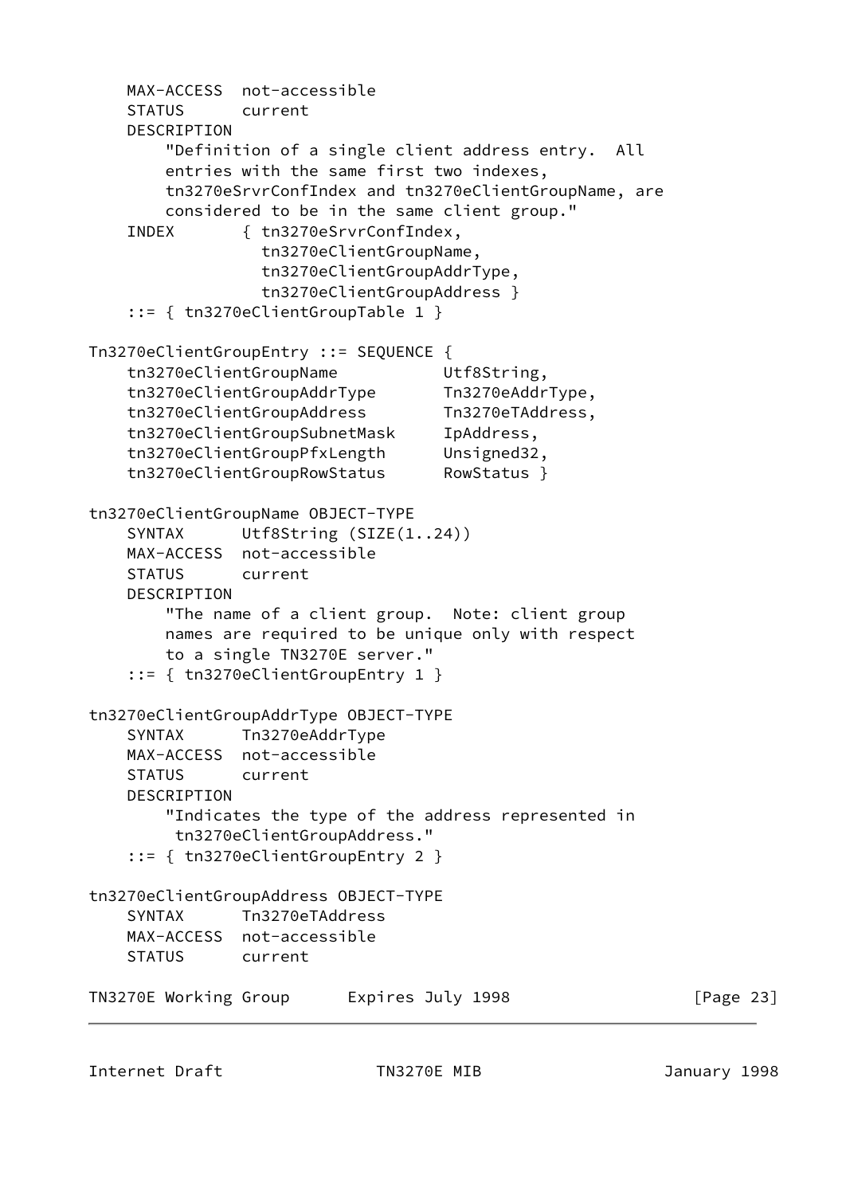```
    MAX-ACCESS  not-accessible
    STATUS      current
    DESCRIPTION
        "Definition of a single client address entry.  All
        entries with the same first two indexes,
        tn3270eSrvrConfIndex and tn3270eClientGroupName, are
        considered to be in the same client group."
    INDEX       { tn3270eSrvrConfIndex,
                  tn3270eClientGroupName,
                  tn3270eClientGroupAddrType,
                  tn3270eClientGroupAddress }
    ::= { tn3270eClientGroupTable 1 }

Tn3270eClientGroupEntry ::= SEQUENCE {
    tn3270eClientGroupName           Utf8String,
    tn3270eClientGroupAddrType       Tn3270eAddrType,
    tn3270eClientGroupAddress        Tn3270eTAddress,
    tn3270eClientGroupSubnetMask     IpAddress,
    tn3270eClientGroupPfxLength      Unsigned32,
    tn3270eClientGroupRowStatus      RowStatus }

tn3270eClientGroupName OBJECT-TYPE
    SYNTAX      Utf8String (SIZE(1..24))
    MAX-ACCESS  not-accessible
    STATUS      current
    DESCRIPTION
        "The name of a client group.  Note: client group
        names are required to be unique only with respect
        to a single TN3270E server."
    ::= { tn3270eClientGroupEntry 1 }

tn3270eClientGroupAddrType OBJECT-TYPE
    SYNTAX      Tn3270eAddrType
    MAX-ACCESS  not-accessible
    STATUS      current
    DESCRIPTION
        "Indicates the type of the address represented in
         tn3270eClientGroupAddress."
    ::= { tn3270eClientGroupEntry 2 }

tn3270eClientGroupAddress OBJECT-TYPE
    SYNTAX      Tn3270eTAddress
    MAX-ACCESS  not-accessible
    STATUS      current
```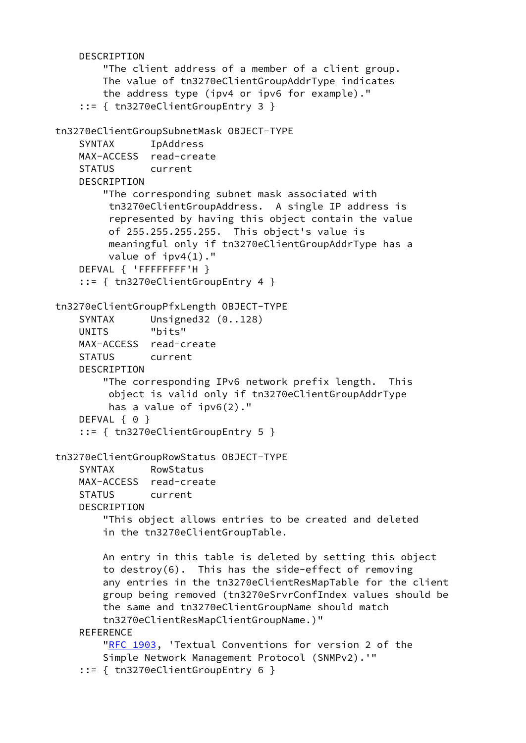```
    DESCRIPTION
        "The client address of a member of a client group.
        The value of tn3270eClientGroupAddrType indicates
        the address type (ipv4 or ipv6 for example)."
    ::= { tn3270eClientGroupEntry 3 }

tn3270eClientGroupSubnetMask OBJECT-TYPE
    SYNTAX      IpAddress
    MAX-ACCESS  read-create
    STATUS      current
    DESCRIPTION
        "The corresponding subnet mask associated with
         tn3270eClientGroupAddress.  A single IP address is
         represented by having this object contain the value
         of 255.255.255.255.  This object's value is
         meaningful only if tn3270eClientGroupAddrType has a
         value of ipv4(1)."
    DEFVAL { 'FFFFFFFF'H }
    ::= { tn3270eClientGroupEntry 4 }

tn3270eClientGroupPfxLength OBJECT-TYPE
    SYNTAX      Unsigned32 (0..128)
    UNITS       "bits"
    MAX-ACCESS  read-create
    STATUS      current
    DESCRIPTION
        "The corresponding IPv6 network prefix length.  This
         object is valid only if tn3270eClientGroupAddrType
         has a value of ipv6(2)."
    DEFVAL { 0 }
    ::= { tn3270eClientGroupEntry 5 }

tn3270eClientGroupRowStatus OBJECT-TYPE
    SYNTAX      RowStatus
    MAX-ACCESS  read-create
    STATUS      current
    DESCRIPTION
        "This object allows entries to be created and deleted
        in the tn3270eClientGroupTable.

        An entry in this table is deleted by setting this object
        to destroy(6).  This has the side-effect of removing
        any entries in the tn3270eClientResMapTable for the client
        group being removed (tn3270eSrvrConfIndex values should be
        the same and tn3270eClientGroupName should match
        tn3270eClientResMapClientGroupName.)"
    REFERENCE
        "RFC 1903, 'Textual Conventions for version 2 of the
        Simple Network Management Protocol (SNMPv2).'"
    ::= { tn3270eClientGroupEntry 6 }
```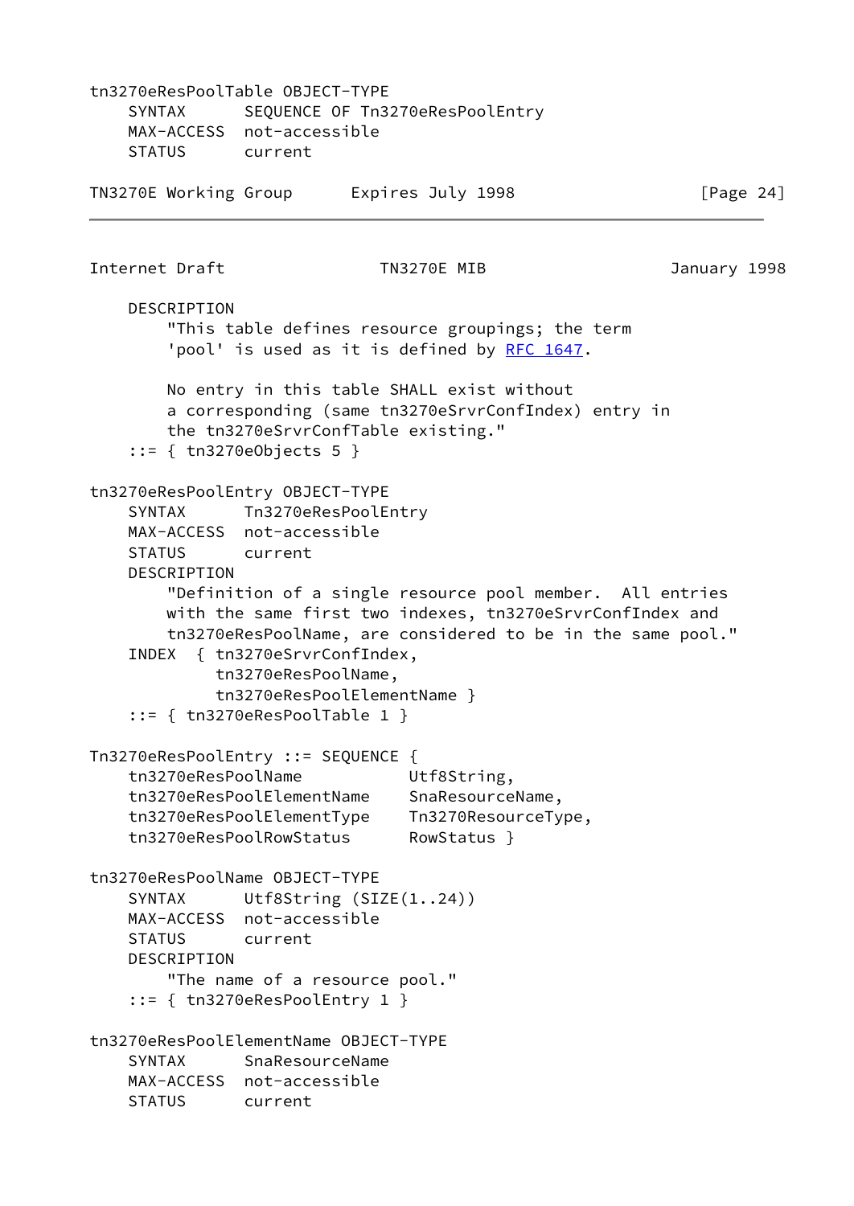```
tn3270eResPoolTable OBJECT-TYPE
    SYNTAX      SEQUENCE OF Tn3270eResPoolEntry
    MAX-ACCESS  not-accessible
    STATUS      current
    DESCRIPTION
        "This table defines resource groupings; the term
        'pool' is used as it is defined by RFC 1647.

        No entry in this table SHALL exist without
        a corresponding (same tn3270eSrvrConfIndex) entry in
        the tn3270eSrvrConfTable existing."
    ::= { tn3270eObjects 5 }

tn3270eResPoolEntry OBJECT-TYPE
    SYNTAX      Tn3270eResPoolEntry
    MAX-ACCESS  not-accessible
    STATUS      current
    DESCRIPTION
        "Definition of a single resource pool member.  All entries
        with the same first two indexes, tn3270eSrvrConfIndex and
        tn3270eResPoolName, are considered to be in the same pool."
    INDEX  { tn3270eSrvrConfIndex,
             tn3270eResPoolName,
             tn3270eResPoolElementName }
    ::= { tn3270eResPoolTable 1 }

Tn3270eResPoolEntry ::= SEQUENCE {
    tn3270eResPoolName           Utf8String,
    tn3270eResPoolElementName    SnaResourceName,
    tn3270eResPoolElementType    Tn3270ResourceType,
    tn3270eResPoolRowStatus      RowStatus }

tn3270eResPoolName OBJECT-TYPE
    SYNTAX      Utf8String (SIZE(1..24))
    MAX-ACCESS  not-accessible
    STATUS      current
    DESCRIPTION
        "The name of a resource pool."
    ::= { tn3270eResPoolEntry 1 }

tn3270eResPoolElementName OBJECT-TYPE
    SYNTAX      SnaResourceName
    MAX-ACCESS  not-accessible
    STATUS      current
```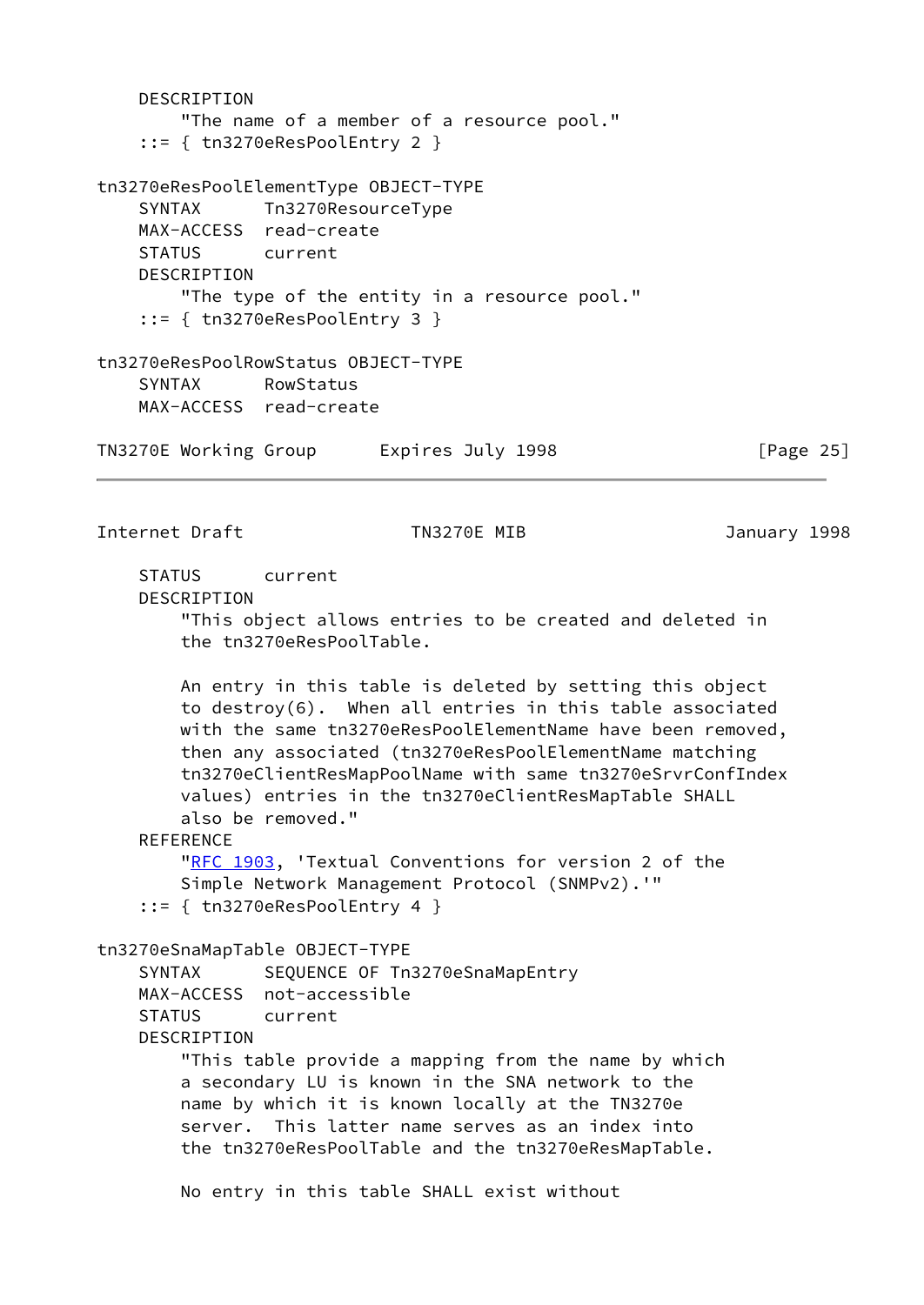```
    DESCRIPTION
        "The name of a member of a resource pool."
    ::= { tn3270eResPoolEntry 2 }

tn3270eResPoolElementType OBJECT-TYPE
    SYNTAX      Tn3270ResourceType
    MAX-ACCESS  read-create
    STATUS      current
    DESCRIPTION
        "The type of the entity in a resource pool."
    ::= { tn3270eResPoolEntry 3 }

tn3270eResPoolRowStatus OBJECT-TYPE
    SYNTAX      RowStatus
    MAX-ACCESS  read-create
    STATUS      current
    DESCRIPTION
        "This object allows entries to be created and deleted in
        the tn3270eResPoolTable.

        An entry in this table is deleted by setting this object
        to destroy(6).  When all entries in this table associated
        with the same tn3270eResPoolElementName have been removed,
        then any associated (tn3270eResPoolElementName matching
        tn3270eClientResMapPoolName with same tn3270eSrvrConfIndex
        values) entries in the tn3270eClientResMapTable SHALL
        also be removed."
    REFERENCE
        "RFC 1903, 'Textual Conventions for version 2 of the
        Simple Network Management Protocol (SNMPv2).'"
    ::= { tn3270eResPoolEntry 4 }

tn3270eSnaMapTable OBJECT-TYPE
    SYNTAX      SEQUENCE OF Tn3270eSnaMapEntry
    MAX-ACCESS  not-accessible
    STATUS      current
    DESCRIPTION
        "This table provide a mapping from the name by which
        a secondary LU is known in the SNA network to the
        name by which it is known locally at the TN3270e
        server.  This latter name serves as an index into
        the tn3270eResPoolTable and the tn3270eResMapTable.

        No entry in this table SHALL exist without
```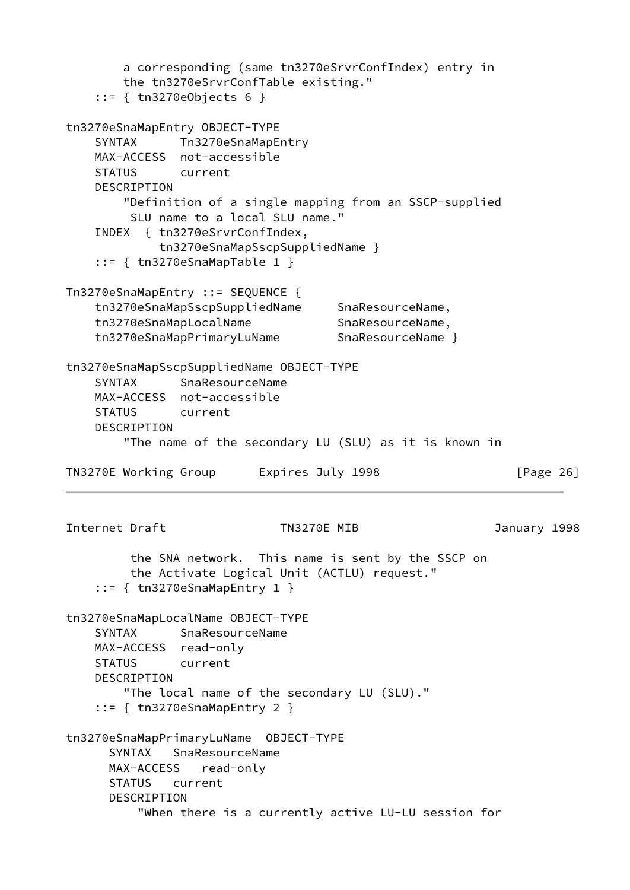```
        a corresponding (same tn3270eSrvrConfIndex) entry in
        the tn3270eSrvrConfTable existing."
    ::= { tn3270eObjects 6 }

tn3270eSnaMapEntry OBJECT-TYPE
    SYNTAX      Tn3270eSnaMapEntry
    MAX-ACCESS  not-accessible
    STATUS      current
    DESCRIPTION
        "Definition of a single mapping from an SSCP-supplied
         SLU name to a local SLU name."
    INDEX  { tn3270eSrvrConfIndex,
             tn3270eSnaMapSscpSuppliedName }
    ::= { tn3270eSnaMapTable 1 }

Tn3270eSnaMapEntry ::= SEQUENCE {
    tn3270eSnaMapSscpSuppliedName     SnaResourceName,
    tn3270eSnaMapLocalName            SnaResourceName,
    tn3270eSnaMapPrimaryLuName        SnaResourceName }

tn3270eSnaMapSscpSuppliedName OBJECT-TYPE
    SYNTAX      SnaResourceName
    MAX-ACCESS  not-accessible
    STATUS      current
    DESCRIPTION
        "The name of the secondary LU (SLU) as it is known in
         the SNA network.  This name is sent by the SSCP on
         the Activate Logical Unit (ACTLU) request."
    ::= { tn3270eSnaMapEntry 1 }

tn3270eSnaMapLocalName OBJECT-TYPE
    SYNTAX      SnaResourceName
    MAX-ACCESS  read-only
    STATUS      current
    DESCRIPTION
        "The local name of the secondary LU (SLU)."
    ::= { tn3270eSnaMapEntry 2 }

tn3270eSnaMapPrimaryLuName  OBJECT-TYPE
      SYNTAX   SnaResourceName
      MAX-ACCESS   read-only
      STATUS   current
      DESCRIPTION
          "When there is a currently active LU-LU session for
```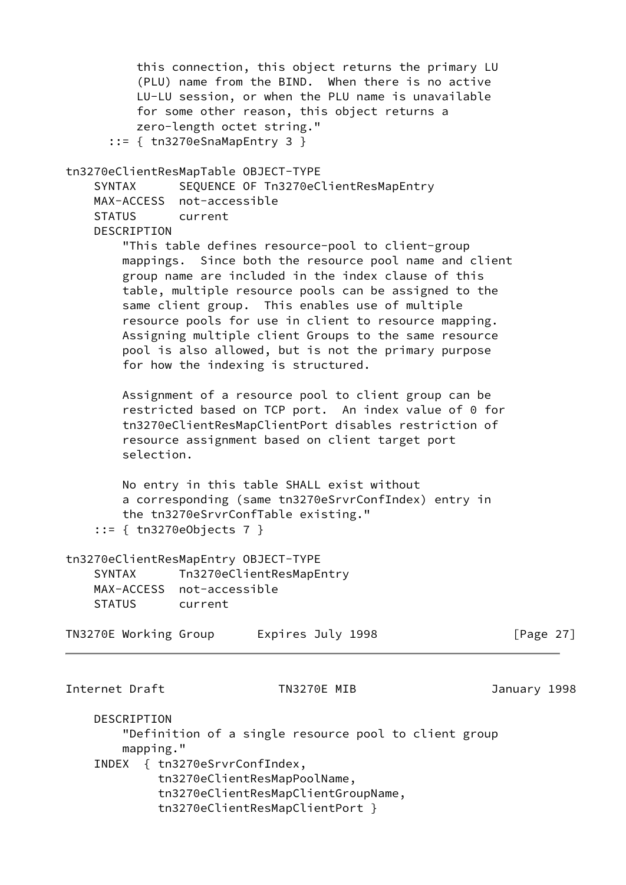```
          this connection, this object returns the primary LU
          (PLU) name from the BIND.  When there is no active
          LU-LU session, or when the PLU name is unavailable
          for some other reason, this object returns a
          zero-length octet string."
      ::= { tn3270eSnaMapEntry 3 }

tn3270eClientResMapTable OBJECT-TYPE
    SYNTAX      SEQUENCE OF Tn3270eClientResMapEntry
    MAX-ACCESS  not-accessible
    STATUS      current
    DESCRIPTION
        "This table defines resource-pool to client-group
        mappings.  Since both the resource pool name and client
        group name are included in the index clause of this
        table, multiple resource pools can be assigned to the
        same client group.  This enables use of multiple
        resource pools for use in client to resource mapping.
        Assigning multiple client Groups to the same resource
        pool is also allowed, but is not the primary purpose
        for how the indexing is structured.

        Assignment of a resource pool to client group can be
        restricted based on TCP port.  An index value of 0 for
        tn3270eClientResMapClientPort disables restriction of
        resource assignment based on client target port
        selection.

        No entry in this table SHALL exist without
        a corresponding (same tn3270eSrvrConfIndex) entry in
        the tn3270eSrvrConfTable existing."
    ::= { tn3270eObjects 7 }

tn3270eClientResMapEntry OBJECT-TYPE
    SYNTAX      Tn3270eClientResMapEntry
    MAX-ACCESS  not-accessible
    STATUS      current
    DESCRIPTION
        "Definition of a single resource pool to client group
        mapping."
    INDEX  { tn3270eSrvrConfIndex,
             tn3270eClientResMapPoolName,
             tn3270eClientResMapClientGroupName,
             tn3270eClientResMapClientPort }
```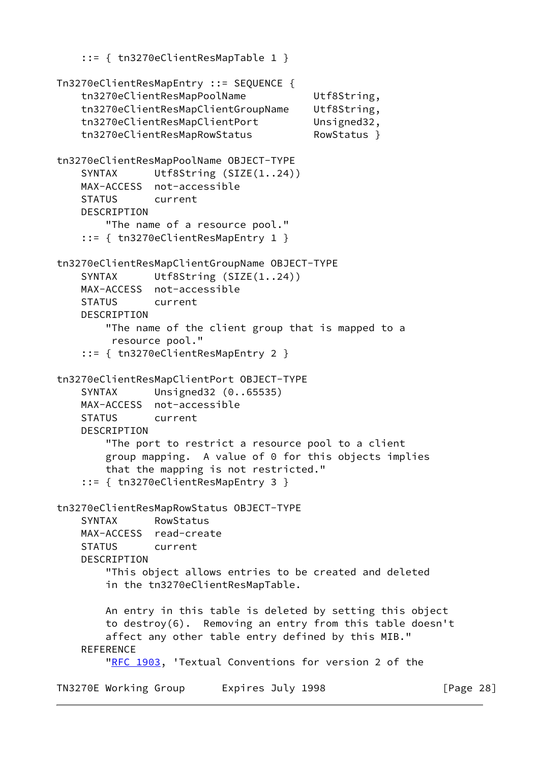```
    ::= { tn3270eClientResMapTable 1 }

Tn3270eClientResMapEntry ::= SEQUENCE {
    tn3270eClientResMapPoolName          Utf8String,
    tn3270eClientResMapClientGroupName   Utf8String,
    tn3270eClientResMapClientPort        Unsigned32,
    tn3270eClientResMapRowStatus         RowStatus }

tn3270eClientResMapPoolName OBJECT-TYPE
    SYNTAX      Utf8String (SIZE(1..24))
    MAX-ACCESS  not-accessible
    STATUS      current
    DESCRIPTION
        "The name of a resource pool."
    ::= { tn3270eClientResMapEntry 1 }

tn3270eClientResMapClientGroupName OBJECT-TYPE
    SYNTAX      Utf8String (SIZE(1..24))
    MAX-ACCESS  not-accessible
    STATUS      current
    DESCRIPTION
        "The name of the client group that is mapped to a
         resource pool."
    ::= { tn3270eClientResMapEntry 2 }

tn3270eClientResMapClientPort OBJECT-TYPE
    SYNTAX      Unsigned32 (0..65535)
    MAX-ACCESS  not-accessible
    STATUS      current
    DESCRIPTION
        "The port to restrict a resource pool to a client
        group mapping.  A value of 0 for this objects implies
        that the mapping is not restricted."
    ::= { tn3270eClientResMapEntry 3 }

tn3270eClientResMapRowStatus OBJECT-TYPE
    SYNTAX      RowStatus
    MAX-ACCESS  read-create
    STATUS      current
    DESCRIPTION
        "This object allows entries to be created and deleted
        in the tn3270eClientResMapTable.

        An entry in this table is deleted by setting this object
        to destroy(6).  Removing an entry from this table doesn't
        affect any other table entry defined by this MIB."
    REFERENCE
        "RFC 1903, 'Textual Conventions for version 2 of the
```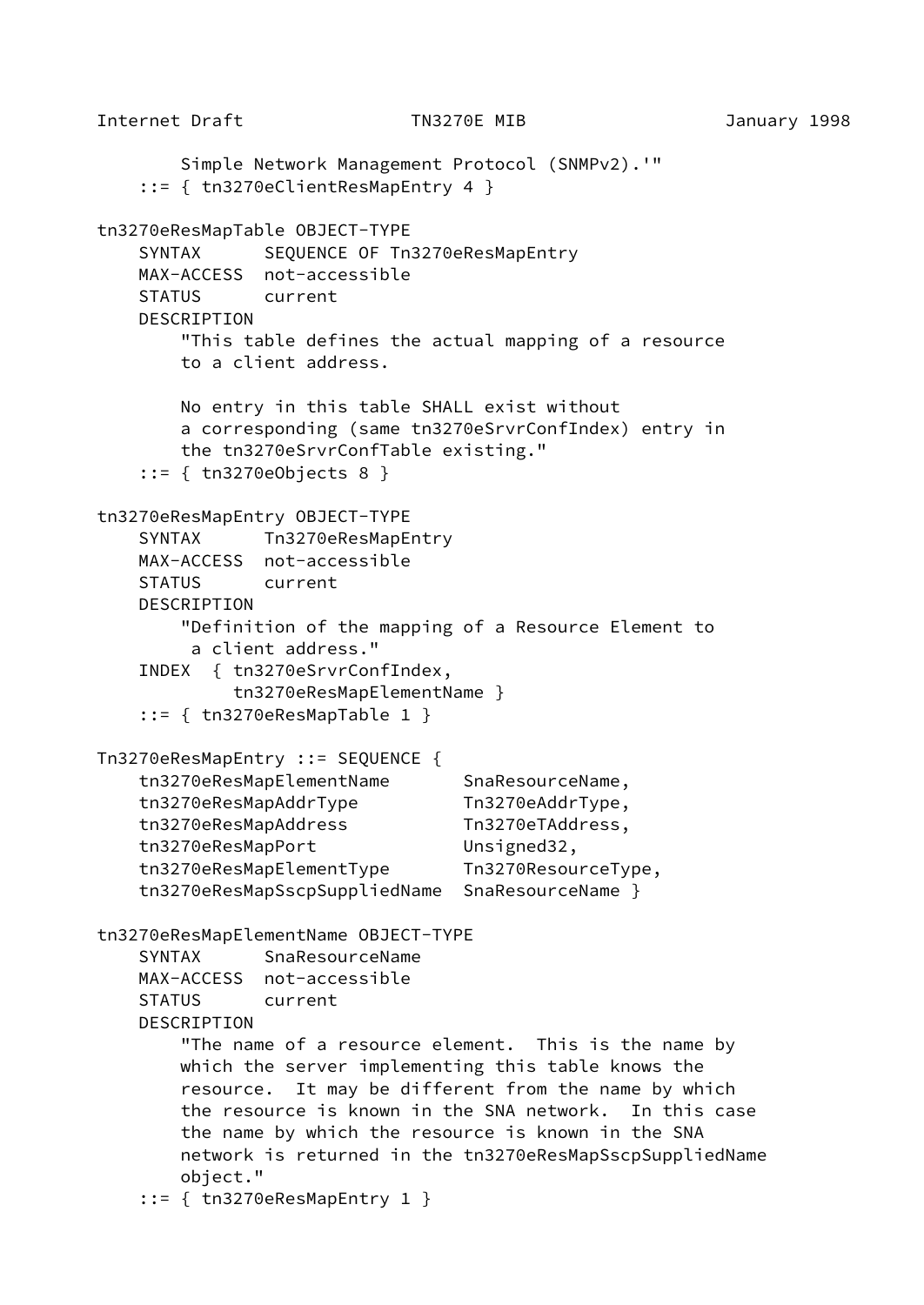```
        Simple Network Management Protocol (SNMPv2).'"
    ::= { tn3270eClientResMapEntry 4 }

tn3270eResMapTable OBJECT-TYPE
    SYNTAX      SEQUENCE OF Tn3270eResMapEntry
    MAX-ACCESS  not-accessible
    STATUS      current
    DESCRIPTION
        "This table defines the actual mapping of a resource
        to a client address.

        No entry in this table SHALL exist without
        a corresponding (same tn3270eSrvrConfIndex) entry in
        the tn3270eSrvrConfTable existing."
    ::= { tn3270eObjects 8 }

tn3270eResMapEntry OBJECT-TYPE
    SYNTAX      Tn3270eResMapEntry
    MAX-ACCESS  not-accessible
    STATUS      current
    DESCRIPTION
        "Definition of the mapping of a Resource Element to
         a client address."
    INDEX  { tn3270eSrvrConfIndex,
             tn3270eResMapElementName }
    ::= { tn3270eResMapTable 1 }

Tn3270eResMapEntry ::= SEQUENCE {
    tn3270eResMapElementName       SnaResourceName,
    tn3270eResMapAddrType          Tn3270eAddrType,
    tn3270eResMapAddress           Tn3270eTAddress,
    tn3270eResMapPort              Unsigned32,
    tn3270eResMapElementType       Tn3270ResourceType,
    tn3270eResMapSscpSuppliedName  SnaResourceName }

tn3270eResMapElementName OBJECT-TYPE
    SYNTAX      SnaResourceName
    MAX-ACCESS  not-accessible
    STATUS      current
    DESCRIPTION
        "The name of a resource element.  This is the name by
        which the server implementing this table knows the
        resource.  It may be different from the name by which
        the resource is known in the SNA network.  In this case
        the name by which the resource is known in the SNA
        network is returned in the tn3270eResMapSscpSuppliedName
        object."
    ::= { tn3270eResMapEntry 1 }
```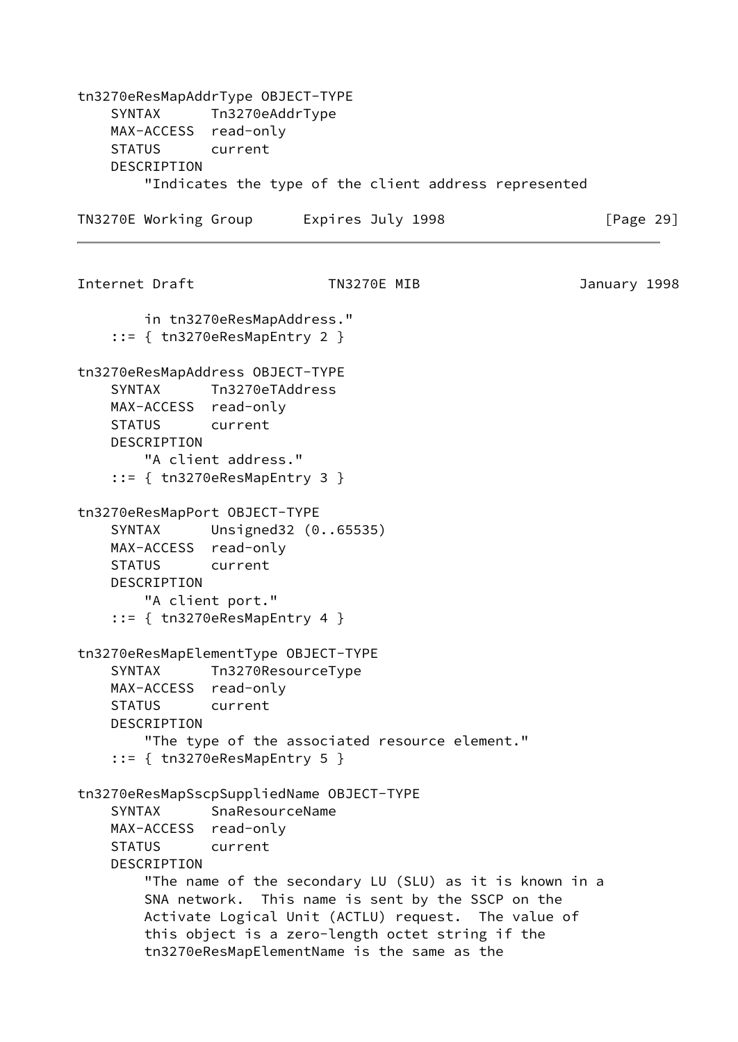```
tn3270eResMapAddrType OBJECT-TYPE
    SYNTAX      Tn3270eAddrType
    MAX-ACCESS  read-only
    STATUS      current
    DESCRIPTION
        "Indicates the type of the client address represented
        in tn3270eResMapAddress."
    ::= { tn3270eResMapEntry 2 }

tn3270eResMapAddress OBJECT-TYPE
    SYNTAX      Tn3270eTAddress
    MAX-ACCESS  read-only
    STATUS      current
    DESCRIPTION
        "A client address."
    ::= { tn3270eResMapEntry 3 }

tn3270eResMapPort OBJECT-TYPE
    SYNTAX      Unsigned32 (0..65535)
    MAX-ACCESS  read-only
    STATUS      current
    DESCRIPTION
        "A client port."
    ::= { tn3270eResMapEntry 4 }

tn3270eResMapElementType OBJECT-TYPE
    SYNTAX      Tn3270ResourceType
    MAX-ACCESS  read-only
    STATUS      current
    DESCRIPTION
        "The type of the associated resource element."
    ::= { tn3270eResMapEntry 5 }

tn3270eResMapSscpSuppliedName OBJECT-TYPE
    SYNTAX      SnaResourceName
    MAX-ACCESS  read-only
    STATUS      current
    DESCRIPTION
        "The name of the secondary LU (SLU) as it is known in a
        SNA network.  This name is sent by the SSCP on the
        Activate Logical Unit (ACTLU) request.  The value of
        this object is a zero-length octet string if the
        tn3270eResMapElementName is the same as the
```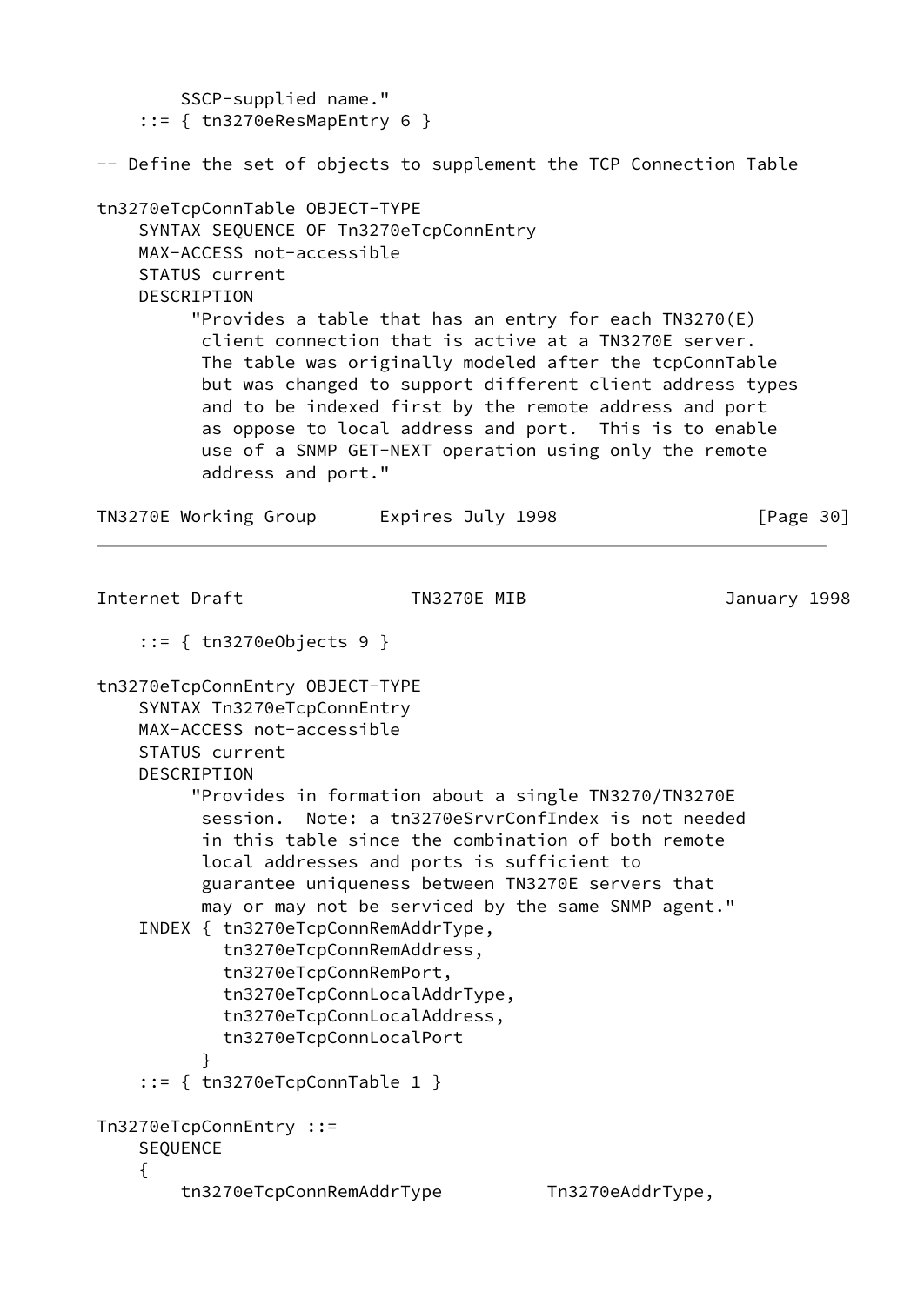```
        SSCP-supplied name."
    ::= { tn3270eResMapEntry 6 }

-- Define the set of objects to supplement the TCP Connection Table

tn3270eTcpConnTable OBJECT-TYPE
    SYNTAX SEQUENCE OF Tn3270eTcpConnEntry
    MAX-ACCESS not-accessible
    STATUS current
    DESCRIPTION
         "Provides a table that has an entry for each TN3270(E)
          client connection that is active at a TN3270E server.
          The table was originally modeled after the tcpConnTable
          but was changed to support different client address types
          and to be indexed first by the remote address and port
          as oppose to local address and port.  This is to enable
          use of a SNMP GET-NEXT operation using only the remote
          address and port."
    ::= { tn3270eObjects 9 }

tn3270eTcpConnEntry OBJECT-TYPE
    SYNTAX Tn3270eTcpConnEntry
    MAX-ACCESS not-accessible
    STATUS current
    DESCRIPTION
         "Provides in formation about a single TN3270/TN3270E
          session.  Note: a tn3270eSrvrConfIndex is not needed
          in this table since the combination of both remote
          local addresses and ports is sufficient to
          guarantee uniqueness between TN3270E servers that
          may or may not be serviced by the same SNMP agent."
    INDEX { tn3270eTcpConnRemAddrType,
            tn3270eTcpConnRemAddress,
            tn3270eTcpConnRemPort,
            tn3270eTcpConnLocalAddrType,
            tn3270eTcpConnLocalAddress,
            tn3270eTcpConnLocalPort
          }
    ::= { tn3270eTcpConnTable 1 }

Tn3270eTcpConnEntry ::=
    SEQUENCE
    {
        tn3270eTcpConnRemAddrType          Tn3270eAddrType,
```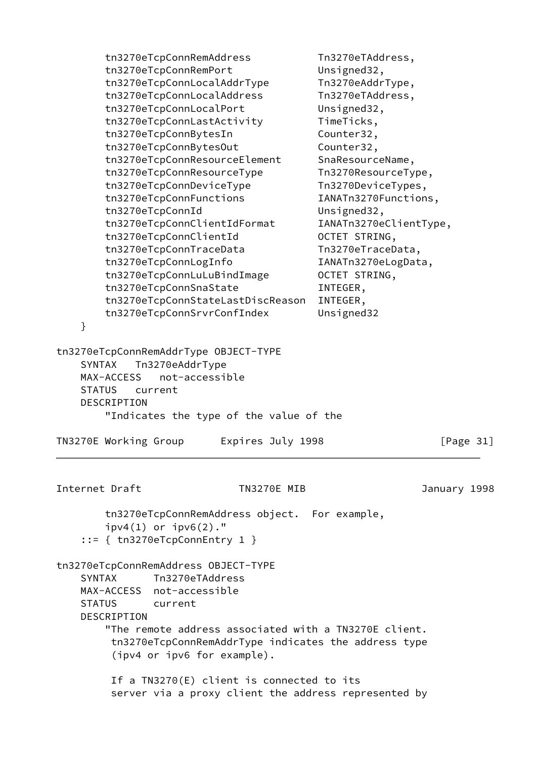```
        tn3270eTcpConnRemAddress           Tn3270eTAddress,
        tn3270eTcpConnRemPort              Unsigned32,
        tn3270eTcpConnLocalAddrType        Tn3270eAddrType,
        tn3270eTcpConnLocalAddress         Tn3270eTAddress,
        tn3270eTcpConnLocalPort            Unsigned32,
        tn3270eTcpConnLastActivity         TimeTicks,
        tn3270eTcpConnBytesIn              Counter32,
        tn3270eTcpConnBytesOut             Counter32,
        tn3270eTcpConnResourceElement      SnaResourceName,
        tn3270eTcpConnResourceType         Tn3270ResourceType,
        tn3270eTcpConnDeviceType           Tn3270DeviceTypes,
        tn3270eTcpConnFunctions            IANATn3270Functions,
        tn3270eTcpConnId                   Unsigned32,
        tn3270eTcpConnClientIdFormat       IANATn3270eClientType,
        tn3270eTcpConnClientId             OCTET STRING,
        tn3270eTcpConnTraceData            Tn3270eTraceData,
        tn3270eTcpConnLogInfo              IANATn3270eLogData,
        tn3270eTcpConnLuLuBindImage        OCTET STRING,
        tn3270eTcpConnSnaState             INTEGER,
        tn3270eTcpConnStateLastDiscReason  INTEGER,
        tn3270eTcpConnSrvrConfIndex        Unsigned32
    }

tn3270eTcpConnRemAddrType OBJECT-TYPE
    SYNTAX   Tn3270eAddrType
    MAX-ACCESS   not-accessible
    STATUS   current
    DESCRIPTION
        "Indicates the type of the value of the
        tn3270eTcpConnRemAddress object.  For example,
        ipv4(1) or ipv6(2)."
    ::= { tn3270eTcpConnEntry 1 }

tn3270eTcpConnRemAddress OBJECT-TYPE
    SYNTAX      Tn3270eTAddress
    MAX-ACCESS  not-accessible
    STATUS      current
    DESCRIPTION
        "The remote address associated with a TN3270E client.
         tn3270eTcpConnRemAddrType indicates the address type
         (ipv4 or ipv6 for example).

         If a TN3270(E) client is connected to its
         server via a proxy client the address represented by
```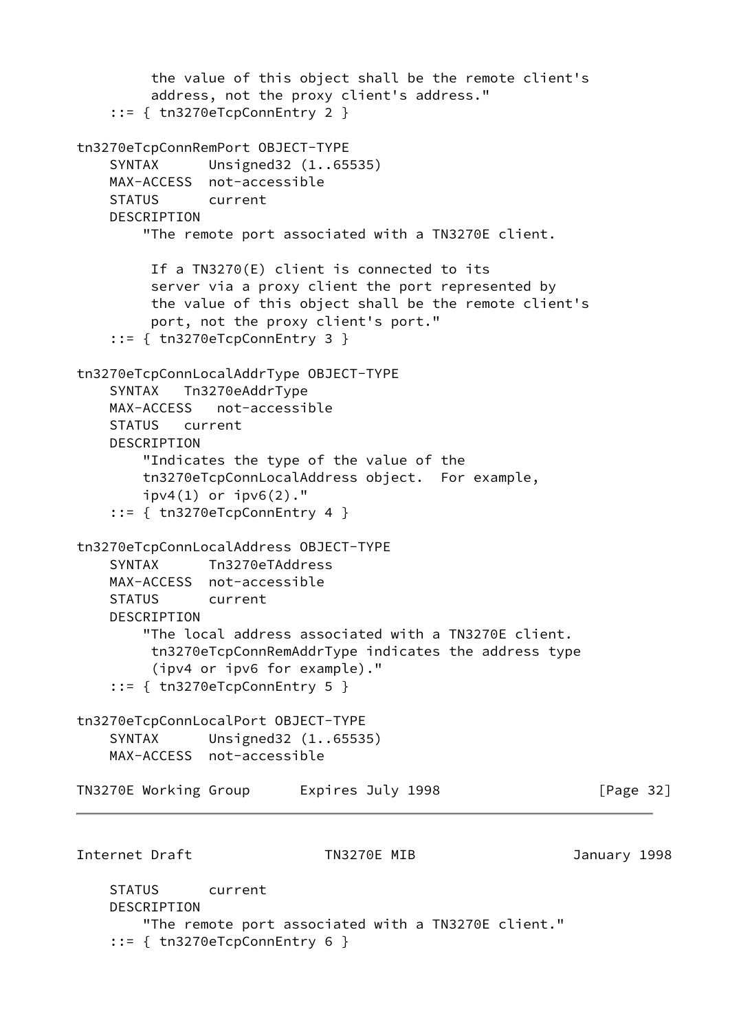```
         the value of this object shall be the remote client's
         address, not the proxy client's address."
    ::= { tn3270eTcpConnEntry 2 }

tn3270eTcpConnRemPort OBJECT-TYPE
    SYNTAX      Unsigned32 (1..65535)
    MAX-ACCESS  not-accessible
    STATUS      current
    DESCRIPTION
        "The remote port associated with a TN3270E client.

         If a TN3270(E) client is connected to its
         server via a proxy client the port represented by
         the value of this object shall be the remote client's
         port, not the proxy client's port."
    ::= { tn3270eTcpConnEntry 3 }

tn3270eTcpConnLocalAddrType OBJECT-TYPE
    SYNTAX   Tn3270eAddrType
    MAX-ACCESS   not-accessible
    STATUS   current
    DESCRIPTION
        "Indicates the type of the value of the
        tn3270eTcpConnLocalAddress object.  For example,
        ipv4(1) or ipv6(2)."
    ::= { tn3270eTcpConnEntry 4 }

tn3270eTcpConnLocalAddress OBJECT-TYPE
    SYNTAX      Tn3270eTAddress
    MAX-ACCESS  not-accessible
    STATUS      current
    DESCRIPTION
        "The local address associated with a TN3270E client.
         tn3270eTcpConnRemAddrType indicates the address type
         (ipv4 or ipv6 for example)."
    ::= { tn3270eTcpConnEntry 5 }

tn3270eTcpConnLocalPort OBJECT-TYPE
    SYNTAX      Unsigned32 (1..65535)
    MAX-ACCESS  not-accessible
    STATUS      current
    DESCRIPTION
        "The remote port associated with a TN3270E client."
    ::= { tn3270eTcpConnEntry 6 }
```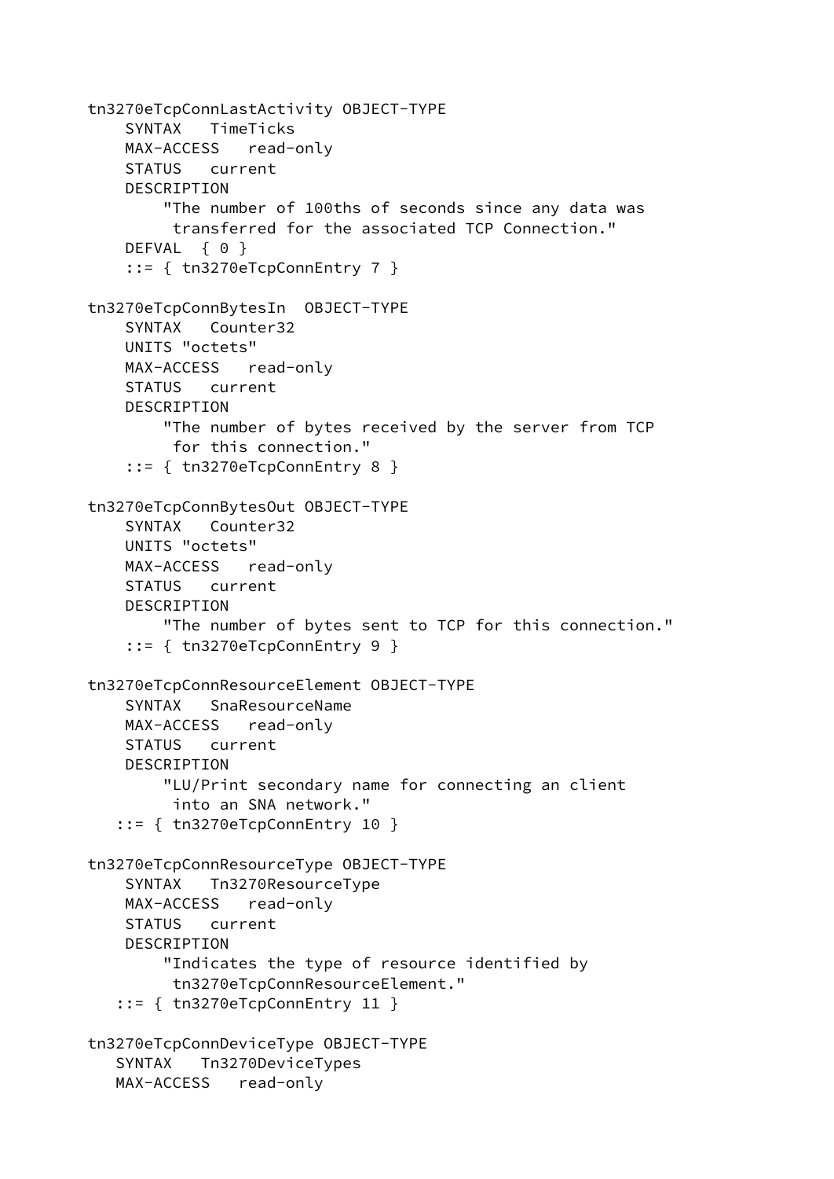```
tn3270eTcpConnLastActivity OBJECT-TYPE
    SYNTAX   TimeTicks
    MAX-ACCESS   read-only
    STATUS   current
    DESCRIPTION
        "The number of 100ths of seconds since any data was
         transferred for the associated TCP Connection."
    DEFVAL  { 0 }
    ::= { tn3270eTcpConnEntry 7 }

tn3270eTcpConnBytesIn  OBJECT-TYPE
    SYNTAX   Counter32
    UNITS "octets"
    MAX-ACCESS   read-only
    STATUS   current
    DESCRIPTION
        "The number of bytes received by the server from TCP
         for this connection."
    ::= { tn3270eTcpConnEntry 8 }

tn3270eTcpConnBytesOut OBJECT-TYPE
    SYNTAX   Counter32
    UNITS "octets"
    MAX-ACCESS   read-only
    STATUS   current
    DESCRIPTION
        "The number of bytes sent to TCP for this connection."
    ::= { tn3270eTcpConnEntry 9 }

tn3270eTcpConnResourceElement OBJECT-TYPE
    SYNTAX   SnaResourceName
    MAX-ACCESS   read-only
    STATUS   current
    DESCRIPTION
        "LU/Print secondary name for connecting an client
         into an SNA network."
   ::= { tn3270eTcpConnEntry 10 }

tn3270eTcpConnResourceType OBJECT-TYPE
    SYNTAX   Tn3270ResourceType
    MAX-ACCESS   read-only
    STATUS   current
    DESCRIPTION
        "Indicates the type of resource identified by
         tn3270eTcpConnResourceElement."
   ::= { tn3270eTcpConnEntry 11 }

tn3270eTcpConnDeviceType OBJECT-TYPE
   SYNTAX   Tn3270DeviceTypes
   MAX-ACCESS   read-only
```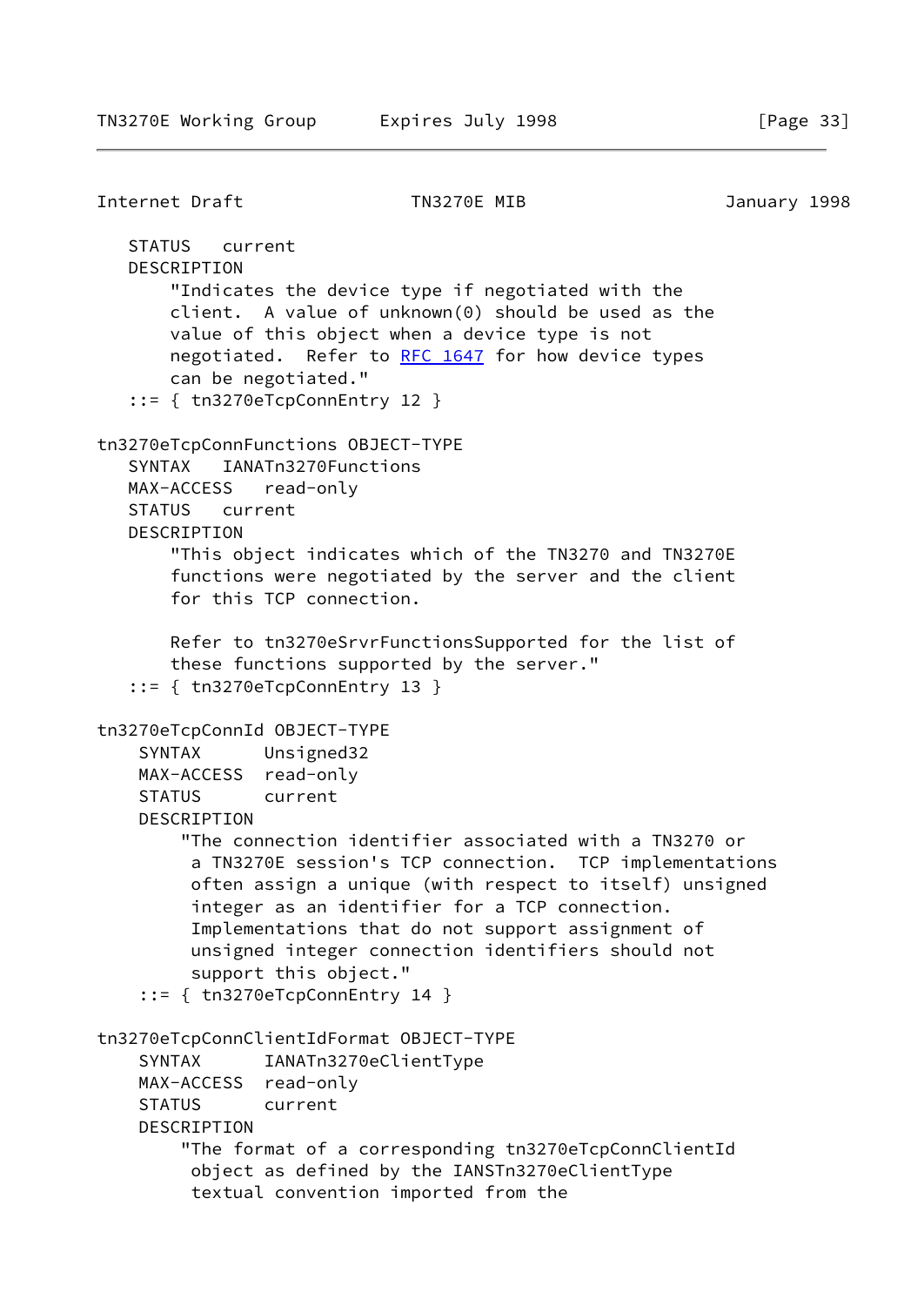```
   STATUS   current
   DESCRIPTION
       "Indicates the device type if negotiated with the
       client.  A value of unknown(0) should be used as the
       value of this object when a device type is not
       negotiated.  Refer to RFC 1647 for how device types
       can be negotiated."
   ::= { tn3270eTcpConnEntry 12 }

tn3270eTcpConnFunctions OBJECT-TYPE
   SYNTAX   IANATn3270Functions
   MAX-ACCESS   read-only
   STATUS   current
   DESCRIPTION
       "This object indicates which of the TN3270 and TN3270E
       functions were negotiated by the server and the client
       for this TCP connection.

       Refer to tn3270eSrvrFunctionsSupported for the list of
       these functions supported by the server."
   ::= { tn3270eTcpConnEntry 13 }

tn3270eTcpConnId OBJECT-TYPE
    SYNTAX      Unsigned32
    MAX-ACCESS  read-only
    STATUS      current
    DESCRIPTION
        "The connection identifier associated with a TN3270 or
         a TN3270E session's TCP connection.  TCP implementations
         often assign a unique (with respect to itself) unsigned
         integer as an identifier for a TCP connection.
         Implementations that do not support assignment of
         unsigned integer connection identifiers should not
         support this object."
    ::= { tn3270eTcpConnEntry 14 }

tn3270eTcpConnClientIdFormat OBJECT-TYPE
    SYNTAX      IANATn3270eClientType
    MAX-ACCESS  read-only
    STATUS      current
    DESCRIPTION
        "The format of a corresponding tn3270eTcpConnClientId
         object as defined by the IANSTn3270eClientType
         textual convention imported from the
```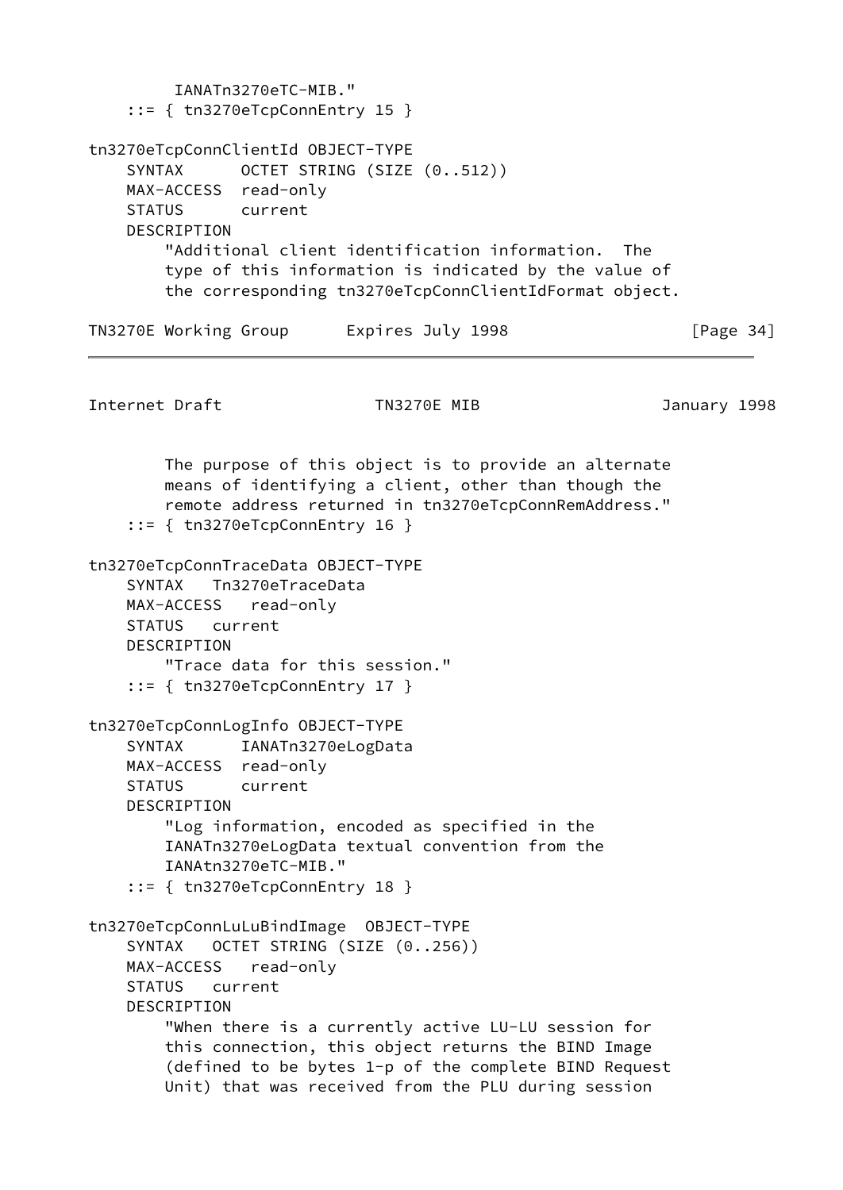```
         IANATn3270eTC-MIB."
    ::= { tn3270eTcpConnEntry 15 }

tn3270eTcpConnClientId OBJECT-TYPE
    SYNTAX      OCTET STRING (SIZE (0..512))
    MAX-ACCESS  read-only
    STATUS      current
    DESCRIPTION
        "Additional client identification information.  The
        type of this information is indicated by the value of
        the corresponding tn3270eTcpConnClientIdFormat object.

        The purpose of this object is to provide an alternate
        means of identifying a client, other than though the
        remote address returned in tn3270eTcpConnRemAddress."
    ::= { tn3270eTcpConnEntry 16 }

tn3270eTcpConnTraceData OBJECT-TYPE
    SYNTAX   Tn3270eTraceData
    MAX-ACCESS   read-only
    STATUS   current
    DESCRIPTION
        "Trace data for this session."
    ::= { tn3270eTcpConnEntry 17 }

tn3270eTcpConnLogInfo OBJECT-TYPE
    SYNTAX      IANATn3270eLogData
    MAX-ACCESS  read-only
    STATUS      current
    DESCRIPTION
        "Log information, encoded as specified in the
        IANATn3270eLogData textual convention from the
        IANAtn3270eTC-MIB."
    ::= { tn3270eTcpConnEntry 18 }

tn3270eTcpConnLuLuBindImage  OBJECT-TYPE
    SYNTAX   OCTET STRING (SIZE (0..256))
    MAX-ACCESS   read-only
    STATUS   current
    DESCRIPTION
        "When there is a currently active LU-LU session for
        this connection, this object returns the BIND Image
        (defined to be bytes 1-p of the complete BIND Request
        Unit) that was received from the PLU during session
```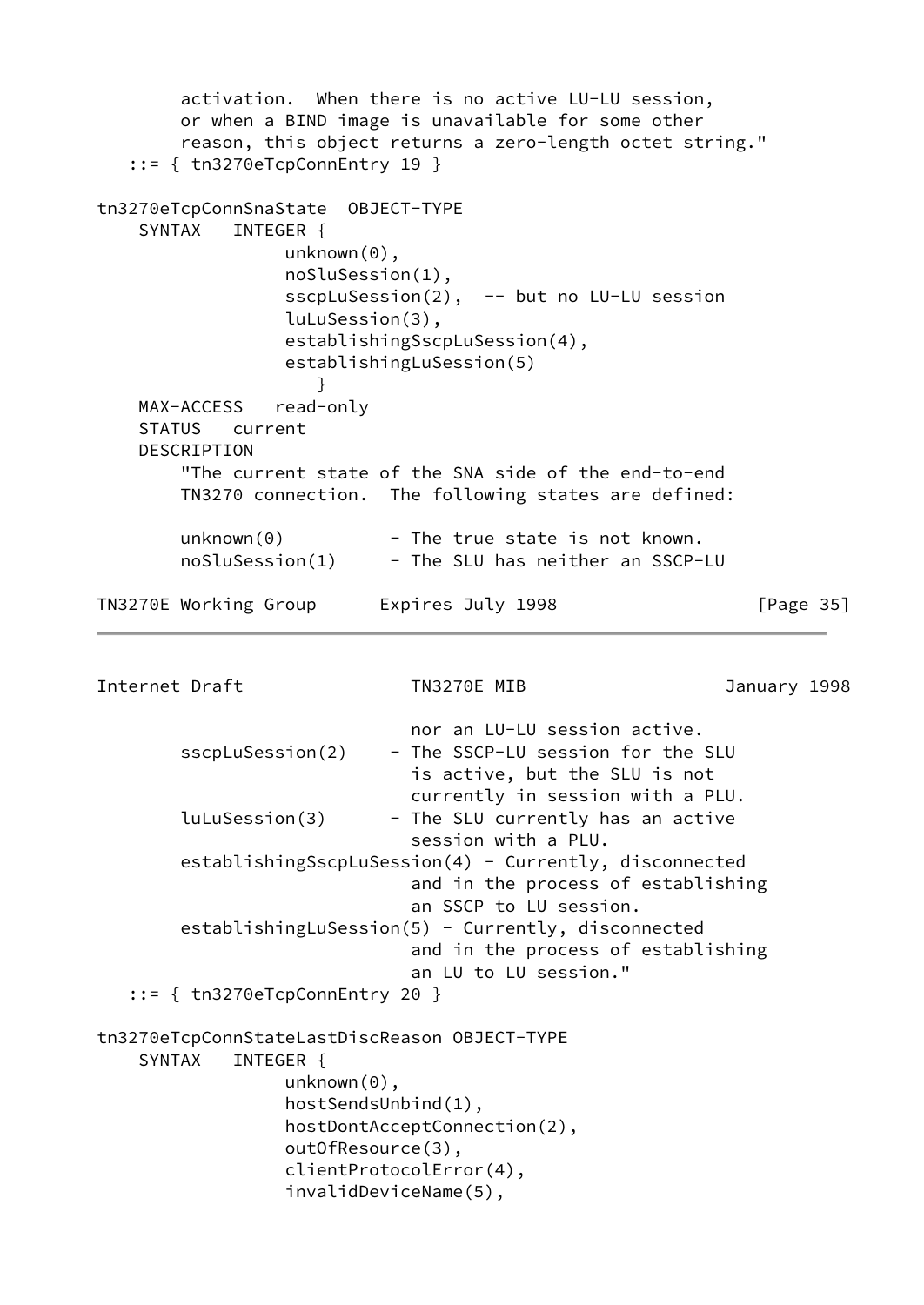```
        activation.  When there is no active LU-LU session,
        or when a BIND image is unavailable for some other
        reason, this object returns a zero-length octet string."
   ::= { tn3270eTcpConnEntry 19 }

tn3270eTcpConnSnaState  OBJECT-TYPE
    SYNTAX   INTEGER {
                 unknown(0),
                 noSluSession(1),
                 sscpLuSession(2),  -- but no LU-LU session
                 luLuSession(3),
                 establishingSscpLuSession(4),
                 establishingLuSession(5)
                    }
    MAX-ACCESS   read-only
    STATUS   current
    DESCRIPTION
        "The current state of the SNA side of the end-to-end
        TN3270 connection.  The following states are defined:

        unknown(0)          - The true state is not known.
        noSluSession(1)     - The SLU has neither an SSCP-LU
                              nor an LU-LU session active.
        sscpLuSession(2)    - The SSCP-LU session for the SLU
                              is active, but the SLU is not
                              currently in session with a PLU.
        luLuSession(3)      - The SLU currently has an active
                              session with a PLU.
        establishingSscpLuSession(4) - Currently, disconnected
                              and in the process of establishing
                              an SSCP to LU session.
        establishingLuSession(5) - Currently, disconnected
                              and in the process of establishing
                              an LU to LU session."
   ::= { tn3270eTcpConnEntry 20 }

tn3270eTcpConnStateLastDiscReason OBJECT-TYPE
    SYNTAX   INTEGER {
                 unknown(0),
                 hostSendsUnbind(1),
                 hostDontAcceptConnection(2),
                 outOfResource(3),
                 clientProtocolError(4),
                 invalidDeviceName(5),
```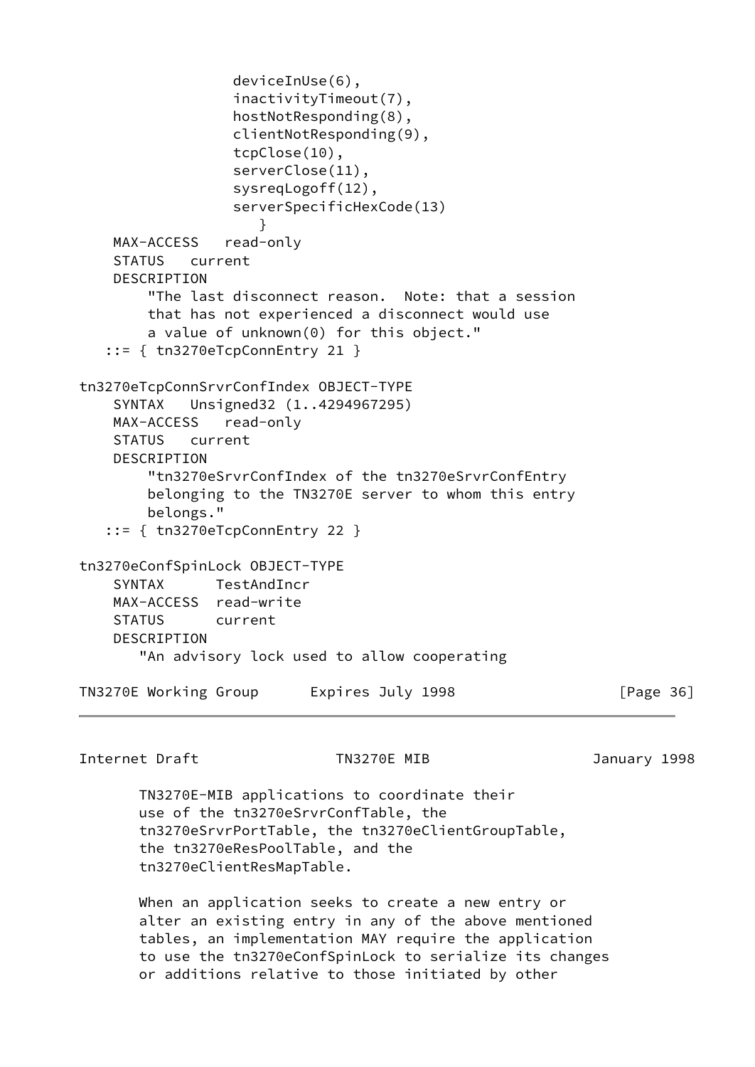```
                   deviceInUse(6),
                   inactivityTimeout(7),
                   hostNotResponding(8),
                   clientNotResponding(9),
                   tcpClose(10),
                   serverClose(11),
                   sysreqLogoff(12),
                   serverSpecificHexCode(13)
                      }
    MAX-ACCESS   read-only
    STATUS   current
    DESCRIPTION
        "The last disconnect reason.  Note: that a session
        that has not experienced a disconnect would use
        a value of unknown(0) for this object."
   ::= { tn3270eTcpConnEntry 21 }

tn3270eTcpConnSrvrConfIndex OBJECT-TYPE
    SYNTAX   Unsigned32 (1..4294967295)
    MAX-ACCESS   read-only
    STATUS   current
    DESCRIPTION
        "tn3270eSrvrConfIndex of the tn3270eSrvrConfEntry
        belonging to the TN3270E server to whom this entry
        belongs."
   ::= { tn3270eTcpConnEntry 22 }

tn3270eConfSpinLock OBJECT-TYPE
    SYNTAX      TestAndIncr
    MAX-ACCESS  read-write
    STATUS      current
    DESCRIPTION
       "An advisory lock used to allow cooperating
       TN3270E-MIB applications to coordinate their
       use of the tn3270eSrvrConfTable, the
       tn3270eSrvrPortTable, the tn3270eClientGroupTable,
       the tn3270eResPoolTable, and the
       tn3270eClientResMapTable.

       When an application seeks to create a new entry or
       alter an existing entry in any of the above mentioned
       tables, an implementation MAY require the application
       to use the tn3270eConfSpinLock to serialize its changes
       or additions relative to those initiated by other
```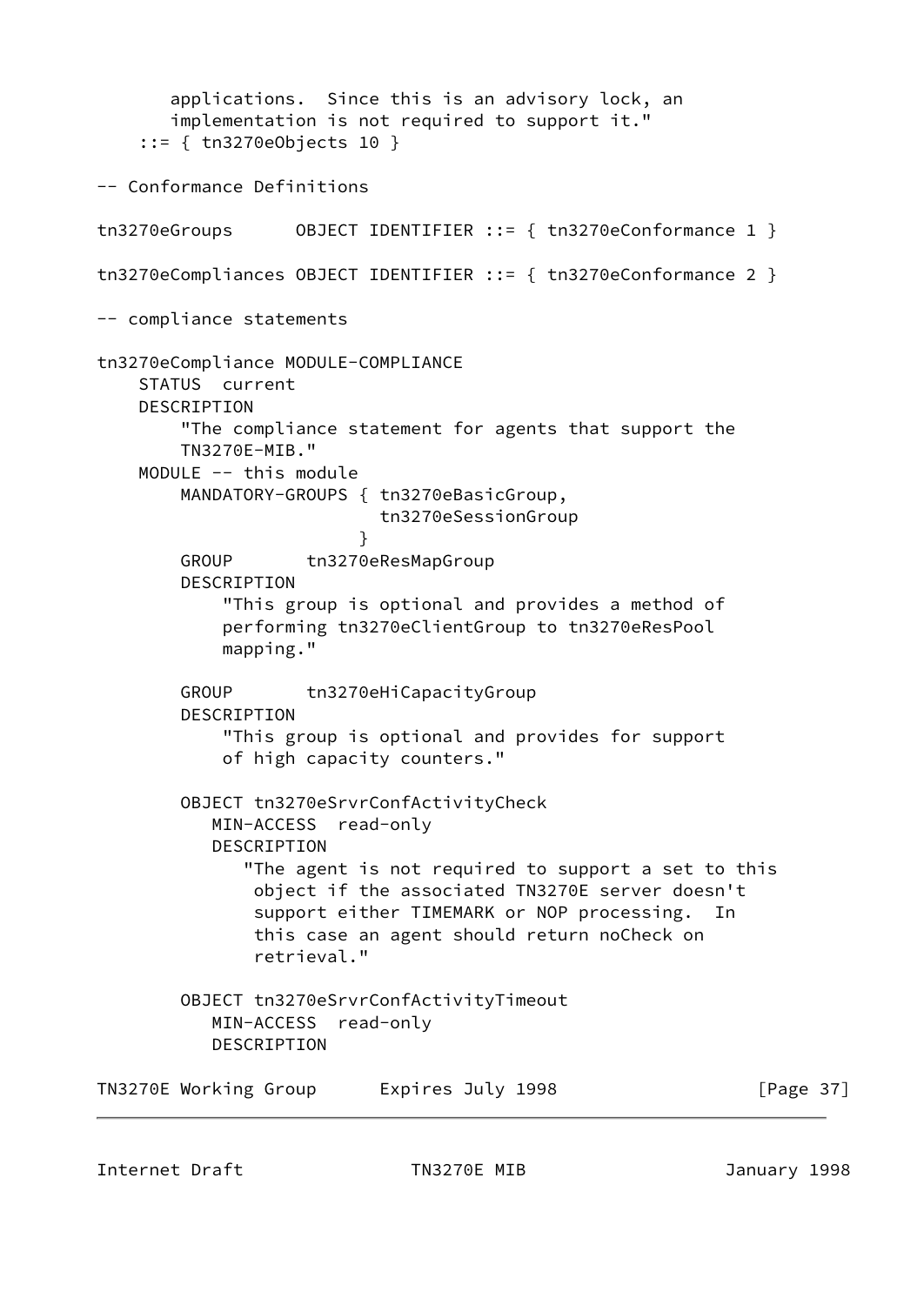```
       applications.  Since this is an advisory lock, an
       implementation is not required to support it."
    ::= { tn3270eObjects 10 }

-- Conformance Definitions

tn3270eGroups      OBJECT IDENTIFIER ::= { tn3270eConformance 1 }

tn3270eCompliances OBJECT IDENTIFIER ::= { tn3270eConformance 2 }

-- compliance statements

tn3270eCompliance MODULE-COMPLIANCE
    STATUS  current
    DESCRIPTION
        "The compliance statement for agents that support the
        TN3270E-MIB."
    MODULE -- this module
        MANDATORY-GROUPS { tn3270eBasicGroup,
                           tn3270eSessionGroup
                         }
        GROUP       tn3270eResMapGroup
        DESCRIPTION
            "This group is optional and provides a method of
            performing tn3270eClientGroup to tn3270eResPool
            mapping."

        GROUP       tn3270eHiCapacityGroup
        DESCRIPTION
            "This group is optional and provides for support
            of high capacity counters."

        OBJECT tn3270eSrvrConfActivityCheck
           MIN-ACCESS  read-only
           DESCRIPTION
              "The agent is not required to support a set to this
               object if the associated TN3270E server doesn't
               support either TIMEMARK or NOP processing.  In
               this case an agent should return noCheck on
               retrieval."

        OBJECT tn3270eSrvrConfActivityTimeout
           MIN-ACCESS  read-only
           DESCRIPTION
```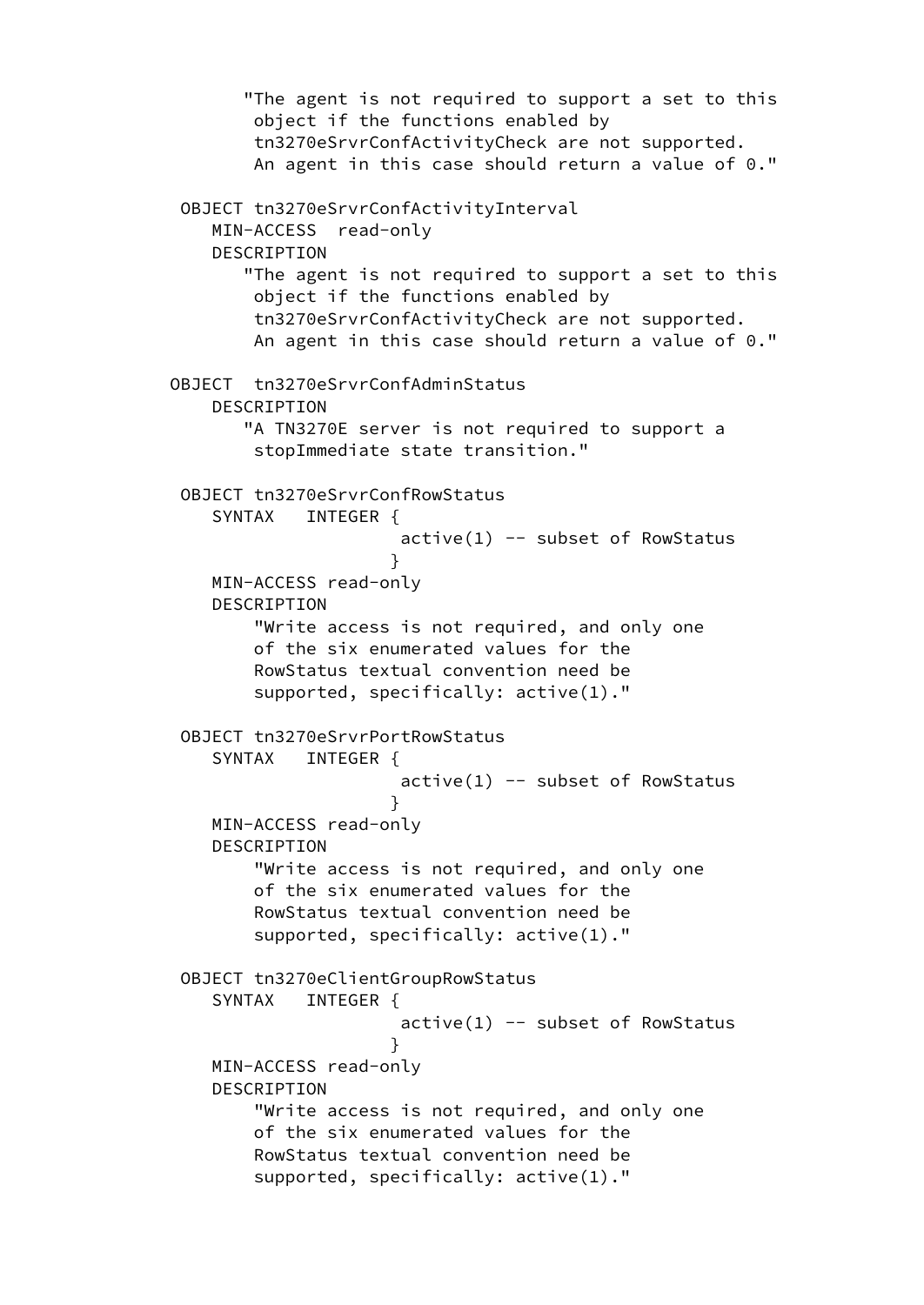```
           "The agent is not required to support a set to this
            object if the functions enabled by
            tn3270eSrvrConfActivityCheck are not supported.
            An agent in this case should return a value of 0."

     OBJECT tn3270eSrvrConfActivityInterval
        MIN-ACCESS  read-only
        DESCRIPTION
           "The agent is not required to support a set to this
            object if the functions enabled by
            tn3270eSrvrConfActivityCheck are not supported.
            An agent in this case should return a value of 0."

    OBJECT  tn3270eSrvrConfAdminStatus
        DESCRIPTION
           "A TN3270E server is not required to support a
            stopImmediate state transition."

     OBJECT tn3270eSrvrConfRowStatus
        SYNTAX   INTEGER {
                          active(1) -- subset of RowStatus
                         }
        MIN-ACCESS read-only
        DESCRIPTION
            "Write access is not required, and only one
            of the six enumerated values for the
            RowStatus textual convention need be
            supported, specifically: active(1)."

     OBJECT tn3270eSrvrPortRowStatus
        SYNTAX   INTEGER {
                          active(1) -- subset of RowStatus
                         }
        MIN-ACCESS read-only
        DESCRIPTION
            "Write access is not required, and only one
            of the six enumerated values for the
            RowStatus textual convention need be
            supported, specifically: active(1)."

     OBJECT tn3270eClientGroupRowStatus
        SYNTAX   INTEGER {
                          active(1) -- subset of RowStatus
                         }
        MIN-ACCESS read-only
        DESCRIPTION
            "Write access is not required, and only one
            of the six enumerated values for the
            RowStatus textual convention need be
            supported, specifically: active(1)."
```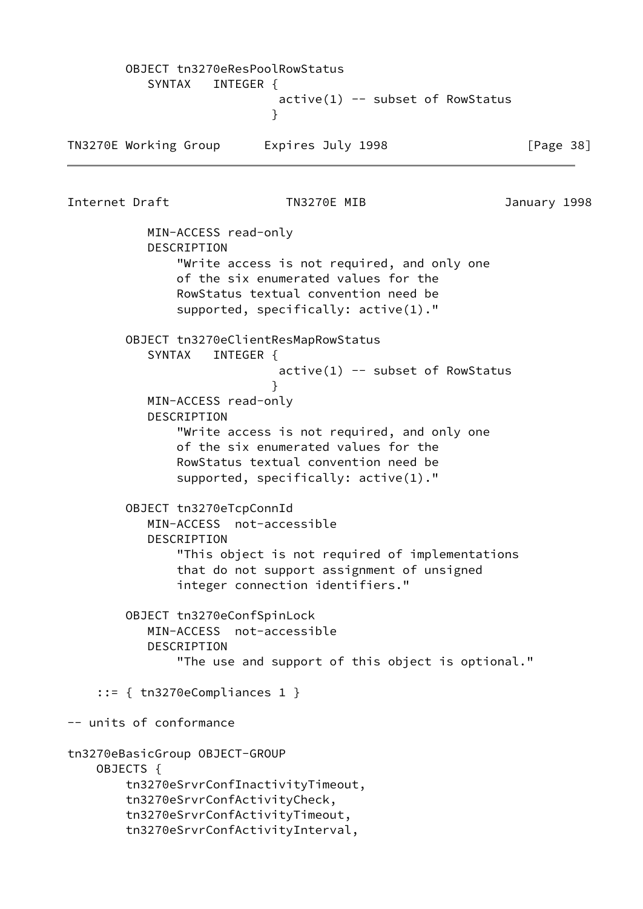```
        OBJECT tn3270eResPoolRowStatus
           SYNTAX   INTEGER {
                             active(1) -- subset of RowStatus
                            }
           MIN-ACCESS read-only
           DESCRIPTION
               "Write access is not required, and only one
               of the six enumerated values for the
               RowStatus textual convention need be
               supported, specifically: active(1)."

        OBJECT tn3270eClientResMapRowStatus
           SYNTAX   INTEGER {
                             active(1) -- subset of RowStatus
                            }
           MIN-ACCESS read-only
           DESCRIPTION
               "Write access is not required, and only one
               of the six enumerated values for the
               RowStatus textual convention need be
               supported, specifically: active(1)."

        OBJECT tn3270eTcpConnId
           MIN-ACCESS  not-accessible
           DESCRIPTION
               "This object is not required of implementations
               that do not support assignment of unsigned
               integer connection identifiers."

        OBJECT tn3270eConfSpinLock
           MIN-ACCESS  not-accessible
           DESCRIPTION
               "The use and support of this object is optional."

    ::= { tn3270eCompliances 1 }

-- units of conformance

tn3270eBasicGroup OBJECT-GROUP
    OBJECTS {
        tn3270eSrvrConfInactivityTimeout,
        tn3270eSrvrConfActivityCheck,
        tn3270eSrvrConfActivityTimeout,
        tn3270eSrvrConfActivityInterval,
```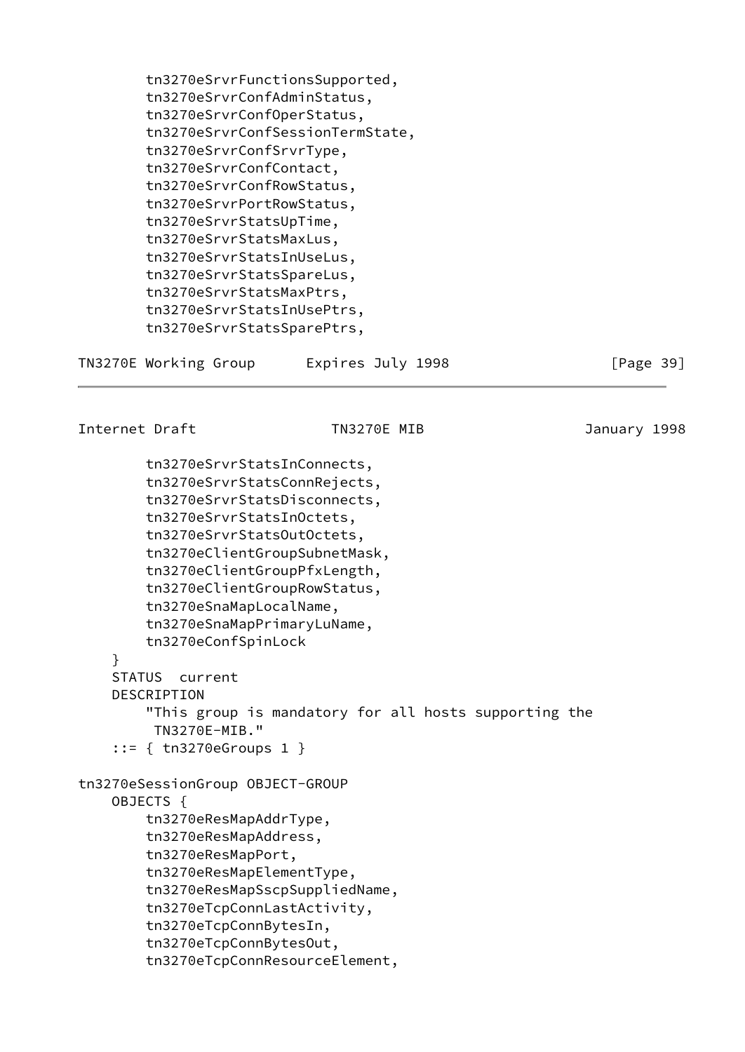```
        tn3270eSrvrFunctionsSupported,
        tn3270eSrvrConfAdminStatus,
        tn3270eSrvrConfOperStatus,
        tn3270eSrvrConfSessionTermState,
        tn3270eSrvrConfSrvrType,
        tn3270eSrvrConfContact,
        tn3270eSrvrConfRowStatus,
        tn3270eSrvrPortRowStatus,
        tn3270eSrvrStatsUpTime,
        tn3270eSrvrStatsMaxLus,
        tn3270eSrvrStatsInUseLus,
        tn3270eSrvrStatsSpareLus,
        tn3270eSrvrStatsMaxPtrs,
        tn3270eSrvrStatsInUsePtrs,
        tn3270eSrvrStatsSparePtrs,
        tn3270eSrvrStatsInConnects,
        tn3270eSrvrStatsConnRejects,
        tn3270eSrvrStatsDisconnects,
        tn3270eSrvrStatsInOctets,
        tn3270eSrvrStatsOutOctets,
        tn3270eClientGroupSubnetMask,
        tn3270eClientGroupPfxLength,
        tn3270eClientGroupRowStatus,
        tn3270eSnaMapLocalName,
        tn3270eSnaMapPrimaryLuName,
        tn3270eConfSpinLock
    }
    STATUS  current
    DESCRIPTION
        "This group is mandatory for all hosts supporting the
         TN3270E-MIB."
    ::= { tn3270eGroups 1 }

tn3270eSessionGroup OBJECT-GROUP
    OBJECTS {
        tn3270eResMapAddrType,
        tn3270eResMapAddress,
        tn3270eResMapPort,
        tn3270eResMapElementType,
        tn3270eResMapSscpSuppliedName,
        tn3270eTcpConnLastActivity,
        tn3270eTcpConnBytesIn,
        tn3270eTcpConnBytesOut,
        tn3270eTcpConnResourceElement,
```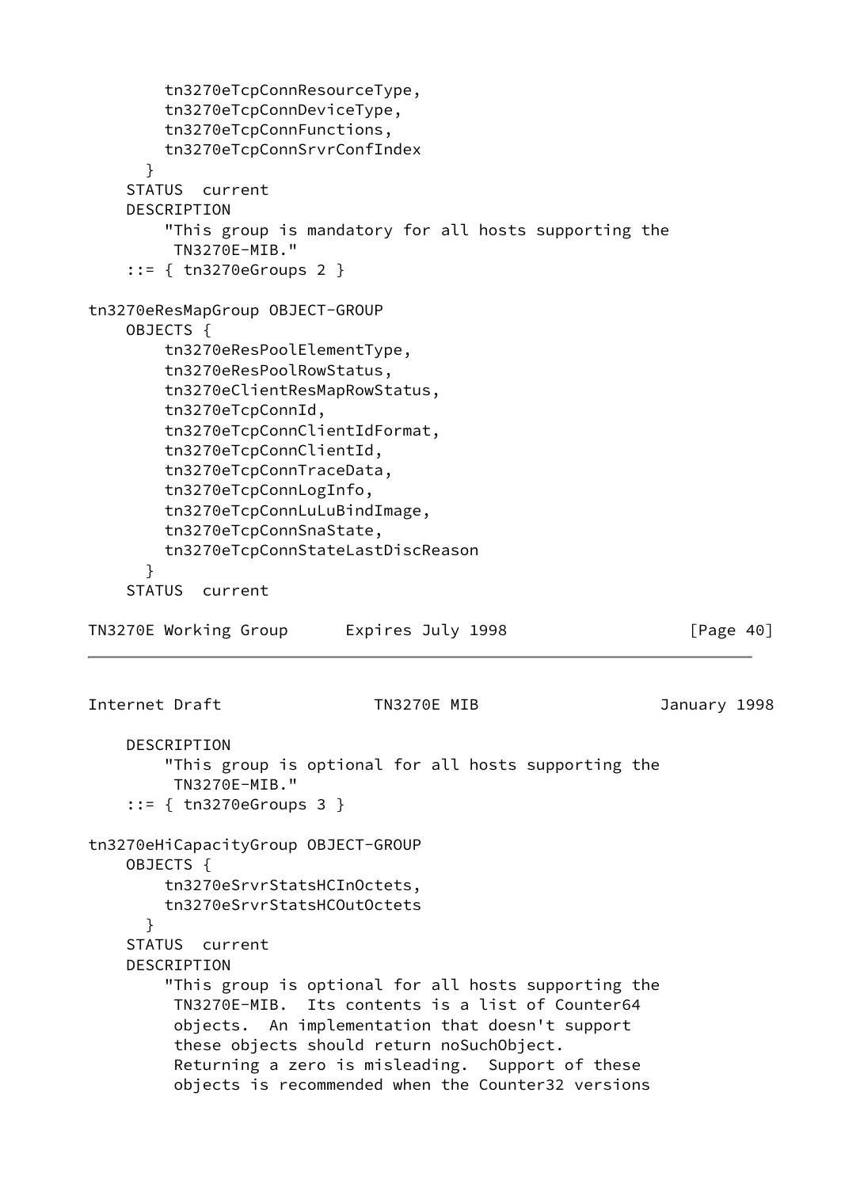```
        tn3270eTcpConnResourceType,
        tn3270eTcpConnDeviceType,
        tn3270eTcpConnFunctions,
        tn3270eTcpConnSrvrConfIndex
      }
    STATUS  current
    DESCRIPTION
        "This group is mandatory for all hosts supporting the
         TN3270E-MIB."
    ::= { tn3270eGroups 2 }

tn3270eResMapGroup OBJECT-GROUP
    OBJECTS {
        tn3270eResPoolElementType,
        tn3270eResPoolRowStatus,
        tn3270eClientResMapRowStatus,
        tn3270eTcpConnId,
        tn3270eTcpConnClientIdFormat,
        tn3270eTcpConnClientId,
        tn3270eTcpConnTraceData,
        tn3270eTcpConnLogInfo,
        tn3270eTcpConnLuLuBindImage,
        tn3270eTcpConnSnaState,
        tn3270eTcpConnStateLastDiscReason
      }
    STATUS  current
    DESCRIPTION
        "This group is optional for all hosts supporting the
         TN3270E-MIB."
    ::= { tn3270eGroups 3 }

tn3270eHiCapacityGroup OBJECT-GROUP
    OBJECTS {
        tn3270eSrvrStatsHCInOctets,
        tn3270eSrvrStatsHCOutOctets
      }
    STATUS  current
    DESCRIPTION
        "This group is optional for all hosts supporting the
         TN3270E-MIB.  Its contents is a list of Counter64
         objects.  An implementation that doesn't support
         these objects should return noSuchObject.
         Returning a zero is misleading.  Support of these
         objects is recommended when the Counter32 versions
```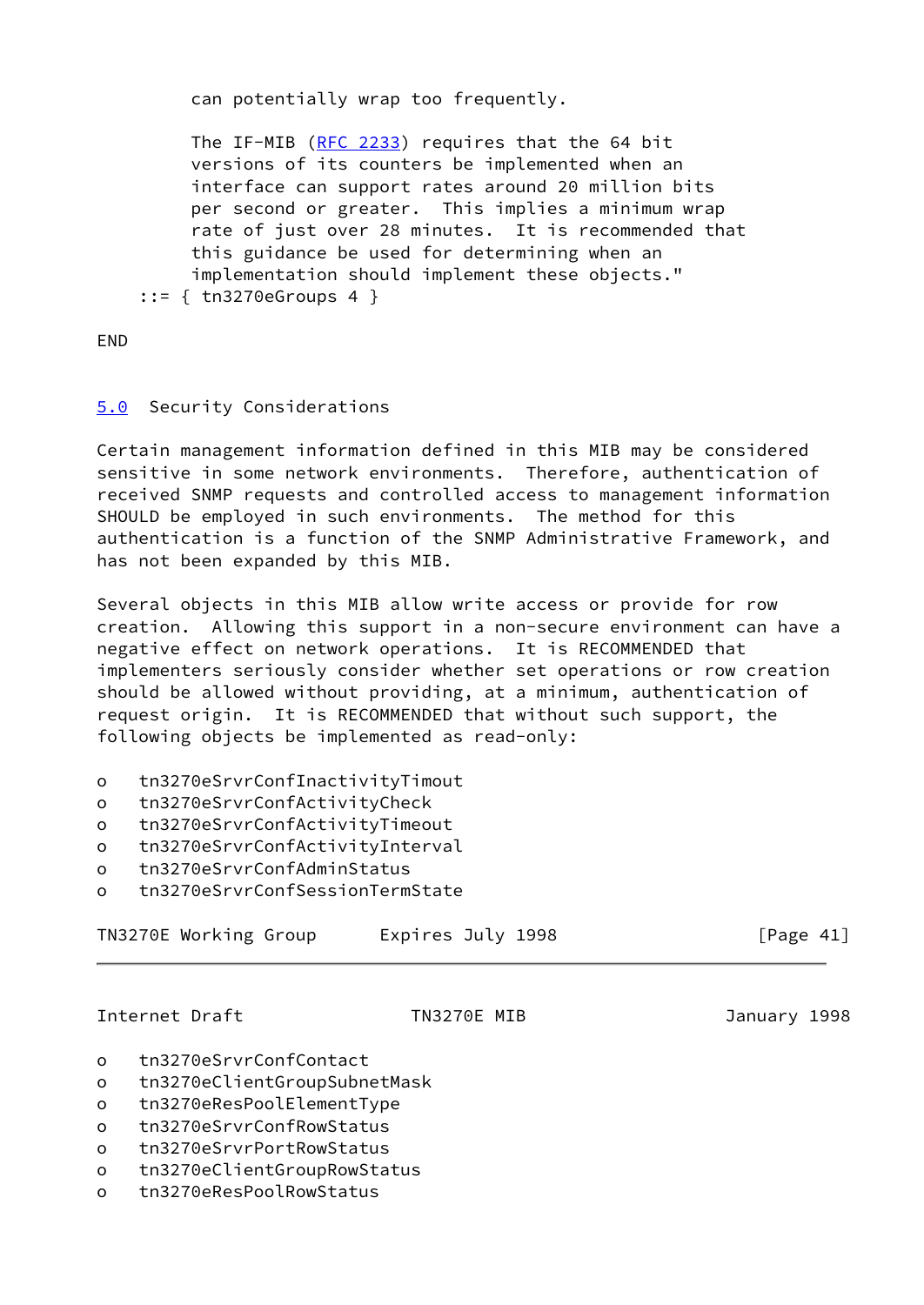```
        can potentially wrap too frequently.

        The IF-MIB (RFC 2233) requires that the 64 bit
        versions of its counters be implemented when an
        interface can support rates around 20 million bits
        per second or greater.  This implies a minimum wrap
        rate of just over 28 minutes.  It is recommended that
        this guidance be used for determining when an
        implementation should implement these objects."
    ::= { tn3270eGroups 4 }

END
```

## 5.0 Security Considerations

Certain management information defined in this MIB may be considered sensitive in some network environments. Therefore, authentication of received SNMP requests and controlled access to management information SHOULD be employed in such environments. The method for this authentication is a function of the SNMP Administrative Framework, and has not been expanded by this MIB.

Several objects in this MIB allow write access or provide for row creation. Allowing this support in a non-secure environment can have a negative effect on network operations. It is RECOMMENDED that implementers seriously consider whether set operations or row creation should be allowed without providing, at a minimum, authentication of request origin. It is RECOMMENDED that without such support, the following objects be implemented as read-only:

- tn3270eSrvrConfInactivityTimout
- tn3270eSrvrConfActivityCheck
- tn3270eSrvrConfActivityTimeout
- tn3270eSrvrConfActivityInterval
- tn3270eSrvrConfAdminStatus
- tn3270eSrvrConfSessionTermState
- tn3270eSrvrConfContact
- tn3270eClientGroupSubnetMask
- tn3270eResPoolElementType
- tn3270eSrvrConfRowStatus
- tn3270eSrvrPortRowStatus
- tn3270eClientGroupRowStatus
- tn3270eResPoolRowStatus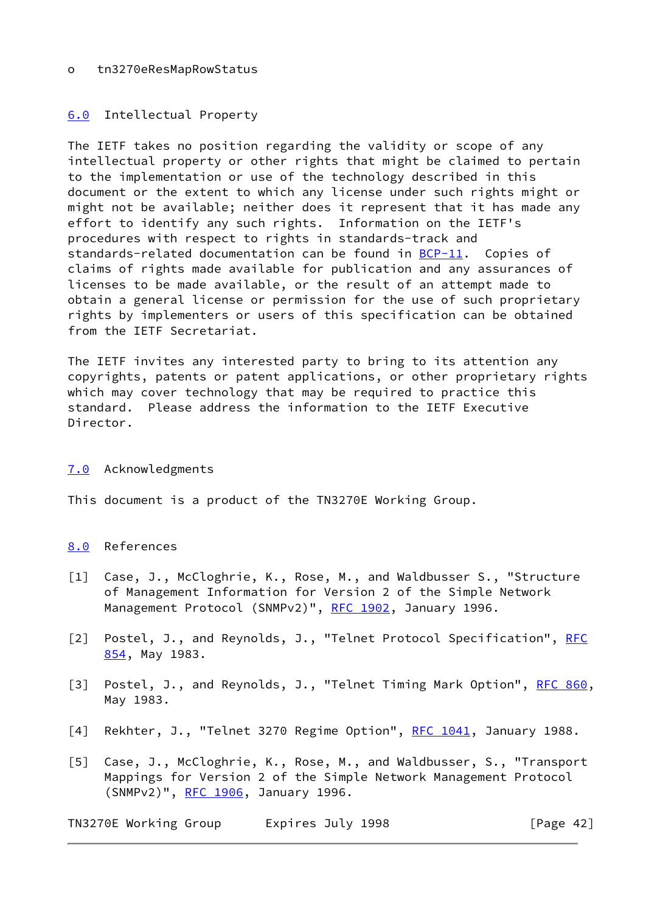o   tn3270eResMapRowStatus

## 6.0 Intellectual Property

The IETF takes no position regarding the validity or scope of any intellectual property or other rights that might be claimed to pertain to the implementation or use of the technology described in this document or the extent to which any license under such rights might or might not be available; neither does it represent that it has made any effort to identify any such rights. Information on the IETF's procedures with respect to rights in standards-track and standards-related documentation can be found in BCP-11. Copies of claims of rights made available for publication and any assurances of licenses to be made available, or the result of an attempt made to obtain a general license or permission for the use of such proprietary rights by implementers or users of this specification can be obtained from the IETF Secretariat.

The IETF invites any interested party to bring to its attention any copyrights, patents or patent applications, or other proprietary rights which may cover technology that may be required to practice this standard. Please address the information to the IETF Executive Director.

## 7.0 Acknowledgments

This document is a product of the TN3270E Working Group.

## 8.0 References

[1] Case, J., McCloghrie, K., Rose, M., and Waldbusser S., "Structure of Management Information for Version 2 of the Simple Network Management Protocol (SNMPv2)", RFC 1902, January 1996.

[2] Postel, J., and Reynolds, J., "Telnet Protocol Specification", RFC 854, May 1983.

[3] Postel, J., and Reynolds, J., "Telnet Timing Mark Option", RFC 860, May 1983.

[4] Rekhter, J., "Telnet 3270 Regime Option", RFC 1041, January 1988.

[5] Case, J., McCloghrie, K., Rose, M., and Waldbusser, S., "Transport Mappings for Version 2 of the Simple Network Management Protocol (SNMPv2)", RFC 1906, January 1996.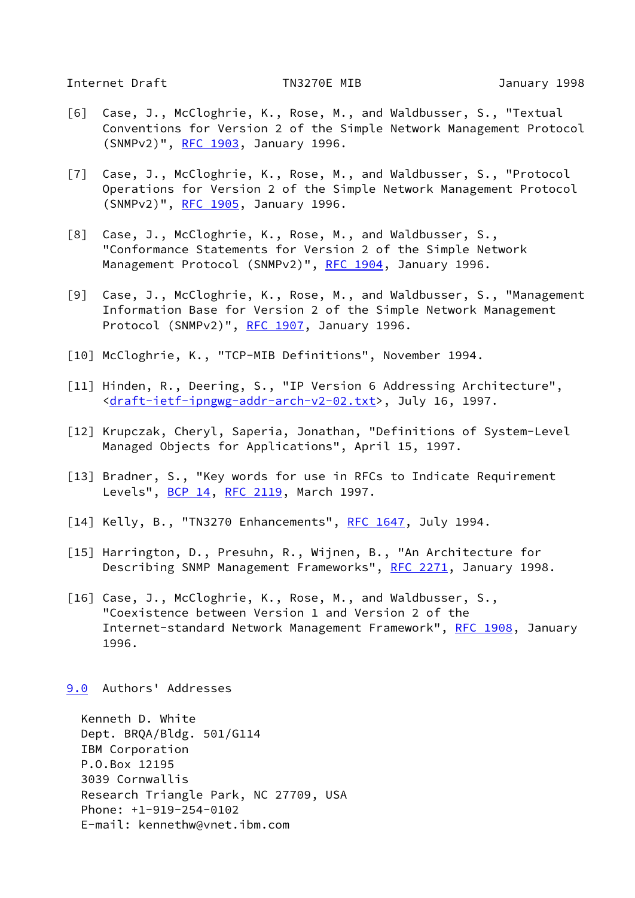[6] Case, J., McCloghrie, K., Rose, M., and Waldbusser, S., "Textual Conventions for Version 2 of the Simple Network Management Protocol (SNMPv2)", RFC 1903, January 1996.

[7] Case, J., McCloghrie, K., Rose, M., and Waldbusser, S., "Protocol Operations for Version 2 of the Simple Network Management Protocol (SNMPv2)", RFC 1905, January 1996.

[8] Case, J., McCloghrie, K., Rose, M., and Waldbusser, S., "Conformance Statements for Version 2 of the Simple Network Management Protocol (SNMPv2)", RFC 1904, January 1996.

[9] Case, J., McCloghrie, K., Rose, M., and Waldbusser, S., "Management Information Base for Version 2 of the Simple Network Management Protocol (SNMPv2)", RFC 1907, January 1996.

[10] McCloghrie, K., "TCP-MIB Definitions", November 1994.

[11] Hinden, R., Deering, S., "IP Version 6 Addressing Architecture", <draft-ietf-ipngwg-addr-arch-v2-02.txt>, July 16, 1997.

[12] Krupczak, Cheryl, Saperia, Jonathan, "Definitions of System-Level Managed Objects for Applications", April 15, 1997.

[13] Bradner, S., "Key words for use in RFCs to Indicate Requirement Levels", BCP 14, RFC 2119, March 1997.

[14] Kelly, B., "TN3270 Enhancements", RFC 1647, July 1994.

[15] Harrington, D., Presuhn, R., Wijnen, B., "An Architecture for Describing SNMP Management Frameworks", RFC 2271, January 1998.

[16] Case, J., McCloghrie, K., Rose, M., and Waldbusser, S., "Coexistence between Version 1 and Version 2 of the Internet-standard Network Management Framework", RFC 1908, January 1996.

## 9.0 Authors' Addresses

Kenneth D. White
Dept. BRQA/Bldg. 501/G114
IBM Corporation
P.O.Box 12195
3039 Cornwallis
Research Triangle Park, NC 27709, USA
Phone: +1-919-254-0102
E-mail: kennethw@vnet.ibm.com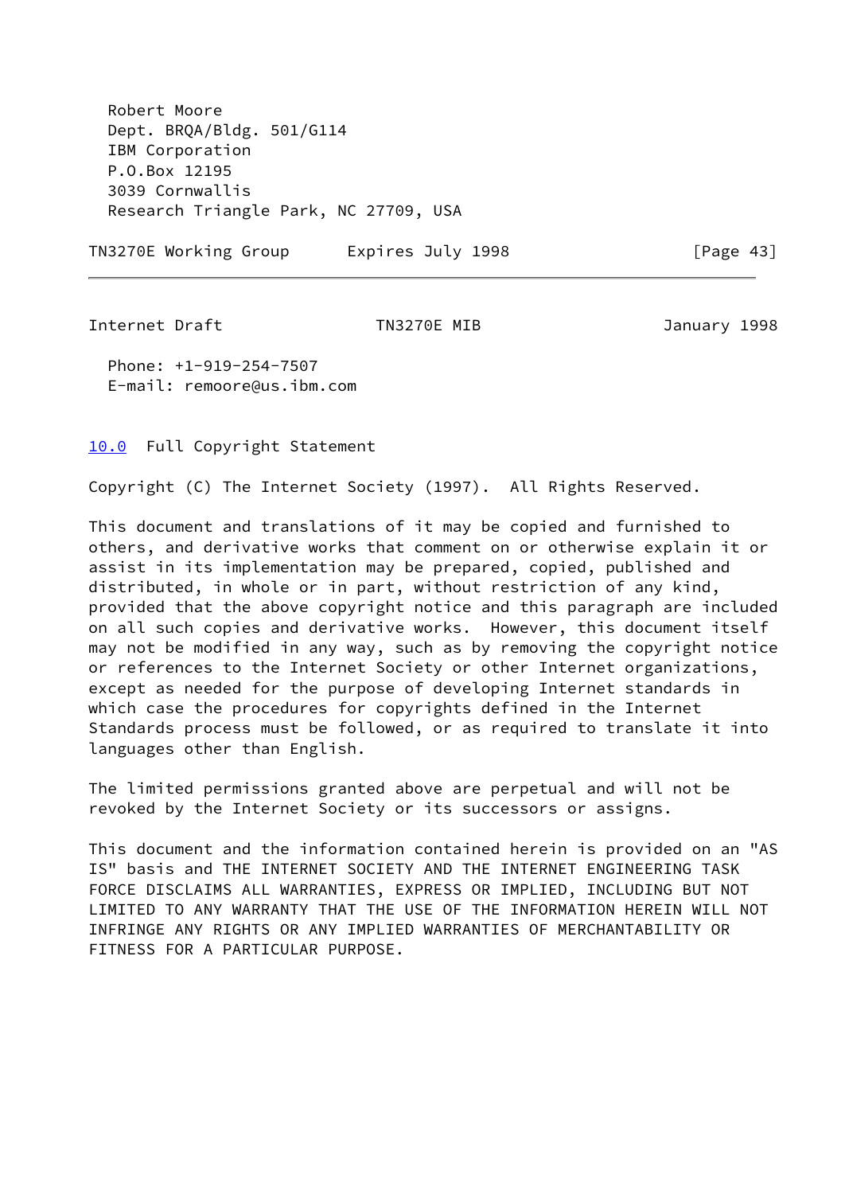Robert Moore
Dept. BRQA/Bldg. 501/G114
IBM Corporation
P.O.Box 12195
3039 Cornwallis
Research Triangle Park, NC 27709, USA

Phone: +1-919-254-7507
E-mail: remoore@us.ibm.com

## 10.0 Full Copyright Statement

Copyright (C) The Internet Society (1997). All Rights Reserved.

This document and translations of it may be copied and furnished to others, and derivative works that comment on or otherwise explain it or assist in its implementation may be prepared, copied, published and distributed, in whole or in part, without restriction of any kind, provided that the above copyright notice and this paragraph are included on all such copies and derivative works. However, this document itself may not be modified in any way, such as by removing the copyright notice or references to the Internet Society or other Internet organizations, except as needed for the purpose of developing Internet standards in which case the procedures for copyrights defined in the Internet Standards process must be followed, or as required to translate it into languages other than English.

The limited permissions granted above are perpetual and will not be revoked by the Internet Society or its successors or assigns.

This document and the information contained herein is provided on an "AS IS" basis and THE INTERNET SOCIETY AND THE INTERNET ENGINEERING TASK FORCE DISCLAIMS ALL WARRANTIES, EXPRESS OR IMPLIED, INCLUDING BUT NOT LIMITED TO ANY WARRANTY THAT THE USE OF THE INFORMATION HEREIN WILL NOT INFRINGE ANY RIGHTS OR ANY IMPLIED WARRANTIES OF MERCHANTABILITY OR FITNESS FOR A PARTICULAR PURPOSE.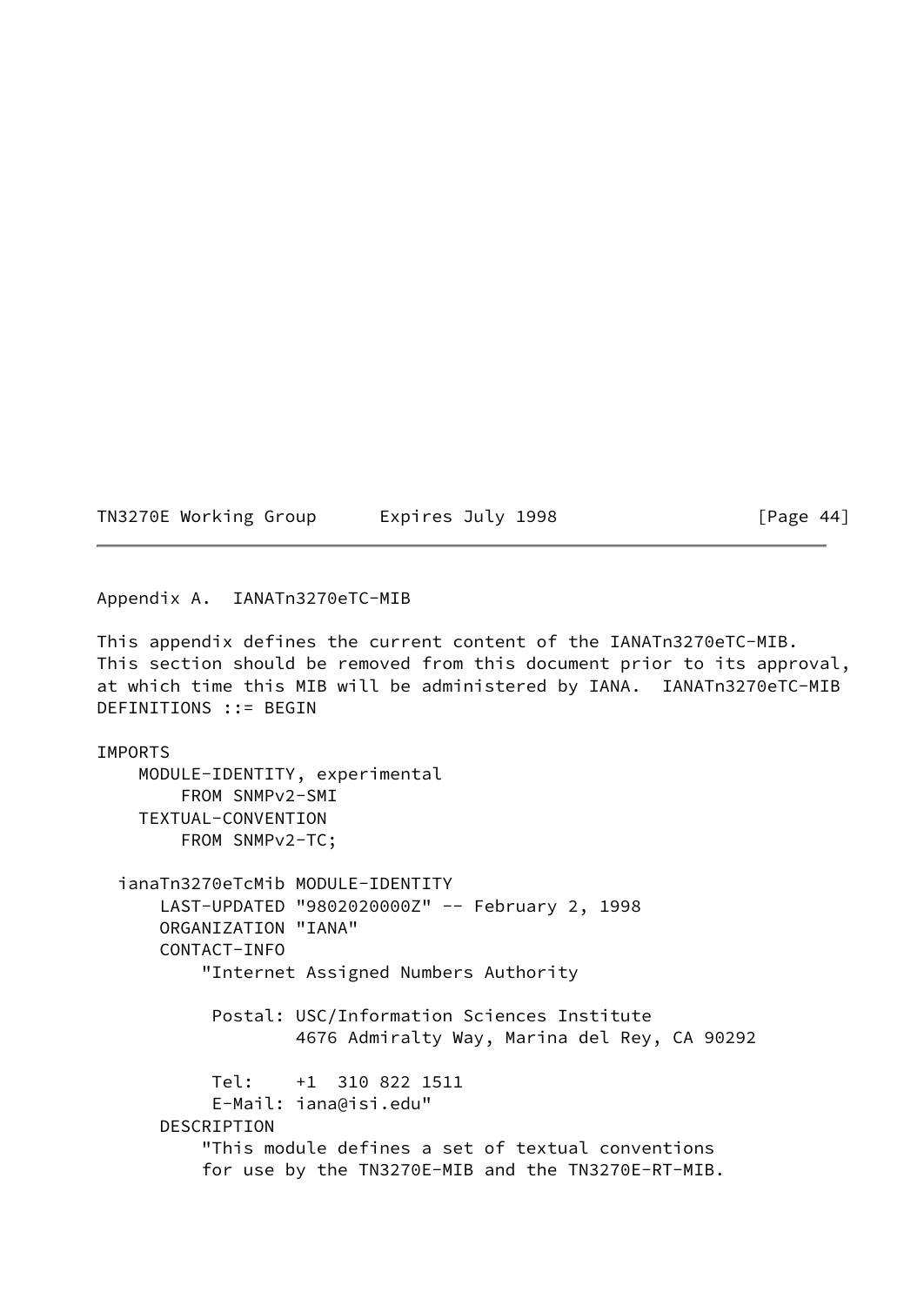## Appendix A. IANATn3270eTC-MIB

This appendix defines the current content of the IANATn3270eTC-MIB. This section should be removed from this document prior to its approval, at which time this MIB will be administered by IANA. IANATn3270eTC-MIB DEFINITIONS ::= BEGIN

```
IMPORTS
    MODULE-IDENTITY, experimental
        FROM SNMPv2-SMI
    TEXTUAL-CONVENTION
        FROM SNMPv2-TC;

  ianaTn3270eTcMib MODULE-IDENTITY
      LAST-UPDATED "9802020000Z" -- February 2, 1998
      ORGANIZATION "IANA"
      CONTACT-INFO
          "Internet Assigned Numbers Authority

           Postal: USC/Information Sciences Institute
                   4676 Admiralty Way, Marina del Rey, CA 90292

           Tel:    +1  310 822 1511
           E-Mail: iana@isi.edu"
      DESCRIPTION
          "This module defines a set of textual conventions
          for use by the TN3270E-MIB and the TN3270E-RT-MIB.
```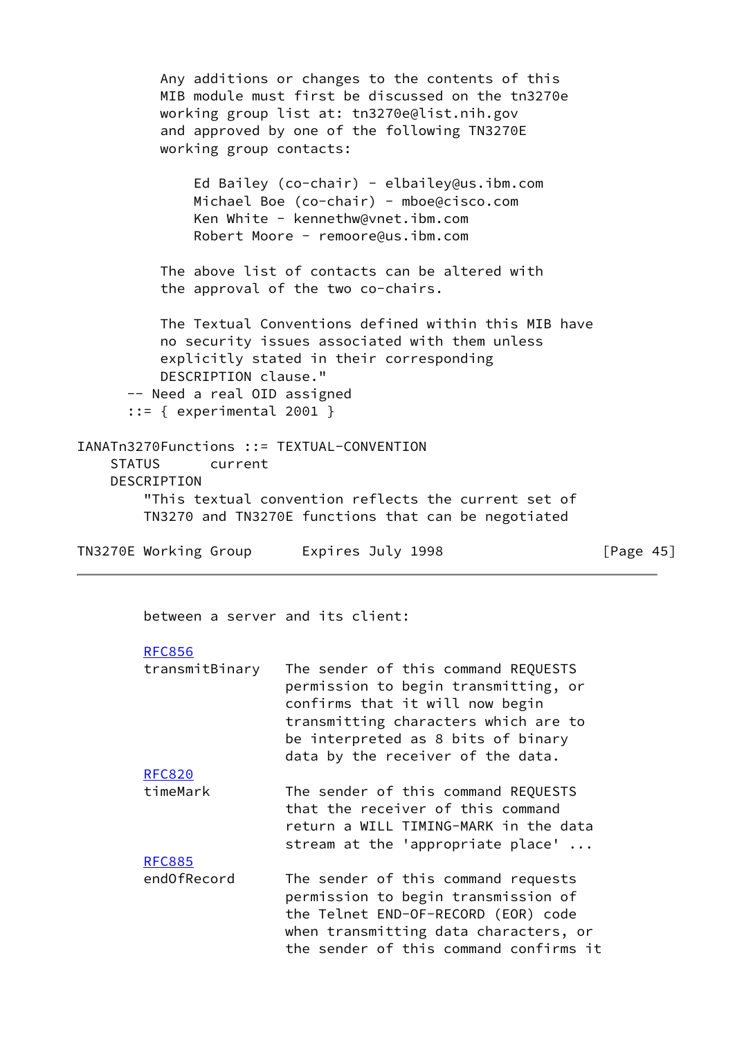```
          Any additions or changes to the contents of this
          MIB module must first be discussed on the tn3270e
          working group list at: tn3270e@list.nih.gov
          and approved by one of the following TN3270E
          working group contacts:

              Ed Bailey (co-chair) - elbailey@us.ibm.com
              Michael Boe (co-chair) - mboe@cisco.com
              Ken White - kennethw@vnet.ibm.com
              Robert Moore - remoore@us.ibm.com

          The above list of contacts can be altered with
          the approval of the two co-chairs.

          The Textual Conventions defined within this MIB have
          no security issues associated with them unless
          explicitly stated in their corresponding
          DESCRIPTION clause."
      -- Need a real OID assigned
      ::= { experimental 2001 }

IANATn3270Functions ::= TEXTUAL-CONVENTION
    STATUS      current
    DESCRIPTION
        "This textual convention reflects the current set of
        TN3270 and TN3270E functions that can be negotiated
        between a server and its client:

        RFC856
        transmitBinary   The sender of this command REQUESTS
                         permission to begin transmitting, or
                         confirms that it will now begin
                         transmitting characters which are to
                         be interpreted as 8 bits of binary
                         data by the receiver of the data.
        RFC820
        timeMark         The sender of this command REQUESTS
                         that the receiver of this command
                         return a WILL TIMING-MARK in the data
                         stream at the 'appropriate place' ...
        RFC885
        endOfRecord      The sender of this command requests
                         permission to begin transmission of
                         the Telnet END-OF-RECORD (EOR) code
                         when transmitting data characters, or
                         the sender of this command confirms it
```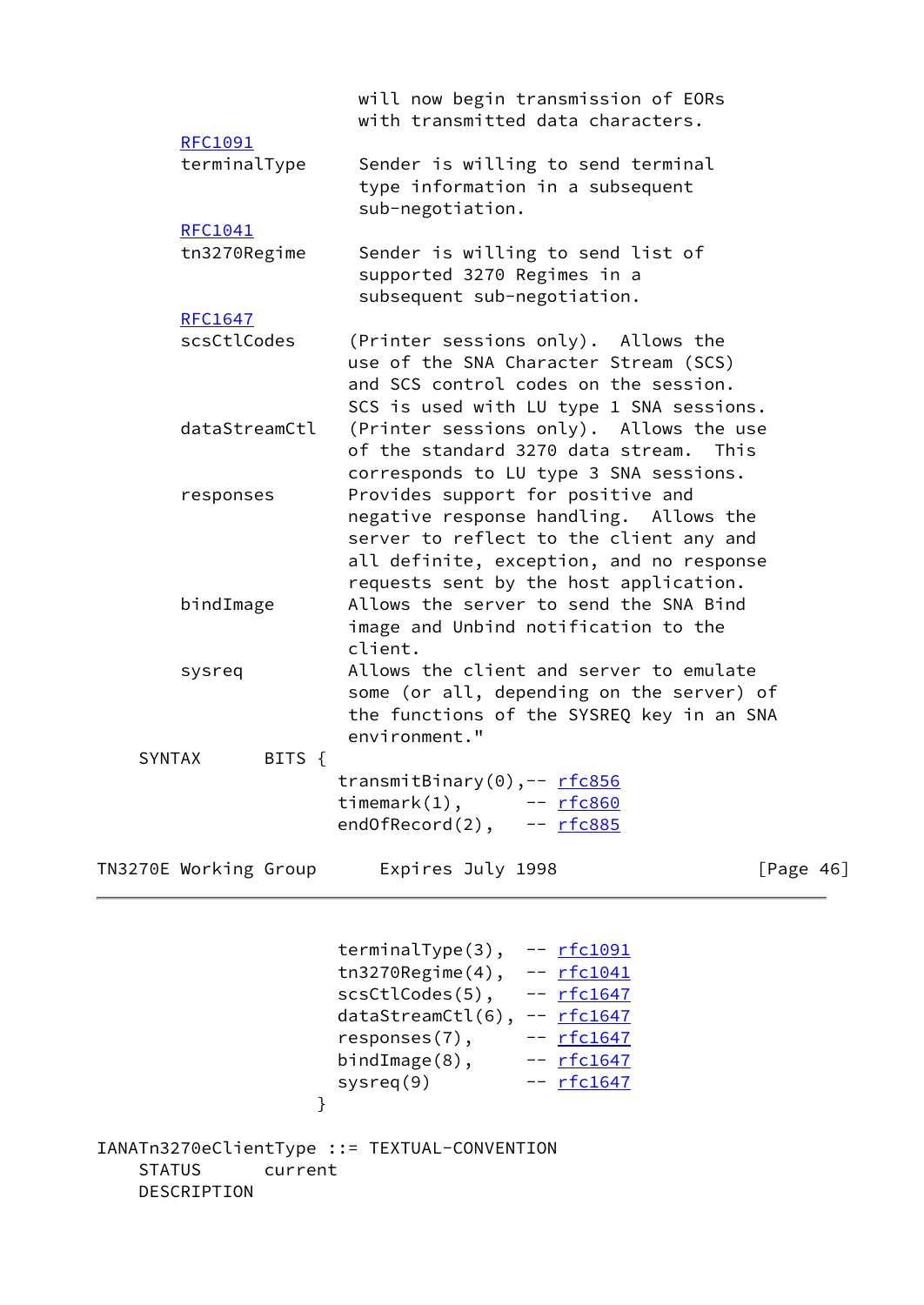```
                            will now begin transmission of EORs
                            with transmitted data characters.
              RFC1091
              terminalType     Sender is willing to send terminal
                               type information in a subsequent
                               sub-negotiation.
              RFC1041
              tn3270Regime     Sender is willing to send list of
                               supported 3270 Regimes in a
                               subsequent sub-negotiation.
              RFC1647
              scsCtlCodes     (Printer sessions only).  Allows the
                              use of the SNA Character Stream (SCS)
                              and SCS control codes on the session.
                              SCS is used with LU type 1 SNA sessions.
              dataStreamCtl   (Printer sessions only).  Allows the use
                              of the standard 3270 data stream.  This
                              corresponds to LU type 3 SNA sessions.
              responses       Provides support for positive and
                              negative response handling.  Allows the
                              server to reflect to the client any and
                              all definite, exception, and no response
                              requests sent by the host application.
              bindImage       Allows the server to send the SNA Bind
                              image and Unbind notification to the
                              client.
              sysreq          Allows the client and server to emulate
                              some (or all, depending on the server) of
                              the functions of the SYSREQ key in an SNA
                              environment."
    SYNTAX      BITS {
                              transmitBinary(0),-- rfc856
                              timemark(1),      -- rfc860
                              endOfRecord(2),   -- rfc885
                              terminalType(3),  -- rfc1091
                              tn3270Regime(4),  -- rfc1041
                              scsCtlCodes(5),   -- rfc1647
                              dataStreamCtl(6), -- rfc1647
                              responses(7),     -- rfc1647
                              bindImage(8),     -- rfc1647
                              sysreq(9)         -- rfc1647
                            }

IANATn3270eClientType ::= TEXTUAL-CONVENTION
    STATUS      current
    DESCRIPTION
```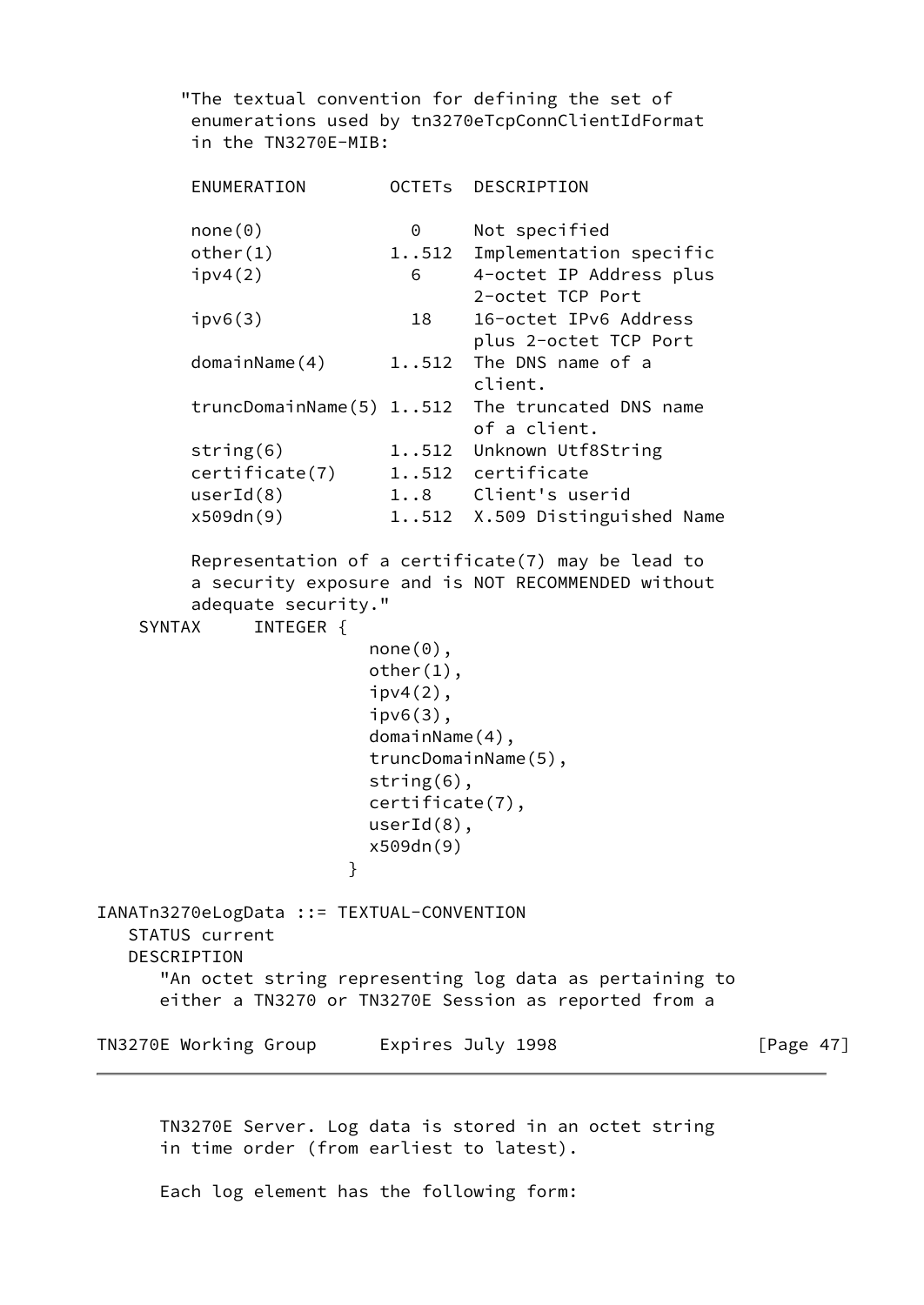```
        "The textual convention for defining the set of
         enumerations used by tn3270eTcpConnClientIdFormat
         in the TN3270E-MIB:

         ENUMERATION        OCTETs  DESCRIPTION

         none(0)              0     Not specified
         other(1)           1..512  Implementation specific
         ipv4(2)              6     4-octet IP Address plus
                                    2-octet TCP Port
         ipv6(3)             18     16-octet IPv6 Address
                                    plus 2-octet TCP Port
         domainName(4)      1..512  The DNS name of a
                                    client.
         truncDomainName(5) 1..512  The truncated DNS name
                                    of a client.
         string(6)          1..512  Unknown Utf8String
         certificate(7)     1..512  certificate
         userId(8)          1..8    Client's userid
         x509dn(9)          1..512  X.509 Distinguished Name

         Representation of a certificate(7) may be lead to
         a security exposure and is NOT RECOMMENDED without
         adequate security."
    SYNTAX     INTEGER {
                          none(0),
                          other(1),
                          ipv4(2),
                          ipv6(3),
                          domainName(4),
                          truncDomainName(5),
                          string(6),
                          certificate(7),
                          userId(8),
                          x509dn(9)
                        }

IANATn3270eLogData ::= TEXTUAL-CONVENTION
   STATUS current
   DESCRIPTION
      "An octet string representing log data as pertaining to
      either a TN3270 or TN3270E Session as reported from a
      TN3270E Server. Log data is stored in an octet string
      in time order (from earliest to latest).

      Each log element has the following form:
```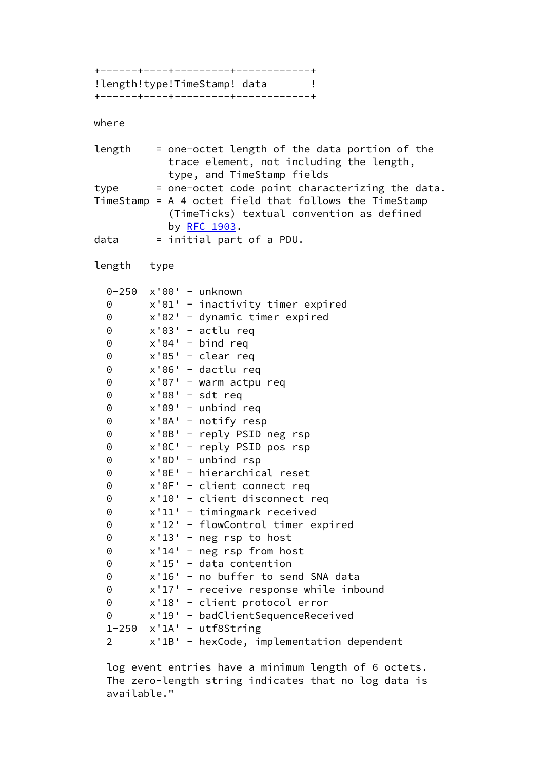```
+------+----+---------+------------+
!length!type!TimeStamp! data       !
+------+----+---------+------------+

where

length    = one-octet length of the data portion of the
            trace element, not including the length,
            type, and TimeStamp fields
type      = one-octet code point characterizing the data.
TimeStamp = A 4 octet field that follows the TimeStamp
            (TimeTicks) textual convention as defined
            by RFC 1903.
data      = initial part of a PDU.

length   type

  0-250  x'00' - unknown
  0      x'01' - inactivity timer expired
  0      x'02' - dynamic timer expired
  0      x'03' - actlu req
  0      x'04' - bind req
  0      x'05' - clear req
  0      x'06' - dactlu req
  0      x'07' - warm actpu req
  0      x'08' - sdt req
  0      x'09' - unbind req
  0      x'0A' - notify resp
  0      x'0B' - reply PSID neg rsp
  0      x'0C' - reply PSID pos rsp
  0      x'0D' - unbind rsp
  0      x'0E' - hierarchical reset
  0      x'0F' - client connect req
  0      x'10' - client disconnect req
  0      x'11' - timingmark received
  0      x'12' - flowControl timer expired
  0      x'13' - neg rsp to host
  0      x'14' - neg rsp from host
  0      x'15' - data contention
  0      x'16' - no buffer to send SNA data
  0      x'17' - receive response while inbound
  0      x'18' - client protocol error
  0      x'19' - badClientSequenceReceived
  1-250  x'1A' - utf8String
  2      x'1B' - hexCode, implementation dependent

  log event entries have a minimum length of 6 octets.
  The zero-length string indicates that no log data is
  available."
```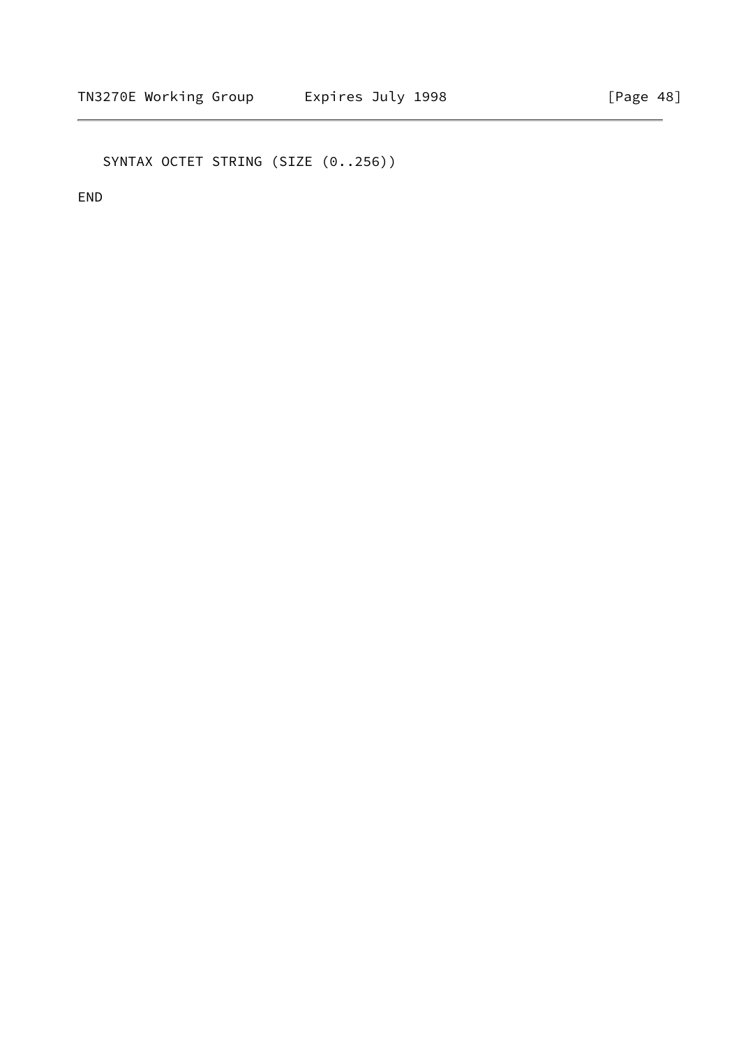```
   SYNTAX OCTET STRING (SIZE (0..256))

END
```